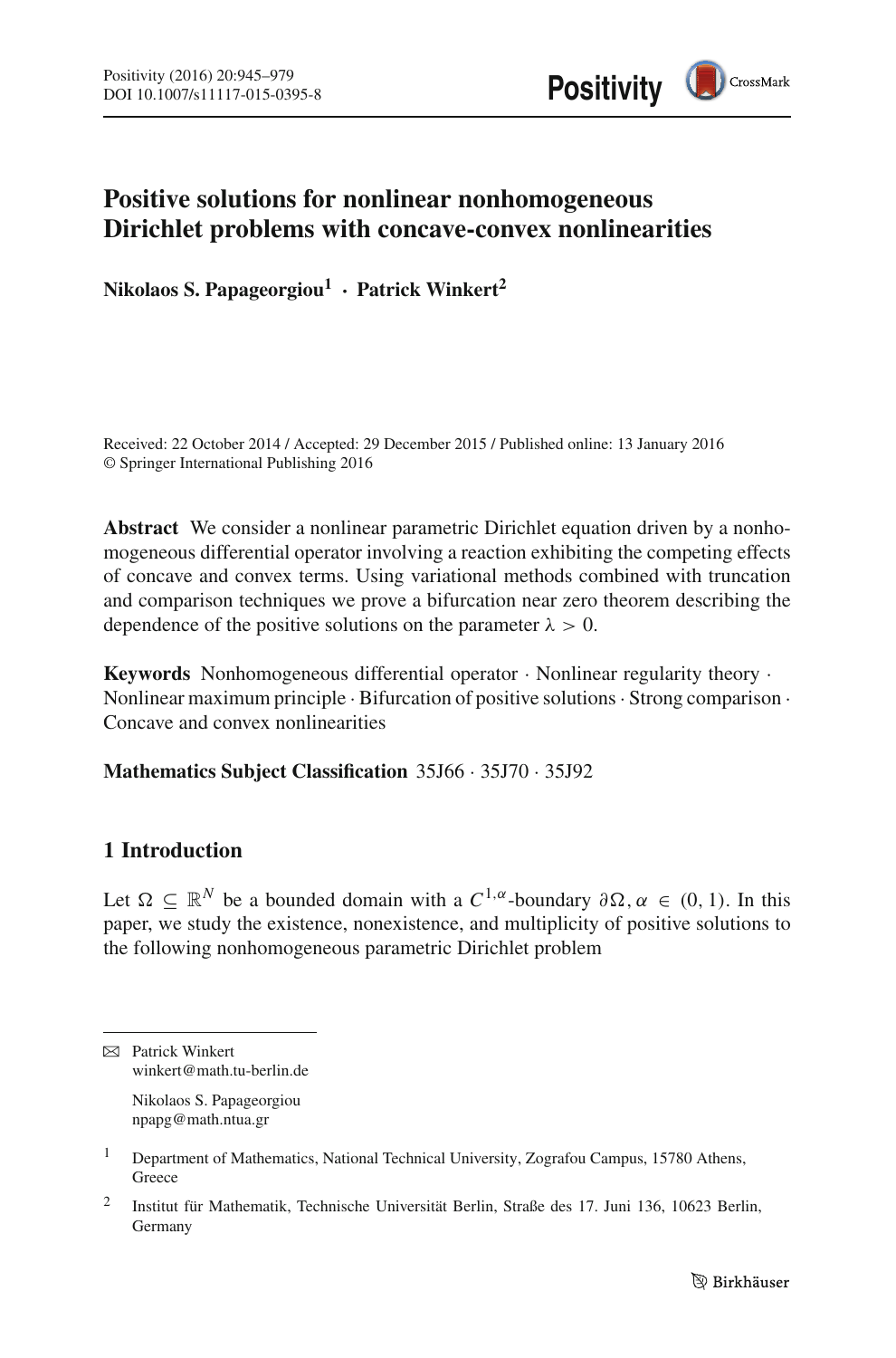# Positive solutions for nonlinear nonhomogeneous Dirichlet problems with concave-convex nonlinearities

**Nikolaos S. Papageorgiou[1] · Patrick Winkert[2]**

Received: 22 October 2014 / Accepted: 29 December 2015 / Published online: 13 January 2016
© Springer International Publishing 2016

**Abstract** We consider a nonlinear parametric Dirichlet equation driven by a nonhomogeneous differential operator involving a reaction exhibiting the competing effects of concave and convex terms. Using variational methods combined with truncation and comparison techniques we prove a bifurcation near zero theorem describing the dependence of the positive solutions on the parameter $\lambda > 0$.

**Keywords** Nonhomogeneous differential operator · Nonlinear regularity theory · Nonlinear maximum principle · Bifurcation of positive solutions · Strong comparison · Concave and convex nonlinearities

**Mathematics Subject Classification** 35J66 · 35J70 · 35J92

## 1 Introduction

Let $\Omega \subseteq \mathbb{R}^N$ be a bounded domain with a $C^{1,\alpha}$-boundary $\partial\Omega, \alpha \in (0, 1)$. In this paper, we study the existence, nonexistence, and multiplicity of positive solutions to the following nonhomogeneous parametric Dirichlet problem

---

✉ Patrick Winkert
winkert@math.tu-berlin.de

Nikolaos S. Papageorgiou
npapg@math.ntua.gr

[1] Department of Mathematics, National Technical University, Zografou Campus, 15780 Athens, Greece

[2] Institut für Mathematik, Technische Universität Berlin, Straße des 17. Juni 136, 10623 Berlin, Germany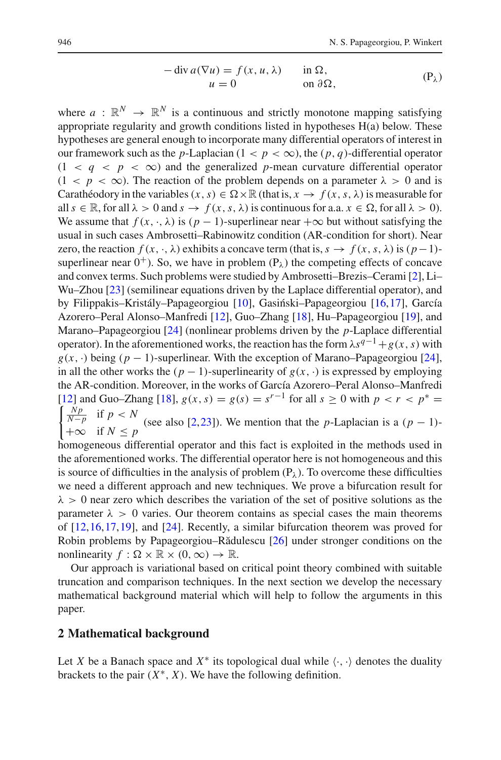$$
\begin{aligned}
-\operatorname{div} a(\nabla u) &= f(x, u, \lambda) && \text{in } \Omega, \\
u &= 0 && \text{on } \partial\Omega,
\end{aligned}
\tag{$P_\lambda$}
$$

where $a : \mathbb{R}^N \to \mathbb{R}^N$ is a continuous and strictly monotone mapping satisfying appropriate regularity and growth conditions listed in hypotheses H(a) below. These hypotheses are general enough to incorporate many differential operators of interest in our framework such as the $p$-Laplacian ($1 < p < \infty$), the $(p, q)$-differential operator ($1 < q < p < \infty$) and the generalized $p$-mean curvature differential operator ($1 < p < \infty$). The reaction of the problem depends on a parameter $\lambda > 0$ and is Carathéodory in the variables $(x, s) \in \Omega \times \mathbb{R}$ (that is, $x \to f(x, s, \lambda)$ is measurable for all $s \in \mathbb{R}$, for all $\lambda > 0$ and $s \to f(x, s, \lambda)$ is continuous for a.a. $x \in \Omega$, for all $\lambda > 0$). We assume that $f(x, \cdot, \lambda)$ is $(p-1)$-superlinear near $+\infty$ but without satisfying the usual in such cases Ambrosetti–Rabinowitz condition (AR-condition for short). Near zero, the reaction $f(x, \cdot, \lambda)$ exhibits a concave term (that is, $s \to f(x, s, \lambda)$ is $(p-1)$-superlinear near $0^+$). So, we have in problem ($P_\lambda$) the competing effects of concave and convex terms. Such problems were studied by Ambrosetti–Brezis–Cerami [2], Li–Wu–Zhou [23] (semilinear equations driven by the Laplace differential operator), and by Filippakis–Kristály–Papageorgiou [10], Gasiński–Papageorgiou [16,17], García Azorero–Peral Alonso–Manfredi [12], Guo–Zhang [18], Hu–Papageorgiou [19], and Marano–Papageorgiou [24] (nonlinear problems driven by the $p$-Laplace differential operator). In the aforementioned works, the reaction has the form $\lambda s^{q-1} + g(x, s)$ with $g(x, \cdot)$ being $(p-1)$-superlinear. With the exception of Marano–Papageorgiou [24], in all the other works the $(p-1)$-superlinearity of $g(x, \cdot)$ is expressed by employing the AR-condition. Moreover, in the works of García Azorero–Peral Alonso–Manfredi [12] and Guo–Zhang [18], $g(x, s) = g(s) = s^{r-1}$ for all $s \geq 0$ with $p < r < p^* = \begin{cases} \frac{Np}{N-p} & \text{if } p < N \\ +\infty & \text{if } N \leq p \end{cases}$ (see also [2,23]). We mention that the $p$-Laplacian is a $(p-1)$-homogeneous differential operator and this fact is exploited in the methods used in the aforementioned works. The differential operator here is not homogeneous and this is source of difficulties in the analysis of problem ($P_\lambda$). To overcome these difficulties we need a different approach and new techniques. We prove a bifurcation result for $\lambda > 0$ near zero which describes the variation of the set of positive solutions as the parameter $\lambda > 0$ varies. Our theorem contains as special cases the main theorems of [12,16,17,19], and [24]. Recently, a similar bifurcation theorem was proved for Robin problems by Papageorgiou–Rădulescu [26] under stronger conditions on the nonlinearity $f : \Omega \times \mathbb{R} \times (0, \infty) \to \mathbb{R}$.

Our approach is variational based on critical point theory combined with suitable truncation and comparison techniques. In the next section we develop the necessary mathematical background material which will help to follow the arguments in this paper.

## 2 Mathematical background

Let $X$ be a Banach space and $X^*$ its topological dual while $\langle \cdot, \cdot \rangle$ denotes the duality brackets to the pair $(X^*, X)$. We have the following definition.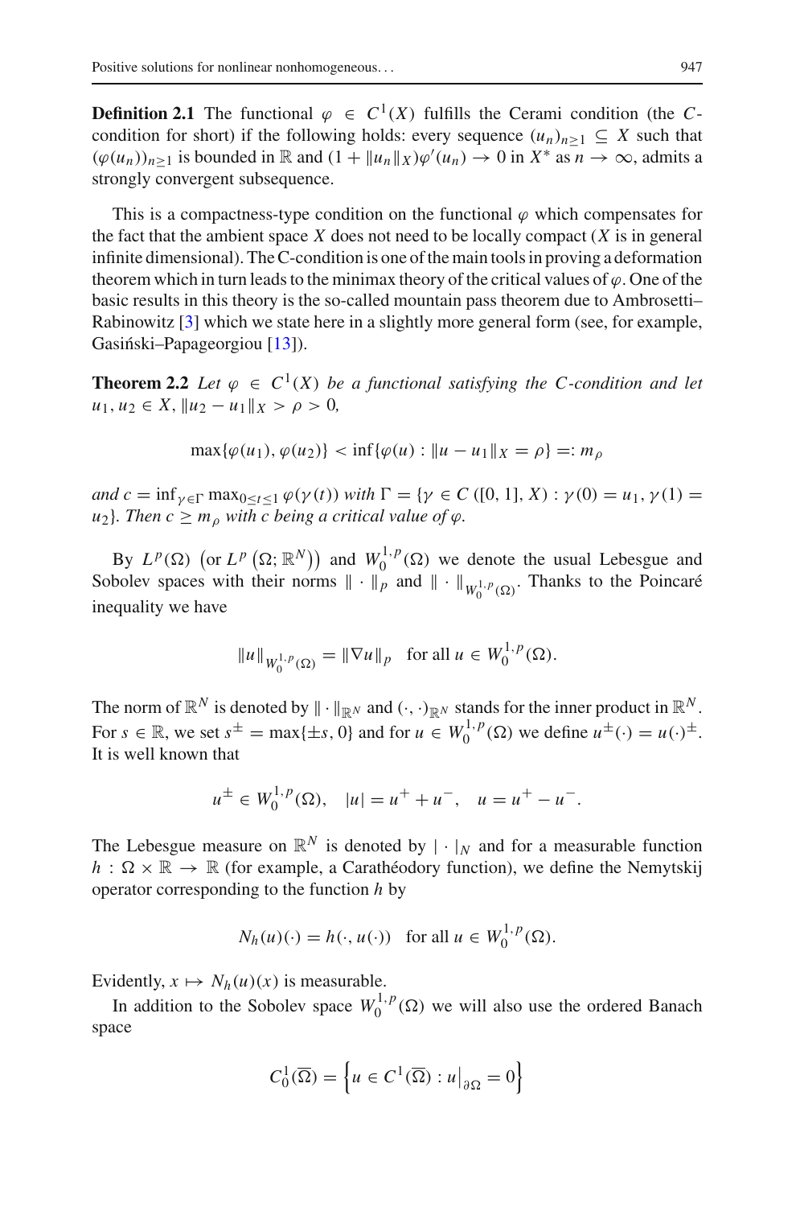**Definition 2.1** The functional $\varphi \in C^1(X)$ fulfills the Cerami condition (the $C$-condition for short) if the following holds: every sequence $(u_n)_{n\geq 1} \subseteq X$ such that $(\varphi(u_n))_{n\geq 1}$ is bounded in $\mathbb{R}$ and $(1 + \|u_n\|_X)\varphi'(u_n) \to 0$ in $X^*$ as $n \to \infty$, admits a strongly convergent subsequence.

This is a compactness-type condition on the functional $\varphi$ which compensates for the fact that the ambient space $X$ does not need to be locally compact ($X$ is in general infinite dimensional). The C-condition is one of the main tools in proving a deformation theorem which in turn leads to the minimax theory of the critical values of $\varphi$. One of the basic results in this theory is the so-called mountain pass theorem due to Ambrosetti–Rabinowitz [3] which we state here in a slightly more general form (see, for example, Gasiński–Papageorgiou [13]).

**Theorem 2.2** *Let $\varphi \in C^1(X)$ be a functional satisfying the $C$-condition and let $u_1, u_2 \in X$, $\|u_2 - u_1\|_X > \rho > 0$,*

$$\max\{\varphi(u_1), \varphi(u_2)\} < \inf\{\varphi(u) : \|u - u_1\|_X = \rho\} =: m_\rho$$

*and $c = \inf_{\gamma\in\Gamma} \max_{0\leq t\leq 1} \varphi(\gamma(t))$ with $\Gamma = \{\gamma \in C([0,1], X) : \gamma(0) = u_1, \gamma(1) = u_2\}$. Then $c \geq m_\rho$ with $c$ being a critical value of $\varphi$.*

By $L^p(\Omega)$ $\left(\text{or } L^p\left(\Omega; \mathbb{R}^N\right)\right)$ and $W_0^{1,p}(\Omega)$ we denote the usual Lebesgue and Sobolev spaces with their norms $\|\cdot\|_p$ and $\|\cdot\|_{W_0^{1,p}(\Omega)}$. Thanks to the Poincaré inequality we have

$$\|u\|_{W_0^{1,p}(\Omega)} = \|\nabla u\|_p \quad \text{for all } u \in W_0^{1,p}(\Omega).$$

The norm of $\mathbb{R}^N$ is denoted by $\|\cdot\|_{\mathbb{R}^N}$ and $(\cdot,\cdot)_{\mathbb{R}^N}$ stands for the inner product in $\mathbb{R}^N$. For $s \in \mathbb{R}$, we set $s^\pm = \max\{\pm s, 0\}$ and for $u \in W_0^{1,p}(\Omega)$ we define $u^\pm(\cdot) = u(\cdot)^\pm$. It is well known that

$$u^\pm \in W_0^{1,p}(\Omega), \quad |u| = u^+ + u^-, \quad u = u^+ - u^-.$$

The Lebesgue measure on $\mathbb{R}^N$ is denoted by $|\cdot|_N$ and for a measurable function $h : \Omega \times \mathbb{R} \to \mathbb{R}$ (for example, a Carathéodory function), we define the Nemytskij operator corresponding to the function $h$ by

$$N_h(u)(\cdot) = h(\cdot, u(\cdot)) \quad \text{for all } u \in W_0^{1,p}(\Omega).$$

Evidently, $x \mapsto N_h(u)(x)$ is measurable.

In addition to the Sobolev space $W_0^{1,p}(\Omega)$ we will also use the ordered Banach space

$$C_0^1(\overline{\Omega}) = \left\{u \in C^1(\overline{\Omega}) : u\big|_{\partial\Omega} = 0\right\}$$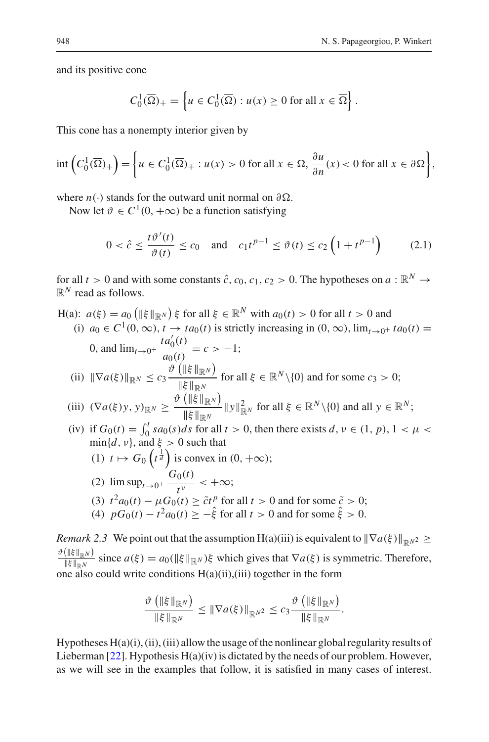and its positive cone

$$C_0^1(\overline{\Omega})_+ = \left\{ u \in C_0^1(\overline{\Omega}) : u(x) \geq 0 \text{ for all } x \in \overline{\Omega} \right\}.$$

This cone has a nonempty interior given by

$$\operatorname{int}\left(C_0^1(\overline{\Omega})_+\right) = \left\{ u \in C_0^1(\overline{\Omega})_+ : u(x) > 0 \text{ for all } x \in \Omega, \frac{\partial u}{\partial n}(x) < 0 \text{ for all } x \in \partial\Omega \right\},$$

where $n(\cdot)$ stands for the outward unit normal on $\partial\Omega$.

Now let $\vartheta \in C^1(0, +\infty)$ be a function satisfying

$$0 < \hat{c} \leq \frac{t\vartheta'(t)}{\vartheta(t)} \leq c_0 \quad \text{and} \quad c_1 t^{p-1} \leq \vartheta(t) \leq c_2 \left(1 + t^{p-1}\right) \tag{2.1}$$

for all $t > 0$ and with some constants $\hat{c}, c_0, c_1, c_2 > 0$. The hypotheses on $a : \mathbb{R}^N \to \mathbb{R}^N$ read as follows.

H(a): $a(\xi) = a_0\left(\|\xi\|_{\mathbb{R}^N}\right)\xi$ for all $\xi \in \mathbb{R}^N$ with $a_0(t) > 0$ for all $t > 0$ and

(i) $a_0 \in C^1(0, \infty)$, $t \to ta_0(t)$ is strictly increasing in $(0, \infty)$, $\lim_{t\to 0^+} ta_0(t) = 0$, and $\lim_{t\to 0^+} \dfrac{ta_0'(t)}{a_0(t)} = c > -1$;

(ii) $\|\nabla a(\xi)\|_{\mathbb{R}^N} \leq c_3 \dfrac{\vartheta\left(\|\xi\|_{\mathbb{R}^N}\right)}{\|\xi\|_{\mathbb{R}^N}}$ for all $\xi \in \mathbb{R}^N \setminus \{0\}$ and for some $c_3 > 0$;

(iii) $(\nabla a(\xi)y, y)_{\mathbb{R}^N} \geq \dfrac{\vartheta\left(\|\xi\|_{\mathbb{R}^N}\right)}{\|\xi\|_{\mathbb{R}^N}} \|y\|^2_{\mathbb{R}^N}$ for all $\xi \in \mathbb{R}^N \setminus \{0\}$ and all $y \in \mathbb{R}^N$;

(iv) if $G_0(t) = \int_0^t sa_0(s)ds$ for all $t > 0$, then there exists $d, \nu \in (1, p)$, $1 < \mu < \min\{d, \nu\}$, and $\xi > 0$ such that

(1) $t \mapsto G_0\left(t^{\frac{1}{d}}\right)$ is convex in $(0, +\infty)$;

(2) $\limsup_{t\to 0^+} \dfrac{G_0(t)}{t^\nu} < +\infty$;

(3) $t^2 a_0(t) - \mu G_0(t) \geq \tilde{c} t^p$ for all $t > 0$ and for some $\tilde{c} > 0$;

(4) $pG_0(t) - t^2 a_0(t) \geq -\hat{\xi}$ for all $t > 0$ and for some $\hat{\xi} > 0$.

*Remark 2.3* We point out that the assumption H(a)(iii) is equivalent to $\|\nabla a(\xi)\|_{\mathbb{R}^{N^2}} \geq \frac{\vartheta\left(\|\xi\|_{\mathbb{R}^N}\right)}{\|\xi\|_{\mathbb{R}^N}}$ since $a(\xi) = a_0(\|\xi\|_{\mathbb{R}^N})\xi$ which gives that $\nabla a(\xi)$ is symmetric. Therefore, one also could write conditions H(a)(ii),(iii) together in the form

$$\frac{\vartheta\left(\|\xi\|_{\mathbb{R}^N}\right)}{\|\xi\|_{\mathbb{R}^N}} \leq \|\nabla a(\xi)\|_{\mathbb{R}^{N^2}} \leq c_3 \frac{\vartheta\left(\|\xi\|_{\mathbb{R}^N}\right)}{\|\xi\|_{\mathbb{R}^N}}.$$

Hypotheses H(a)(i), (ii), (iii) allow the usage of the nonlinear global regularity results of Lieberman [22]. Hypothesis H(a)(iv) is dictated by the needs of our problem. However, as we will see in the examples that follow, it is satisfied in many cases of interest.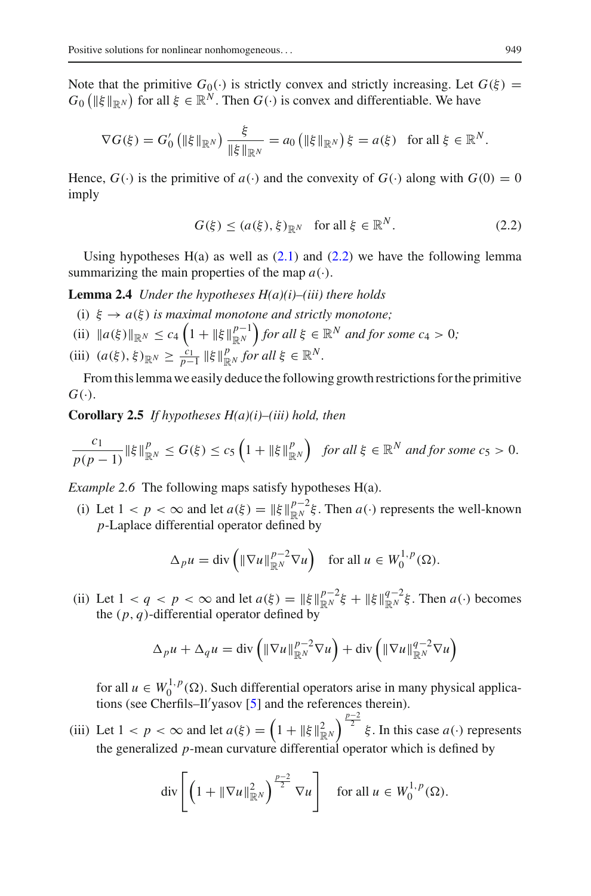Note that the primitive $G_0(\cdot)$ is strictly convex and strictly increasing. Let $G(\xi) = G_0\left(\|\xi\|_{\mathbb{R}^N}\right)$ for all $\xi \in \mathbb{R}^N$. Then $G(\cdot)$ is convex and differentiable. We have

$$\nabla G(\xi) = G_0'\left(\|\xi\|_{\mathbb{R}^N}\right) \frac{\xi}{\|\xi\|_{\mathbb{R}^N}} = a_0\left(\|\xi\|_{\mathbb{R}^N}\right)\xi = a(\xi) \quad \text{for all } \xi \in \mathbb{R}^N.$$

Hence, $G(\cdot)$ is the primitive of $a(\cdot)$ and the convexity of $G(\cdot)$ along with $G(0) = 0$ imply

$$G(\xi) \leq (a(\xi), \xi)_{\mathbb{R}^N} \quad \text{for all } \xi \in \mathbb{R}^N. \tag{2.2}$$

Using hypotheses H(a) as well as (2.1) and (2.2) we have the following lemma summarizing the main properties of the map $a(\cdot)$.

**Lemma 2.4** *Under the hypotheses H(a)(i)–(iii) there holds*

(i) $\xi \to a(\xi)$ *is maximal monotone and strictly monotone;*
(ii) $\|a(\xi)\|_{\mathbb{R}^N} \leq c_4\left(1 + \|\xi\|_{\mathbb{R}^N}^{p-1}\right)$ *for all* $\xi \in \mathbb{R}^N$ *and for some* $c_4 > 0$*;*
(iii) $(a(\xi), \xi)_{\mathbb{R}^N} \geq \frac{c_1}{p-1}\|\xi\|_{\mathbb{R}^N}^p$ *for all* $\xi \in \mathbb{R}^N$.

From this lemma we easily deduce the following growth restrictions for the primitive $G(\cdot)$.

**Corollary 2.5** *If hypotheses H(a)(i)–(iii) hold, then*

$$\frac{c_1}{p(p-1)}\|\xi\|_{\mathbb{R}^N}^p \leq G(\xi) \leq c_5\left(1 + \|\xi\|_{\mathbb{R}^N}^p\right) \quad \textit{for all } \xi \in \mathbb{R}^N \textit{ and for some } c_5 > 0.$$

*Example 2.6* The following maps satisfy hypotheses H(a).

(i) Let $1 < p < \infty$ and let $a(\xi) = \|\xi\|_{\mathbb{R}^N}^{p-2}\xi$. Then $a(\cdot)$ represents the well-known $p$-Laplace differential operator defined by

$$\Delta_p u = \operatorname{div}\left(\|\nabla u\|_{\mathbb{R}^N}^{p-2}\nabla u\right) \quad \text{for all } u \in W_0^{1,p}(\Omega).$$

(ii) Let $1 < q < p < \infty$ and let $a(\xi) = \|\xi\|_{\mathbb{R}^N}^{p-2}\xi + \|\xi\|_{\mathbb{R}^N}^{q-2}\xi$. Then $a(\cdot)$ becomes the $(p, q)$-differential operator defined by

$$\Delta_p u + \Delta_q u = \operatorname{div}\left(\|\nabla u\|_{\mathbb{R}^N}^{p-2}\nabla u\right) + \operatorname{div}\left(\|\nabla u\|_{\mathbb{R}^N}^{q-2}\nabla u\right)$$

for all $u \in W_0^{1,p}(\Omega)$. Such differential operators arise in many physical applications (see Cherfils–Il′yasov [5] and the references therein).

(iii) Let $1 < p < \infty$ and let $a(\xi) = \left(1 + \|\xi\|_{\mathbb{R}^N}^2\right)^{\frac{p-2}{2}}\xi$. In this case $a(\cdot)$ represents the generalized $p$-mean curvature differential operator which is defined by

$$\operatorname{div}\left[\left(1 + \|\nabla u\|_{\mathbb{R}^N}^2\right)^{\frac{p-2}{2}}\nabla u\right] \quad \text{for all } u \in W_0^{1,p}(\Omega).$$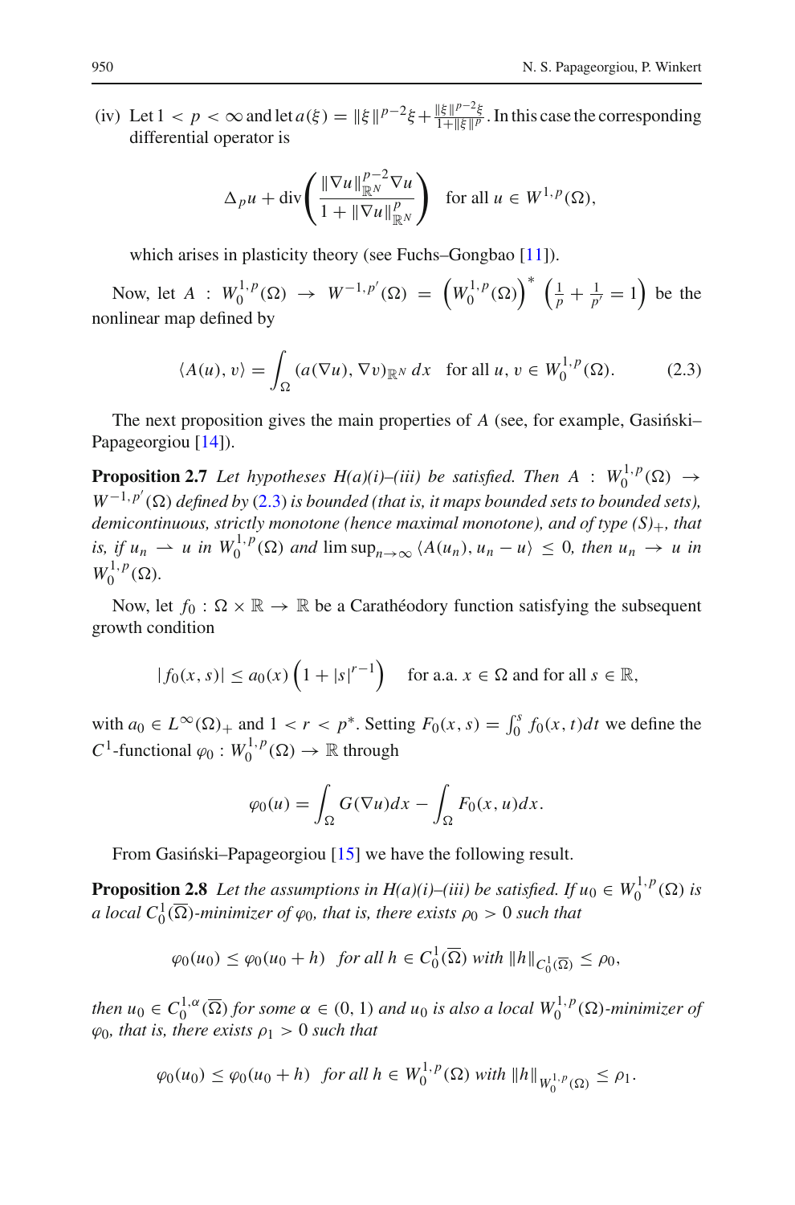(iv) Let $1 < p < \infty$ and let $a(\xi) = \|\xi\|^{p-2}\xi + \frac{\|\xi\|^{p-2}\xi}{1+\|\xi\|^p}$. In this case the corresponding differential operator is

$$\Delta_p u + \operatorname{div}\left(\frac{\|\nabla u\|_{\mathbb{R}^N}^{p-2}\nabla u}{1+\|\nabla u\|_{\mathbb{R}^N}^p}\right) \quad \text{for all } u \in W^{1,p}(\Omega),$$

which arises in plasticity theory (see Fuchs–Gongbao [11]).

Now, let $A : W_0^{1,p}(\Omega) \to W^{-1,p'}(\Omega) = \left(W_0^{1,p}(\Omega)\right)^* \left(\frac{1}{p} + \frac{1}{p'} = 1\right)$ be the nonlinear map defined by

$$\langle A(u), v\rangle = \int_\Omega (a(\nabla u), \nabla v)_{\mathbb{R}^N}\, dx \quad \text{for all } u, v \in W_0^{1,p}(\Omega). \tag{2.3}$$

The next proposition gives the main properties of $A$ (see, for example, Gasiński–Papageorgiou [14]).

**Proposition 2.7** *Let hypotheses H(a)(i)–(iii) be satisfied. Then $A : W_0^{1,p}(\Omega) \to W^{-1,p'}(\Omega)$ defined by (2.3) is bounded (that is, it maps bounded sets to bounded sets), demicontinuous, strictly monotone (hence maximal monotone), and of type $(S)_+$, that is, if $u_n \rightharpoonup u$ in $W_0^{1,p}(\Omega)$ and $\limsup_{n\to\infty} \langle A(u_n), u_n - u\rangle \leq 0$, then $u_n \to u$ in $W_0^{1,p}(\Omega)$.*

Now, let $f_0 : \Omega \times \mathbb{R} \to \mathbb{R}$ be a Carathéodory function satisfying the subsequent growth condition

$$|f_0(x,s)| \leq a_0(x)\left(1 + |s|^{r-1}\right) \quad \text{for a.a. } x \in \Omega \text{ and for all } s \in \mathbb{R},$$

with $a_0 \in L^\infty(\Omega)_+$ and $1 < r < p^*$. Setting $F_0(x,s) = \int_0^s f_0(x,t)dt$ we define the $C^1$-functional $\varphi_0 : W_0^{1,p}(\Omega) \to \mathbb{R}$ through

$$\varphi_0(u) = \int_\Omega G(\nabla u)dx - \int_\Omega F_0(x,u)dx.$$

From Gasiński–Papageorgiou [15] we have the following result.

**Proposition 2.8** *Let the assumptions in H(a)(i)–(iii) be satisfied. If $u_0 \in W_0^{1,p}(\Omega)$ is a local $C_0^1(\overline{\Omega})$-minimizer of $\varphi_0$, that is, there exists $\rho_0 > 0$ such that*

$$\varphi_0(u_0) \leq \varphi_0(u_0 + h) \quad \text{for all } h \in C_0^1(\overline{\Omega}) \text{ with } \|h\|_{C_0^1(\overline{\Omega})} \leq \rho_0,$$

*then $u_0 \in C_0^{1,\alpha}(\overline{\Omega})$ for some $\alpha \in (0,1)$ and $u_0$ is also a local $W_0^{1,p}(\Omega)$-minimizer of $\varphi_0$, that is, there exists $\rho_1 > 0$ such that*

$$\varphi_0(u_0) \leq \varphi_0(u_0 + h) \quad \text{for all } h \in W_0^{1,p}(\Omega) \text{ with } \|h\|_{W_0^{1,p}(\Omega)} \leq \rho_1.$$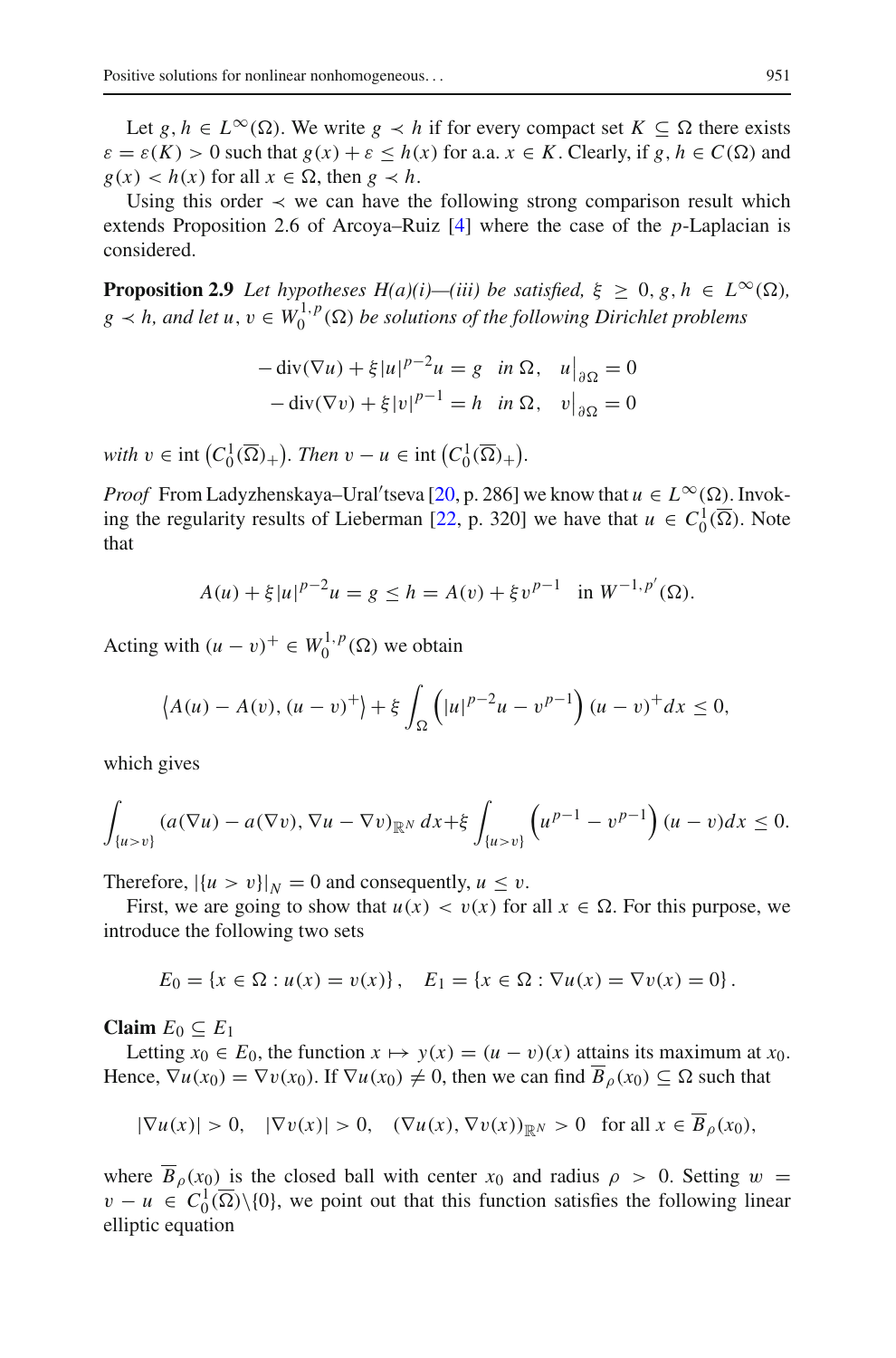Let $g, h \in L^\infty(\Omega)$. We write $g \prec h$ if for every compact set $K \subseteq \Omega$ there exists $\varepsilon = \varepsilon(K) > 0$ such that $g(x) + \varepsilon \le h(x)$ for a.a. $x \in K$. Clearly, if $g, h \in C(\Omega)$ and $g(x) < h(x)$ for all $x \in \Omega$, then $g \prec h$.

Using this order $\prec$ we can have the following strong comparison result which extends Proposition 2.6 of Arcoya–Ruiz [4] where the case of the $p$-Laplacian is considered.

**Proposition 2.9** *Let hypotheses H(a)(i)—(iii) be satisfied, $\xi \ge 0, g, h \in L^\infty(\Omega)$, $g \prec h$, and let $u, v \in W_0^{1,p}(\Omega)$ be solutions of the following Dirichlet problems*

$$
\begin{aligned}
-\operatorname{div}(\nabla u) + \xi |u|^{p-2} u &= g \quad \text{in } \Omega, \quad u\big|_{\partial\Omega} = 0\\
-\operatorname{div}(\nabla v) + \xi |v|^{p-1} &= h \quad \text{in } \Omega, \quad v\big|_{\partial\Omega} = 0
\end{aligned}
$$

*with $v \in \operatorname{int}\left(C_0^1(\overline{\Omega})_+\right)$. Then $v - u \in \operatorname{int}\left(C_0^1(\overline{\Omega})_+\right)$.*

*Proof* From Ladyzhenskaya–Ural'tseva [20, p. 286] we know that $u \in L^\infty(\Omega)$. Invoking the regularity results of Lieberman [22, p. 320] we have that $u \in C_0^1(\overline{\Omega})$. Note that

$$
A(u) + \xi |u|^{p-2} u = g \le h = A(v) + \xi v^{p-1} \quad \text{in } W^{-1,p'}(\Omega).
$$

Acting with $(u - v)^+ \in W_0^{1,p}(\Omega)$ we obtain

$$
\left\langle A(u) - A(v), (u - v)^+ \right\rangle + \xi \int_\Omega \left( |u|^{p-2} u - v^{p-1} \right) (u - v)^+ dx \le 0,
$$

which gives

$$
\int_{\{u > v\}} (a(\nabla u) - a(\nabla v), \nabla u - \nabla v)_{\mathbb{R}^N} \, dx + \xi \int_{\{u > v\}} \left( u^{p-1} - v^{p-1} \right) (u - v) dx \le 0.
$$

Therefore, $|\{u > v\}|_N = 0$ and consequently, $u \le v$.

First, we are going to show that $u(x) < v(x)$ for all $x \in \Omega$. For this purpose, we introduce the following two sets

$$
E_0 = \{x \in \Omega : u(x) = v(x)\}, \quad E_1 = \{x \in \Omega : \nabla u(x) = \nabla v(x) = 0\}.
$$

**Claim** $E_0 \subseteq E_1$

Letting $x_0 \in E_0$, the function $x \mapsto y(x) = (u - v)(x)$ attains its maximum at $x_0$. Hence, $\nabla u(x_0) = \nabla v(x_0)$. If $\nabla u(x_0) \ne 0$, then we can find $\overline{B}_\rho(x_0) \subseteq \Omega$ such that

$$
|\nabla u(x)| > 0, \quad |\nabla v(x)| > 0, \quad (\nabla u(x), \nabla v(x))_{\mathbb{R}^N} > 0 \quad \text{for all } x \in \overline{B}_\rho(x_0),
$$

where $\overline{B}_\rho(x_0)$ is the closed ball with center $x_0$ and radius $\rho > 0$. Setting $w = v - u \in C_0^1(\overline{\Omega}) \backslash \{0\}$, we point out that this function satisfies the following linear elliptic equation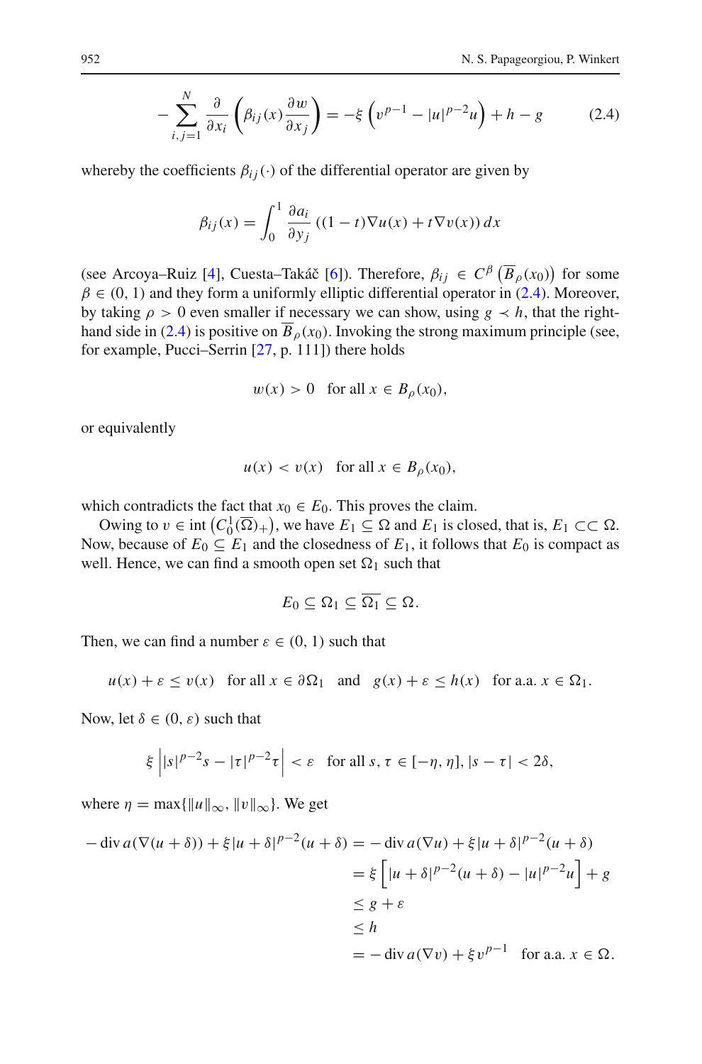$$-\sum_{i,j=1}^{N} \frac{\partial}{\partial x_i}\left(\beta_{ij}(x)\frac{\partial w}{\partial x_j}\right) = -\xi\left(v^{p-1} - |u|^{p-2}u\right) + h - g \tag{2.4}$$

whereby the coefficients $\beta_{ij}(\cdot)$ of the differential operator are given by

$$\beta_{ij}(x) = \int_0^1 \frac{\partial a_i}{\partial y_j}\left((1-t)\nabla u(x) + t\nabla v(x)\right)dx$$

(see Arcoya–Ruiz [4], Cuesta–Takáč [6]). Therefore, $\beta_{ij} \in C^{\beta}\left(\overline{B}_{\rho}(x_0)\right)$ for some $\beta \in (0,1)$ and they form a uniformly elliptic differential operator in (2.4). Moreover, by taking $\rho > 0$ even smaller if necessary we can show, using $g \prec h$, that the right-hand side in (2.4) is positive on $\overline{B}_{\rho}(x_0)$. Invoking the strong maximum principle (see, for example, Pucci–Serrin [27, p. 111]) there holds

$$w(x) > 0 \quad \text{for all } x \in B_{\rho}(x_0),$$

or equivalently

$$u(x) < v(x) \quad \text{for all } x \in B_{\rho}(x_0),$$

which contradicts the fact that $x_0 \in E_0$. This proves the claim.

Owing to $v \in \operatorname{int}\left(C_0^1(\overline{\Omega})_+\right)$, we have $E_1 \subseteq \Omega$ and $E_1$ is closed, that is, $E_1 \subset\subset \Omega$. Now, because of $E_0 \subseteq E_1$ and the closedness of $E_1$, it follows that $E_0$ is compact as well. Hence, we can find a smooth open set $\Omega_1$ such that

$$E_0 \subseteq \Omega_1 \subseteq \overline{\Omega_1} \subseteq \Omega.$$

Then, we can find a number $\varepsilon \in (0,1)$ such that

$$u(x) + \varepsilon \le v(x) \quad \text{for all } x \in \partial\Omega_1 \quad \text{and} \quad g(x) + \varepsilon \le h(x) \quad \text{for a.a. } x \in \Omega_1.$$

Now, let $\delta \in (0, \varepsilon)$ such that

$$\xi\left||s|^{p-2}s - |\tau|^{p-2}\tau\right| < \varepsilon \quad \text{for all } s, \tau \in [-\eta, \eta], |s - \tau| < 2\delta,$$

where $\eta = \max\{\|u\|_\infty, \|v\|_\infty\}$. We get

$$\begin{aligned}
-\operatorname{div} a(\nabla(u+\delta)) + \xi|u+\delta|^{p-2}(u+\delta) &= -\operatorname{div} a(\nabla u) + \xi|u+\delta|^{p-2}(u+\delta)\\
&= \xi\left[|u+\delta|^{p-2}(u+\delta) - |u|^{p-2}u\right] + g\\
&\le g + \varepsilon\\
&\le h\\
&= -\operatorname{div} a(\nabla v) + \xi v^{p-1} \quad \text{for a.a. } x \in \Omega.
\end{aligned}$$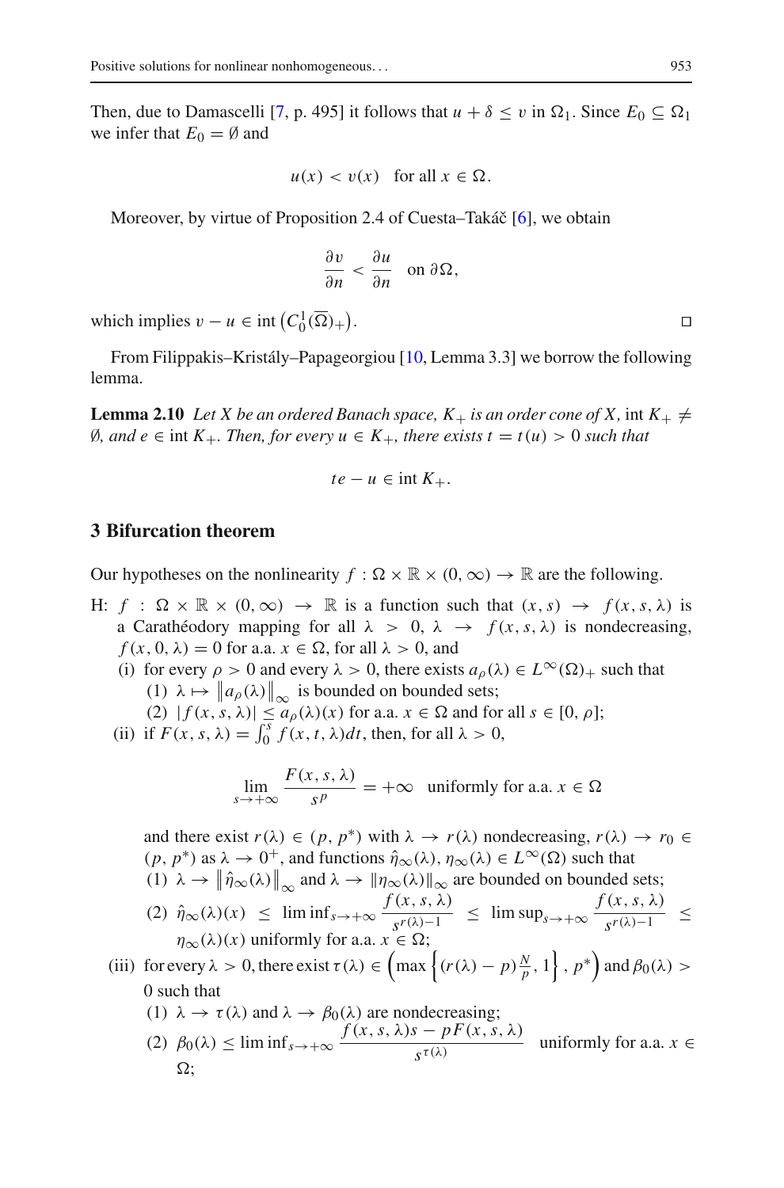Then, due to Damascelli [7, p. 495] it follows that $u + \delta \leq v$ in $\Omega_1$. Since $E_0 \subseteq \Omega_1$ we infer that $E_0 = \emptyset$ and

$$u(x) < v(x) \quad \text{for all } x \in \Omega.$$

Moreover, by virtue of Proposition 2.4 of Cuesta–Takáč [6], we obtain

$$\frac{\partial v}{\partial n} < \frac{\partial u}{\partial n} \quad \text{on } \partial\Omega,$$

which implies $v - u \in \operatorname{int}\left(C_0^1(\overline{\Omega})_+\right)$. ☐

From Filippakis–Kristály–Papageorgiou [10, Lemma 3.3] we borrow the following lemma.

**Lemma 2.10** *Let $X$ be an ordered Banach space, $K_+$ is an order cone of $X$,* $\operatorname{int} K_+ \neq \emptyset$*, and $e \in \operatorname{int} K_+$. Then, for every $u \in K_+$, there exists $t = t(u) > 0$ such that*

$$te - u \in \operatorname{int} K_+.$$

## 3 Bifurcation theorem

Our hypotheses on the nonlinearity $f : \Omega \times \mathbb{R} \times (0, \infty) \to \mathbb{R}$ are the following.

H: $f : \Omega \times \mathbb{R} \times (0, \infty) \to \mathbb{R}$ is a function such that $(x, s) \to f(x, s, \lambda)$ is a Carathéodory mapping for all $\lambda > 0$, $\lambda \to f(x, s, \lambda)$ is nondecreasing, $f(x, 0, \lambda) = 0$ for a.a. $x \in \Omega$, for all $\lambda > 0$, and

- (i) for every $\rho > 0$ and every $\lambda > 0$, there exists $a_\rho(\lambda) \in L^\infty(\Omega)_+$ such that
  - (1) $\lambda \mapsto \left\|a_\rho(\lambda)\right\|_\infty$ is bounded on bounded sets;
  - (2) $|f(x, s, \lambda)| \leq a_\rho(\lambda)(x)$ for a.a. $x \in \Omega$ and for all $s \in [0, \rho]$;
- (ii) if $F(x, s, \lambda) = \int_0^s f(x, t, \lambda)dt$, then, for all $\lambda > 0$,

$$\lim_{s \to +\infty} \frac{F(x, s, \lambda)}{s^p} = +\infty \quad \text{uniformly for a.a. } x \in \Omega$$

  and there exist $r(\lambda) \in (p, p^*)$ with $\lambda \to r(\lambda)$ nondecreasing, $r(\lambda) \to r_0 \in (p, p^*)$ as $\lambda \to 0^+$, and functions $\hat{\eta}_\infty(\lambda), \eta_\infty(\lambda) \in L^\infty(\Omega)$ such that
  - (1) $\lambda \to \left\|\hat{\eta}_\infty(\lambda)\right\|_\infty$ and $\lambda \to \|\eta_\infty(\lambda)\|_\infty$ are bounded on bounded sets;
  - (2) $\hat{\eta}_\infty(\lambda)(x) \leq \liminf_{s \to +\infty} \dfrac{f(x, s, \lambda)}{s^{r(\lambda)-1}} \leq \limsup_{s \to +\infty} \dfrac{f(x, s, \lambda)}{s^{r(\lambda)-1}} \leq \eta_\infty(\lambda)(x)$ uniformly for a.a. $x \in \Omega$;
- (iii) for every $\lambda > 0$, there exist $\tau(\lambda) \in \left(\max\left\{(r(\lambda) - p)\frac{N}{p}, 1\right\}, p^*\right)$ and $\beta_0(\lambda) > 0$ such that
  - (1) $\lambda \to \tau(\lambda)$ and $\lambda \to \beta_0(\lambda)$ are nondecreasing;
  - (2) $\beta_0(\lambda) \leq \liminf_{s \to +\infty} \dfrac{f(x, s, \lambda)s - pF(x, s, \lambda)}{s^{\tau(\lambda)}}$ uniformly for a.a. $x \in \Omega$;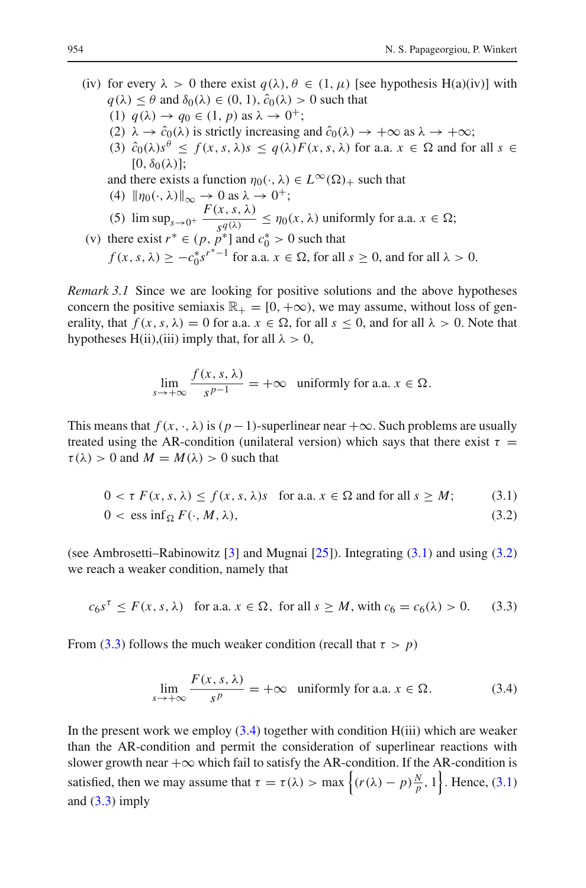(iv) for every $\lambda > 0$ there exist $q(\lambda), \theta \in (1, \mu)$ [see hypothesis H(a)(iv)] with $q(\lambda) \leq \theta$ and $\delta_0(\lambda) \in (0, 1)$, $\hat{c}_0(\lambda) > 0$ such that

(1) $q(\lambda) \to q_0 \in (1, p)$ as $\lambda \to 0^+$;

(2) $\lambda \to \hat{c}_0(\lambda)$ is strictly increasing and $\hat{c}_0(\lambda) \to +\infty$ as $\lambda \to +\infty$;

(3) $\hat{c}_0(\lambda)s^\theta \leq f(x, s, \lambda)s \leq q(\lambda)F(x, s, \lambda)$ for a.a. $x \in \Omega$ and for all $s \in [0, \delta_0(\lambda)]$;

and there exists a function $\eta_0(\cdot, \lambda) \in L^\infty(\Omega)_+$ such that

(4) $\|\eta_0(\cdot, \lambda)\|_\infty \to 0$ as $\lambda \to 0^+$;

(5) $\limsup_{s \to 0^+} \dfrac{F(x, s, \lambda)}{s^{q(\lambda)}} \leq \eta_0(x, \lambda)$ uniformly for a.a. $x \in \Omega$;

(v) there exist $r^* \in (p, p^*]$ and $c_0^* > 0$ such that
$f(x, s, \lambda) \geq -c_0^* s^{r^*-1}$ for a.a. $x \in \Omega$, for all $s \geq 0$, and for all $\lambda > 0$.

*Remark 3.1* Since we are looking for positive solutions and the above hypotheses concern the positive semiaxis $\mathbb{R}_+ = [0, +\infty)$, we may assume, without loss of generality, that $f(x, s, \lambda) = 0$ for a.a. $x \in \Omega$, for all $s \leq 0$, and for all $\lambda > 0$. Note that hypotheses H(ii),(iii) imply that, for all $\lambda > 0$,

$$\lim_{s \to +\infty} \frac{f(x, s, \lambda)}{s^{p-1}} = +\infty \quad \text{uniformly for a.a. } x \in \Omega.$$

This means that $f(x, \cdot, \lambda)$ is $(p-1)$-superlinear near $+\infty$. Such problems are usually treated using the AR-condition (unilateral version) which says that there exist $\tau = \tau(\lambda) > 0$ and $M = M(\lambda) > 0$ such that

$$0 < \tau F(x, s, \lambda) \leq f(x, s, \lambda)s \quad \text{for a.a. } x \in \Omega \text{ and for all } s \geq M; \tag{3.1}$$

$$0 < \operatorname{ess\,inf}_\Omega F(\cdot, M, \lambda), \tag{3.2}$$

(see Ambrosetti–Rabinowitz [3] and Mugnai [25]). Integrating (3.1) and using (3.2) we reach a weaker condition, namely that

$$c_6 s^\tau \leq F(x, s, \lambda) \quad \text{for a.a. } x \in \Omega, \text{ for all } s \geq M, \text{ with } c_6 = c_6(\lambda) > 0. \tag{3.3}$$

From (3.3) follows the much weaker condition (recall that $\tau > p$)

$$\lim_{s \to +\infty} \frac{F(x, s, \lambda)}{s^p} = +\infty \quad \text{uniformly for a.a. } x \in \Omega. \tag{3.4}$$

In the present work we employ (3.4) together with condition H(iii) which are weaker than the AR-condition and permit the consideration of superlinear reactions with slower growth near $+\infty$ which fail to satisfy the AR-condition. If the AR-condition is satisfied, then we may assume that $\tau = \tau(\lambda) > \max\left\{(r(\lambda) - p)\frac{N}{p}, 1\right\}$. Hence, (3.1) and (3.3) imply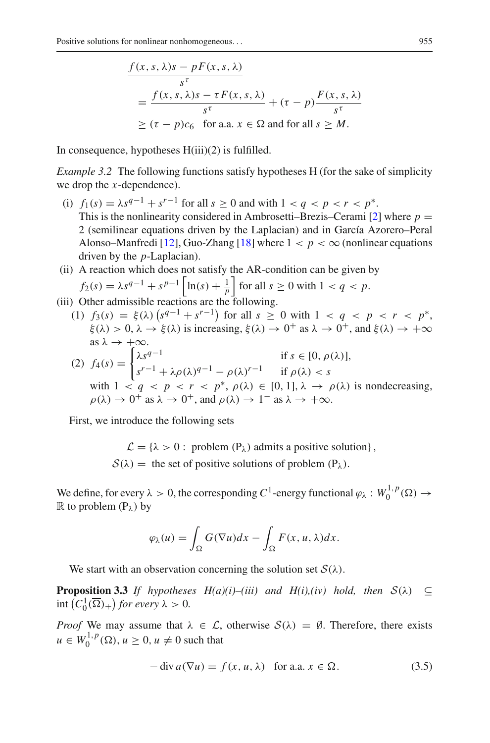$$
\begin{aligned}
&\frac{f(x,s,\lambda)s - pF(x,s,\lambda)}{s^\tau}\\
&= \frac{f(x,s,\lambda)s - \tau F(x,s,\lambda)}{s^\tau} + (\tau - p)\frac{F(x,s,\lambda)}{s^\tau}\\
&\geq (\tau - p)c_6 \quad \text{for a.a. } x \in \Omega \text{ and for all } s \geq M.
\end{aligned}
$$

In consequence, hypotheses H(iii)(2) is fulfilled.

*Example 3.2* The following functions satisfy hypotheses H (for the sake of simplicity we drop the $x$-dependence).

(i) $f_1(s) = \lambda s^{q-1} + s^{r-1}$ for all $s \geq 0$ and with $1 < q < p < r < p^*$.
This is the nonlinearity considered in Ambrosetti–Brezis–Cerami [2] where $p = 2$ (semilinear equations driven by the Laplacian) and in García Azorero–Peral Alonso–Manfredi [12], Guo-Zhang [18] where $1 < p < \infty$ (nonlinear equations driven by the $p$-Laplacian).

(ii) A reaction which does not satisfy the AR-condition can be given by
$f_2(s) = \lambda s^{q-1} + s^{p-1}\left[\ln(s) + \frac{1}{p}\right]$ for all $s \geq 0$ with $1 < q < p$.

(iii) Other admissible reactions are the following.

(1) $f_3(s) = \xi(\lambda)\left(s^{q-1} + s^{r-1}\right)$ for all $s \geq 0$ with $1 < q < p < r < p^*$, $\xi(\lambda) > 0$, $\lambda \to \xi(\lambda)$ is increasing, $\xi(\lambda) \to 0^+$ as $\lambda \to 0^+$, and $\xi(\lambda) \to +\infty$ as $\lambda \to +\infty$.

(2) $f_4(s) = \begin{cases} \lambda s^{q-1} & \text{if } s \in [0, \rho(\lambda)], \\ s^{r-1} + \lambda\rho(\lambda)^{q-1} - \rho(\lambda)^{r-1} & \text{if } \rho(\lambda) < s \end{cases}$
with $1 < q < p < r < p^*$, $\rho(\lambda) \in [0, 1]$, $\lambda \to \rho(\lambda)$ is nondecreasing, $\rho(\lambda) \to 0^+$ as $\lambda \to 0^+$, and $\rho(\lambda) \to 1^-$ as $\lambda \to +\infty$.

First, we introduce the following sets

$$
\begin{aligned}
\mathcal{L} &= \{\lambda > 0 : \text{ problem } (\mathrm{P}_\lambda) \text{ admits a positive solution}\},\\
\mathcal{S}(\lambda) &= \text{ the set of positive solutions of problem } (\mathrm{P}_\lambda).
\end{aligned}
$$

We define, for every $\lambda > 0$, the corresponding $C^1$-energy functional $\varphi_\lambda : W_0^{1,p}(\Omega) \to \mathbb{R}$ to problem $(\mathrm{P}_\lambda)$ by

$$
\varphi_\lambda(u) = \int_\Omega G(\nabla u)dx - \int_\Omega F(x, u, \lambda)dx.
$$

We start with an observation concerning the solution set $\mathcal{S}(\lambda)$.

**Proposition 3.3** *If hypotheses H(a)(i)–(iii) and H(i),(iv) hold, then* $\mathcal{S}(\lambda) \subseteq \operatorname{int}\left(C_0^1(\overline{\Omega})_+\right)$ *for every* $\lambda > 0$.

*Proof* We may assume that $\lambda \in \mathcal{L}$, otherwise $\mathcal{S}(\lambda) = \emptyset$. Therefore, there exists $u \in W_0^{1,p}(\Omega)$, $u \geq 0$, $u \neq 0$ such that

$$
-\operatorname{div} a(\nabla u) = f(x, u, \lambda) \quad \text{for a.a. } x \in \Omega. \tag{3.5}
$$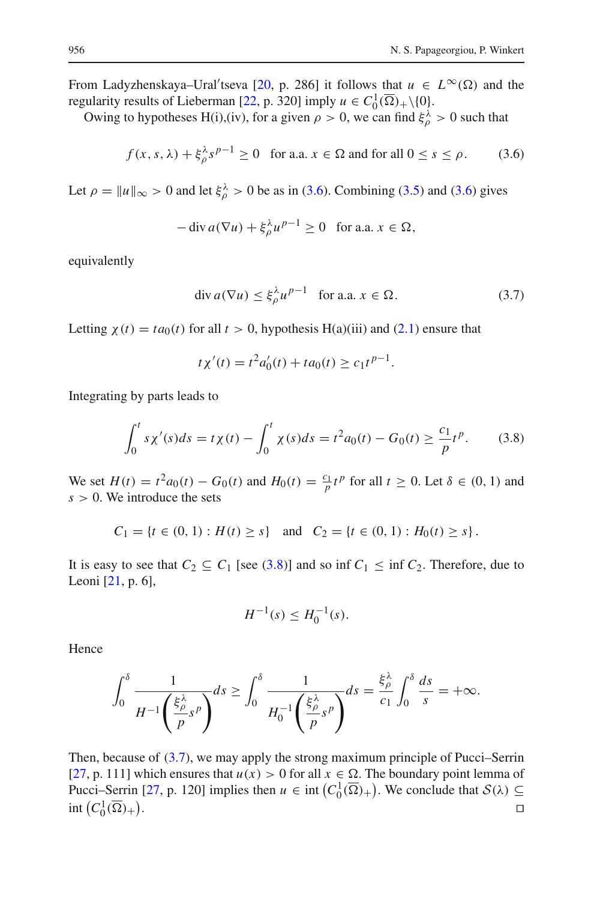From Ladyzhenskaya–Ural′tseva [20, p. 286] it follows that $u \in L^\infty(\Omega)$ and the regularity results of Lieberman [22, p. 320] imply $u \in C_0^1(\overline{\Omega})_+\setminus\{0\}$.

Owing to hypotheses H(i),(iv), for a given $\rho > 0$, we can find $\xi_\rho^\lambda > 0$ such that

$$f(x, s, \lambda) + \xi_\rho^\lambda s^{p-1} \geq 0 \quad \text{for a.a. } x \in \Omega \text{ and for all } 0 \leq s \leq \rho. \tag{3.6}$$

Let $\rho = \|u\|_\infty > 0$ and let $\xi_\rho^\lambda > 0$ be as in (3.6). Combining (3.5) and (3.6) gives

$$-\operatorname{div} a(\nabla u) + \xi_\rho^\lambda u^{p-1} \geq 0 \quad \text{for a.a. } x \in \Omega,$$

equivalently

$$\operatorname{div} a(\nabla u) \leq \xi_\rho^\lambda u^{p-1} \quad \text{for a.a. } x \in \Omega. \tag{3.7}$$

Letting $\chi(t) = t a_0(t)$ for all $t > 0$, hypothesis H(a)(iii) and (2.1) ensure that

$$t\chi'(t) = t^2 a_0'(t) + t a_0(t) \geq c_1 t^{p-1}.$$

Integrating by parts leads to

$$\int_0^t s\chi'(s)ds = t\chi(t) - \int_0^t \chi(s)ds = t^2 a_0(t) - G_0(t) \geq \frac{c_1}{p} t^p. \tag{3.8}$$

We set $H(t) = t^2 a_0(t) - G_0(t)$ and $H_0(t) = \frac{c_1}{p} t^p$ for all $t \geq 0$. Let $\delta \in (0, 1)$ and $s > 0$. We introduce the sets

$$C_1 = \{t \in (0, 1) : H(t) \geq s\} \quad \text{and} \quad C_2 = \{t \in (0, 1) : H_0(t) \geq s\}.$$

It is easy to see that $C_2 \subseteq C_1$ [see (3.8)] and so $\inf C_1 \leq \inf C_2$. Therefore, due to Leoni [21, p. 6],

$$H^{-1}(s) \leq H_0^{-1}(s).$$

Hence

$$\int_0^\delta \frac{1}{H^{-1}\left(\frac{\xi_\rho^\lambda}{p} s^p\right)} ds \geq \int_0^\delta \frac{1}{H_0^{-1}\left(\frac{\xi_\rho^\lambda}{p} s^p\right)} ds = \frac{\xi_\rho^\lambda}{c_1} \int_0^\delta \frac{ds}{s} = +\infty.$$

Then, because of (3.7), we may apply the strong maximum principle of Pucci–Serrin [27, p. 111] which ensures that $u(x) > 0$ for all $x \in \Omega$. The boundary point lemma of Pucci–Serrin [27, p. 120] implies then $u \in \operatorname{int}\left(C_0^1(\overline{\Omega})_+\right)$. We conclude that $\mathcal{S}(\lambda) \subseteq \operatorname{int}\left(C_0^1(\overline{\Omega})_+\right)$. $\square$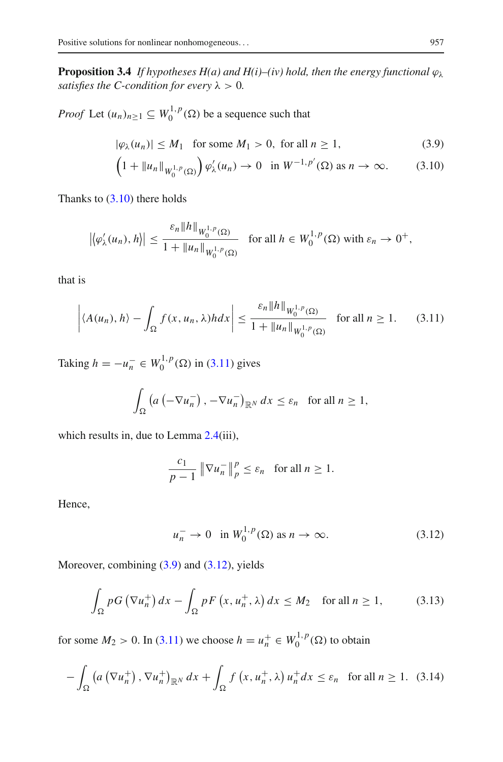**Proposition 3.4** *If hypotheses H(a) and H(i)–(iv) hold, then the energy functional $\varphi_\lambda$ satisfies the C-condition for every $\lambda > 0$.*

*Proof* Let $(u_n)_{n\geq 1} \subseteq W_0^{1,p}(\Omega)$ be a sequence such that

$$|\varphi_\lambda(u_n)| \leq M_1 \quad \text{for some } M_1 > 0, \text{ for all } n \geq 1, \tag{3.9}$$

$$\left(1 + \|u_n\|_{W_0^{1,p}(\Omega)}\right) \varphi_\lambda'(u_n) \to 0 \quad \text{in } W^{-1,p'}(\Omega) \text{ as } n \to \infty. \tag{3.10}$$

Thanks to (3.10) there holds

$$\left|\langle \varphi_\lambda'(u_n), h\rangle\right| \leq \frac{\varepsilon_n \|h\|_{W_0^{1,p}(\Omega)}}{1 + \|u_n\|_{W_0^{1,p}(\Omega)}} \quad \text{for all } h \in W_0^{1,p}(\Omega) \text{ with } \varepsilon_n \to 0^+,$$

that is

$$\left|\langle A(u_n), h\rangle - \int_\Omega f(x, u_n, \lambda) h dx\right| \leq \frac{\varepsilon_n \|h\|_{W_0^{1,p}(\Omega)}}{1 + \|u_n\|_{W_0^{1,p}(\Omega)}} \quad \text{for all } n \geq 1. \tag{3.11}$$

Taking $h = -u_n^- \in W_0^{1,p}(\Omega)$ in (3.11) gives

$$\int_\Omega \left(a\left(-\nabla u_n^-\right), -\nabla u_n^-\right)_{\mathbb{R}^N} dx \leq \varepsilon_n \quad \text{for all } n \geq 1,$$

which results in, due to Lemma 2.4(iii),

$$\frac{c_1}{p-1}\left\|\nabla u_n^-\right\|_p^p \leq \varepsilon_n \quad \text{for all } n \geq 1.$$

Hence,

$$u_n^- \to 0 \quad \text{in } W_0^{1,p}(\Omega) \text{ as } n \to \infty. \tag{3.12}$$

Moreover, combining (3.9) and (3.12), yields

$$\int_\Omega pG\left(\nabla u_n^+\right) dx - \int_\Omega pF\left(x, u_n^+, \lambda\right) dx \leq M_2 \quad \text{for all } n \geq 1, \tag{3.13}$$

for some $M_2 > 0$. In (3.11) we choose $h = u_n^+ \in W_0^{1,p}(\Omega)$ to obtain

$$-\int_\Omega \left(a\left(\nabla u_n^+\right), \nabla u_n^+\right)_{\mathbb{R}^N} dx + \int_\Omega f\left(x, u_n^+, \lambda\right) u_n^+ dx \leq \varepsilon_n \quad \text{for all } n \geq 1. \tag{3.14}$$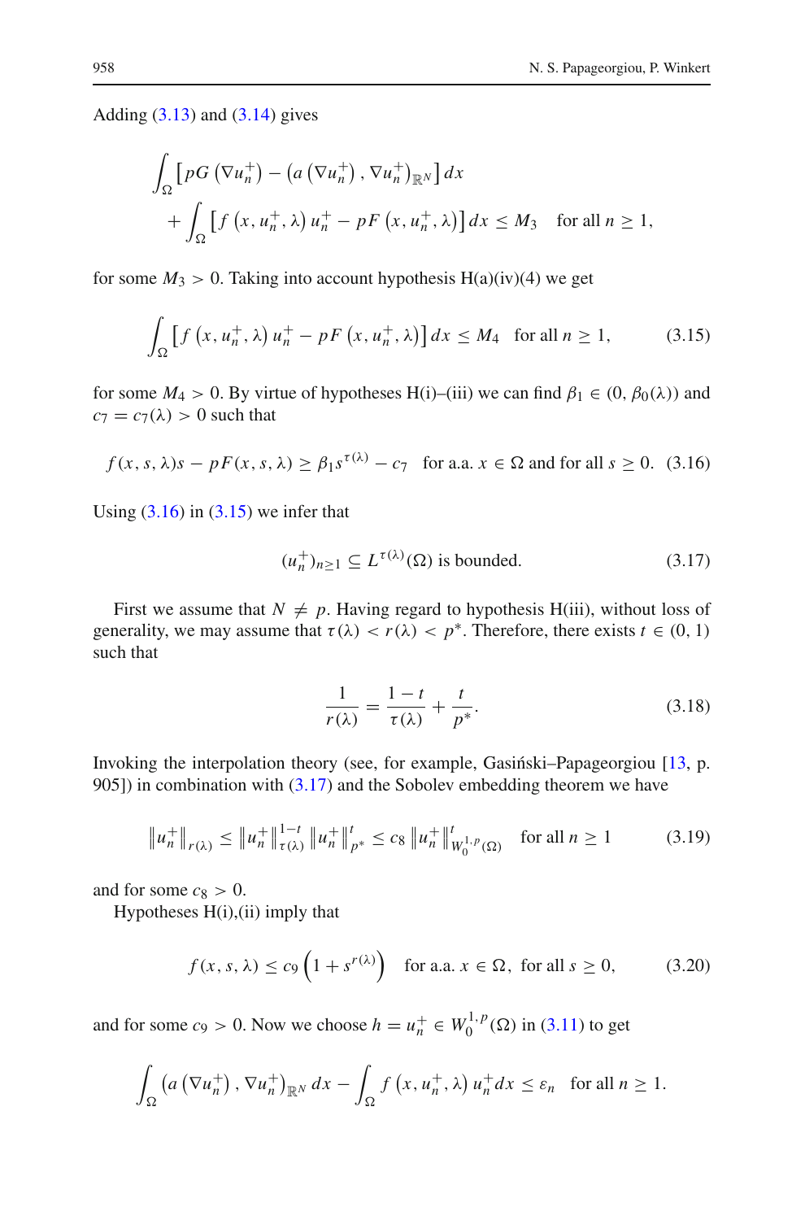Adding (3.13) and (3.14) gives

$$\int_\Omega \left[pG\left(\nabla u_n^+\right) - \left(a\left(\nabla u_n^+\right), \nabla u_n^+\right)_{\mathbb{R}^N}\right] dx$$
$$+ \int_\Omega \left[f\left(x, u_n^+, \lambda\right) u_n^+ - pF\left(x, u_n^+, \lambda\right)\right] dx \le M_3 \quad \text{for all } n \ge 1,$$

for some $M_3 > 0$. Taking into account hypothesis H(a)(iv)(4) we get

$$\int_\Omega \left[f\left(x, u_n^+, \lambda\right) u_n^+ - pF\left(x, u_n^+, \lambda\right)\right] dx \le M_4 \quad \text{for all } n \ge 1, \tag{3.15}$$

for some $M_4 > 0$. By virtue of hypotheses H(i)–(iii) we can find $\beta_1 \in (0, \beta_0(\lambda))$ and $c_7 = c_7(\lambda) > 0$ such that

$$f(x, s, \lambda)s - pF(x, s, \lambda) \ge \beta_1 s^{\tau(\lambda)} - c_7 \quad \text{for a.a. } x \in \Omega \text{ and for all } s \ge 0. \tag{3.16}$$

Using (3.16) in (3.15) we infer that

$$(u_n^+)_{n \ge 1} \subseteq L^{\tau(\lambda)}(\Omega) \text{ is bounded.} \tag{3.17}$$

First we assume that $N \neq p$. Having regard to hypothesis H(iii), without loss of generality, we may assume that $\tau(\lambda) < r(\lambda) < p^*$. Therefore, there exists $t \in (0, 1)$ such that

$$\frac{1}{r(\lambda)} = \frac{1-t}{\tau(\lambda)} + \frac{t}{p^*}. \tag{3.18}$$

Invoking the interpolation theory (see, for example, Gasiński–Papageorgiou [13, p. 905]) in combination with (3.17) and the Sobolev embedding theorem we have

$$\left\|u_n^+\right\|_{r(\lambda)} \le \left\|u_n^+\right\|_{\tau(\lambda)}^{1-t} \left\|u_n^+\right\|_{p^*}^{t} \le c_8 \left\|u_n^+\right\|_{W_0^{1,p}(\Omega)}^{t} \quad \text{for all } n \ge 1 \tag{3.19}$$

and for some $c_8 > 0$.

Hypotheses H(i),(ii) imply that

$$f(x, s, \lambda) \le c_9 \left(1 + s^{r(\lambda)}\right) \quad \text{for a.a. } x \in \Omega, \text{ for all } s \ge 0, \tag{3.20}$$

and for some $c_9 > 0$. Now we choose $h = u_n^+ \in W_0^{1,p}(\Omega)$ in (3.11) to get

$$\int_\Omega \left(a\left(\nabla u_n^+\right), \nabla u_n^+\right)_{\mathbb{R}^N} dx - \int_\Omega f\left(x, u_n^+, \lambda\right) u_n^+ dx \le \varepsilon_n \quad \text{for all } n \ge 1.$$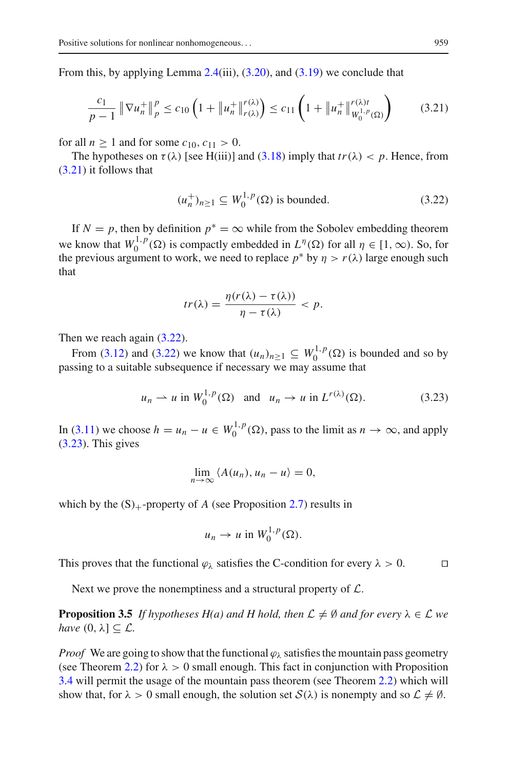From this, by applying Lemma 2.4(iii), (3.20), and (3.19) we conclude that

$$\frac{c_1}{p-1}\left\|\nabla u_n^+\right\|_p^p \leq c_{10}\left(1+\left\|u_n^+\right\|_{r(\lambda)}^{r(\lambda)}\right) \leq c_{11}\left(1+\left\|u_n^+\right\|_{W_0^{1,p}(\Omega)}^{r(\lambda)t}\right) \tag{3.21}$$

for all $n \geq 1$ and for some $c_{10}, c_{11} > 0$.

The hypotheses on $\tau(\lambda)$ [see H(iii)] and (3.18) imply that $tr(\lambda) < p$. Hence, from (3.21) it follows that

$$(u_n^+)_{n\geq 1} \subseteq W_0^{1,p}(\Omega) \text{ is bounded.} \tag{3.22}$$

If $N = p$, then by definition $p^* = \infty$ while from the Sobolev embedding theorem we know that $W_0^{1,p}(\Omega)$ is compactly embedded in $L^\eta(\Omega)$ for all $\eta \in [1, \infty)$. So, for the previous argument to work, we need to replace $p^*$ by $\eta > r(\lambda)$ large enough such that

$$tr(\lambda) = \frac{\eta(r(\lambda) - \tau(\lambda))}{\eta - \tau(\lambda)} < p.$$

Then we reach again (3.22).

From (3.12) and (3.22) we know that $(u_n)_{n\geq 1} \subseteq W_0^{1,p}(\Omega)$ is bounded and so by passing to a suitable subsequence if necessary we may assume that

$$u_n \rightharpoonup u \text{ in } W_0^{1,p}(\Omega) \quad \text{and} \quad u_n \to u \text{ in } L^{r(\lambda)}(\Omega). \tag{3.23}$$

In (3.11) we choose $h = u_n - u \in W_0^{1,p}(\Omega)$, pass to the limit as $n \to \infty$, and apply (3.23). This gives

$$\lim_{n\to\infty} \langle A(u_n), u_n - u\rangle = 0,$$

which by the $(S)_+$-property of $A$ (see Proposition 2.7) results in

$$u_n \to u \text{ in } W_0^{1,p}(\Omega).$$

This proves that the functional $\varphi_\lambda$ satisfies the C-condition for every $\lambda > 0$. ◻

Next we prove the nonemptiness and a structural property of $\mathcal{L}$.

**Proposition 3.5** *If hypotheses H(a) and H hold, then $\mathcal{L} \neq \emptyset$ and for every $\lambda \in \mathcal{L}$ we have $(0, \lambda] \subseteq \mathcal{L}$.*

*Proof* We are going to show that the functional $\varphi_\lambda$ satisfies the mountain pass geometry (see Theorem 2.2) for $\lambda > 0$ small enough. This fact in conjunction with Proposition 3.4 will permit the usage of the mountain pass theorem (see Theorem 2.2) which will show that, for $\lambda > 0$ small enough, the solution set $\mathcal{S}(\lambda)$ is nonempty and so $\mathcal{L} \neq \emptyset$.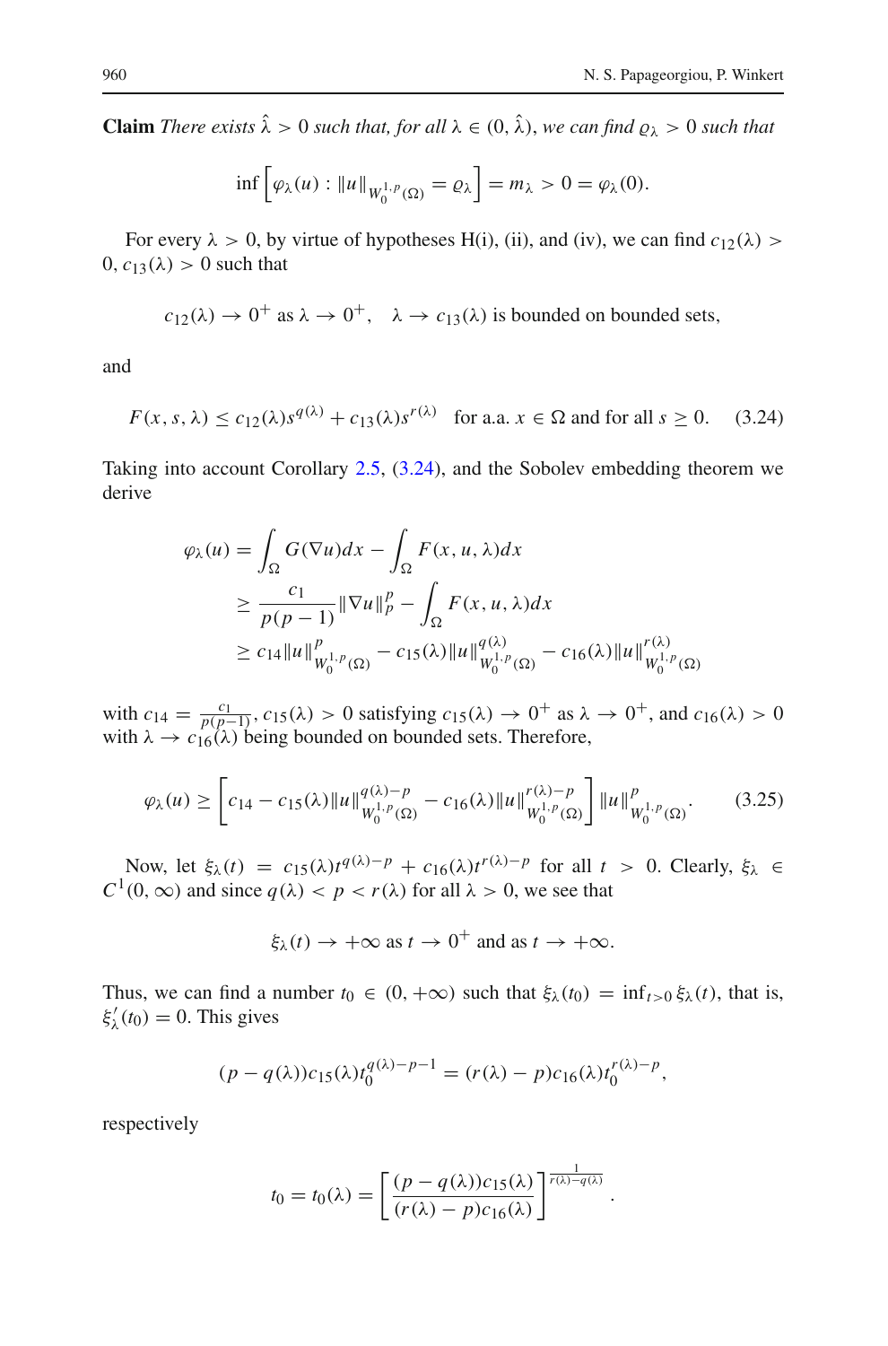**Claim** *There exists $\hat{\lambda} > 0$ such that, for all $\lambda \in (0, \hat{\lambda})$, we can find $\varrho_\lambda > 0$ such that*

$$\inf \left[ \varphi_\lambda(u) : \|u\|_{W_0^{1,p}(\Omega)} = \varrho_\lambda \right] = m_\lambda > 0 = \varphi_\lambda(0).$$

For every $\lambda > 0$, by virtue of hypotheses H(i), (ii), and (iv), we can find $c_{12}(\lambda) > 0$, $c_{13}(\lambda) > 0$ such that

$$c_{12}(\lambda) \to 0^+ \text{ as } \lambda \to 0^+, \quad \lambda \to c_{13}(\lambda) \text{ is bounded on bounded sets,}$$

and

$$F(x, s, \lambda) \leq c_{12}(\lambda) s^{q(\lambda)} + c_{13}(\lambda) s^{r(\lambda)} \quad \text{for a.a. } x \in \Omega \text{ and for all } s \geq 0. \tag{3.24}$$

Taking into account Corollary 2.5, (3.24), and the Sobolev embedding theorem we derive

$$\begin{aligned}
\varphi_\lambda(u) &= \int_\Omega G(\nabla u) dx - \int_\Omega F(x, u, \lambda) dx \\
&\geq \frac{c_1}{p(p-1)} \|\nabla u\|_p^p - \int_\Omega F(x, u, \lambda) dx \\
&\geq c_{14} \|u\|^p_{W_0^{1,p}(\Omega)} - c_{15}(\lambda) \|u\|^{q(\lambda)}_{W_0^{1,p}(\Omega)} - c_{16}(\lambda) \|u\|^{r(\lambda)}_{W_0^{1,p}(\Omega)}
\end{aligned}$$

with $c_{14} = \frac{c_1}{p(p-1)}$, $c_{15}(\lambda) > 0$ satisfying $c_{15}(\lambda) \to 0^+$ as $\lambda \to 0^+$, and $c_{16}(\lambda) > 0$ with $\lambda \to c_{16}(\lambda)$ being bounded on bounded sets. Therefore,

$$\varphi_\lambda(u) \geq \left[ c_{14} - c_{15}(\lambda) \|u\|^{q(\lambda)-p}_{W_0^{1,p}(\Omega)} - c_{16}(\lambda) \|u\|^{r(\lambda)-p}_{W_0^{1,p}(\Omega)} \right] \|u\|^p_{W_0^{1,p}(\Omega)}. \tag{3.25}$$

Now, let $\xi_\lambda(t) = c_{15}(\lambda) t^{q(\lambda)-p} + c_{16}(\lambda) t^{r(\lambda)-p}$ for all $t > 0$. Clearly, $\xi_\lambda \in C^1(0, \infty)$ and since $q(\lambda) < p < r(\lambda)$ for all $\lambda > 0$, we see that

$$\xi_\lambda(t) \to +\infty \text{ as } t \to 0^+ \text{ and as } t \to +\infty.$$

Thus, we can find a number $t_0 \in (0, +\infty)$ such that $\xi_\lambda(t_0) = \inf_{t>0} \xi_\lambda(t)$, that is, $\xi'_\lambda(t_0) = 0$. This gives

$$(p - q(\lambda)) c_{15}(\lambda) t_0^{q(\lambda)-p-1} = (r(\lambda) - p) c_{16}(\lambda) t_0^{r(\lambda)-p},$$

respectively

$$t_0 = t_0(\lambda) = \left[ \frac{(p - q(\lambda)) c_{15}(\lambda)}{(r(\lambda) - p) c_{16}(\lambda)} \right]^{\frac{1}{r(\lambda)-q(\lambda)}}.$$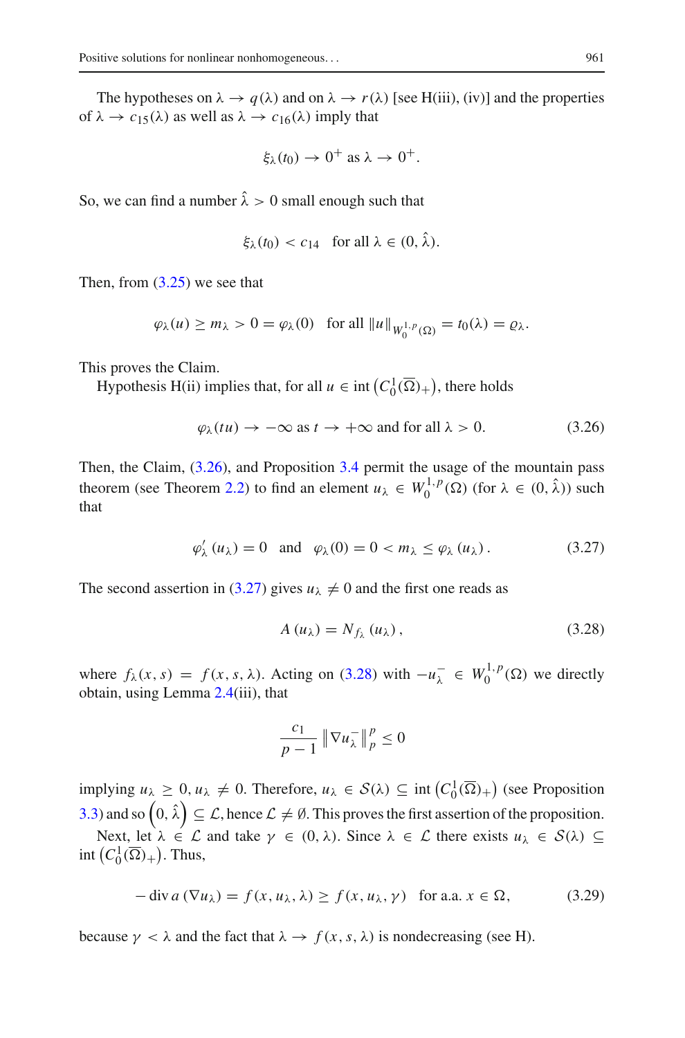The hypotheses on $\lambda \to q(\lambda)$ and on $\lambda \to r(\lambda)$ [see H(iii), (iv)] and the properties of $\lambda \to c_{15}(\lambda)$ as well as $\lambda \to c_{16}(\lambda)$ imply that

$$\xi_\lambda(t_0) \to 0^+ \text{ as } \lambda \to 0^+.$$

So, we can find a number $\hat{\lambda} > 0$ small enough such that

$$\xi_\lambda(t_0) < c_{14} \quad \text{for all } \lambda \in (0, \hat{\lambda}).$$

Then, from (3.25) we see that

$$\varphi_\lambda(u) \geq m_\lambda > 0 = \varphi_\lambda(0) \quad \text{for all } \|u\|_{W_0^{1,p}(\Omega)} = t_0(\lambda) = \varrho_\lambda.$$

This proves the Claim.

Hypothesis H(ii) implies that, for all $u \in \operatorname{int}\left(C_0^1(\overline{\Omega})_+\right)$, there holds

$$\varphi_\lambda(tu) \to -\infty \text{ as } t \to +\infty \text{ and for all } \lambda > 0. \tag{3.26}$$

Then, the Claim, (3.26), and Proposition 3.4 permit the usage of the mountain pass theorem (see Theorem 2.2) to find an element $u_\lambda \in W_0^{1,p}(\Omega)$ (for $\lambda \in (0, \hat{\lambda})$) such that

$$\varphi'_\lambda(u_\lambda) = 0 \quad \text{and} \quad \varphi_\lambda(0) = 0 < m_\lambda \leq \varphi_\lambda(u_\lambda). \tag{3.27}$$

The second assertion in (3.27) gives $u_\lambda \neq 0$ and the first one reads as

$$A(u_\lambda) = N_{f_\lambda}(u_\lambda), \tag{3.28}$$

where $f_\lambda(x, s) = f(x, s, \lambda)$. Acting on (3.28) with $-u_\lambda^- \in W_0^{1,p}(\Omega)$ we directly obtain, using Lemma 2.4(iii), that

$$\frac{c_1}{p-1}\left\|\nabla u_\lambda^-\right\|_p^p \leq 0$$

implying $u_\lambda \geq 0$, $u_\lambda \neq 0$. Therefore, $u_\lambda \in \mathcal{S}(\lambda) \subseteq \operatorname{int}\left(C_0^1(\overline{\Omega})_+\right)$ (see Proposition 3.3) and so $\left(0, \hat{\lambda}\right) \subseteq \mathcal{L}$, hence $\mathcal{L} \neq \emptyset$. This proves the first assertion of the proposition.

Next, let $\lambda \in \mathcal{L}$ and take $\gamma \in (0, \lambda)$. Since $\lambda \in \mathcal{L}$ there exists $u_\lambda \in \mathcal{S}(\lambda) \subseteq \operatorname{int}\left(C_0^1(\overline{\Omega})_+\right)$. Thus,

$$-\operatorname{div} a(\nabla u_\lambda) = f(x, u_\lambda, \lambda) \geq f(x, u_\lambda, \gamma) \quad \text{for a.a. } x \in \Omega, \tag{3.29}$$

because $\gamma < \lambda$ and the fact that $\lambda \to f(x, s, \lambda)$ is nondecreasing (see H).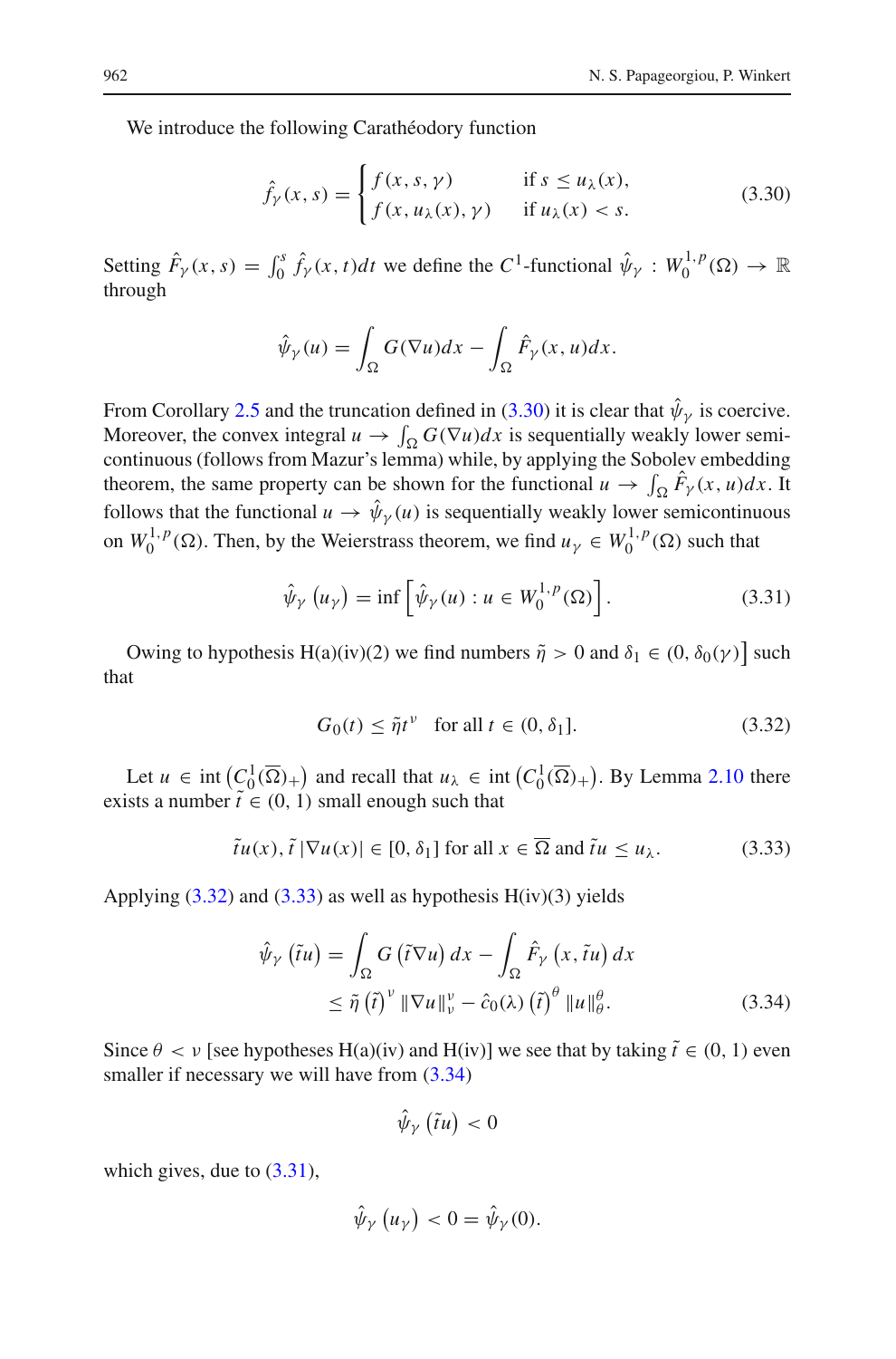We introduce the following Carathéodory function

$$\hat{f}_\gamma(x,s) = \begin{cases} f(x,s,\gamma) & \text{if } s \le u_\lambda(x), \\ f(x,u_\lambda(x),\gamma) & \text{if } u_\lambda(x) < s. \end{cases} \tag{3.30}$$

Setting $\hat{F}_\gamma(x,s) = \int_0^s \hat{f}_\gamma(x,t)dt$ we define the $C^1$-functional $\hat{\psi}_\gamma : W_0^{1,p}(\Omega) \to \mathbb{R}$ through

$$\hat{\psi}_\gamma(u) = \int_\Omega G(\nabla u)dx - \int_\Omega \hat{F}_\gamma(x,u)dx.$$

From Corollary 2.5 and the truncation defined in (3.30) it is clear that $\hat{\psi}_\gamma$ is coercive. Moreover, the convex integral $u \to \int_\Omega G(\nabla u)dx$ is sequentially weakly lower semicontinuous (follows from Mazur's lemma) while, by applying the Sobolev embedding theorem, the same property can be shown for the functional $u \to \int_\Omega \hat{F}_\gamma(x,u)dx$. It follows that the functional $u \to \hat{\psi}_\gamma(u)$ is sequentially weakly lower semicontinuous on $W_0^{1,p}(\Omega)$. Then, by the Weierstrass theorem, we find $u_\gamma \in W_0^{1,p}(\Omega)$ such that

$$\hat{\psi}_\gamma\left(u_\gamma\right) = \inf\left[\hat{\psi}_\gamma(u) : u \in W_0^{1,p}(\Omega)\right]. \tag{3.31}$$

Owing to hypothesis H(a)(iv)(2) we find numbers $\tilde{\eta} > 0$ and $\delta_1 \in (0, \delta_0(\gamma)]$ such that

$$G_0(t) \le \tilde{\eta} t^\nu \quad \text{for all } t \in (0, \delta_1]. \tag{3.32}$$

Let $u \in \operatorname{int}\left(C_0^1(\overline{\Omega})_+\right)$ and recall that $u_\lambda \in \operatorname{int}\left(C_0^1(\overline{\Omega})_+\right)$. By Lemma 2.10 there exists a number $\tilde{t} \in (0,1)$ small enough such that

$$\tilde{t}u(x), \tilde{t}\,|\nabla u(x)| \in [0, \delta_1] \text{ for all } x \in \overline{\Omega} \text{ and } \tilde{t}u \le u_\lambda. \tag{3.33}$$

Applying (3.32) and (3.33) as well as hypothesis H(iv)(3) yields

$$\begin{aligned} \hat{\psi}_\gamma\left(\tilde{t}u\right) &= \int_\Omega G\left(\tilde{t}\nabla u\right)dx - \int_\Omega \hat{F}_\gamma\left(x, \tilde{t}u\right)dx \\ &\le \tilde{\eta}\left(\tilde{t}\right)^\nu \|\nabla u\|_\nu^\nu - \hat{c}_0(\lambda)\left(\tilde{t}\right)^\theta \|u\|_\theta^\theta. \end{aligned} \tag{3.34}$$

Since $\theta < \nu$ [see hypotheses H(a)(iv) and H(iv)] we see that by taking $\tilde{t} \in (0,1)$ even smaller if necessary we will have from (3.34)

$$\hat{\psi}_\gamma\left(\tilde{t}u\right) < 0$$

which gives, due to (3.31),

$$\hat{\psi}_\gamma\left(u_\gamma\right) < 0 = \hat{\psi}_\gamma(0).$$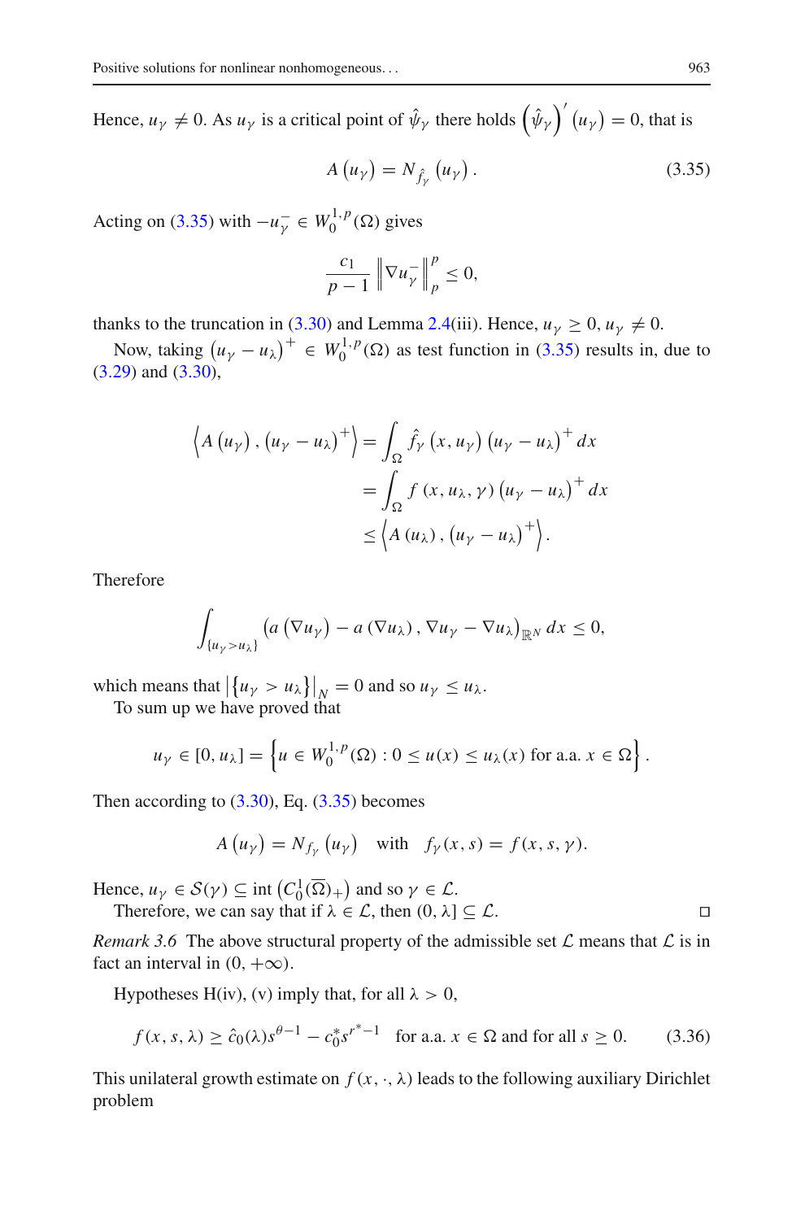Hence, $u_\gamma \neq 0$. As $u_\gamma$ is a critical point of $\hat{\psi}_\gamma$ there holds $\left(\hat{\psi}_\gamma\right)'(u_\gamma) = 0$, that is

$$A\left(u_\gamma\right) = N_{\hat{f}_\gamma}\left(u_\gamma\right). \tag{3.35}$$

Acting on (3.35) with $-u_\gamma^- \in W_0^{1,p}(\Omega)$ gives

$$\frac{c_1}{p-1}\left\|\nabla u_\gamma^-\right\|_p^p \leq 0,$$

thanks to the truncation in (3.30) and Lemma 2.4(iii). Hence, $u_\gamma \geq 0$, $u_\gamma \neq 0$.

Now, taking $\left(u_\gamma - u_\lambda\right)^+ \in W_0^{1,p}(\Omega)$ as test function in (3.35) results in, due to (3.29) and (3.30),

$$\begin{aligned}
\left\langle A\left(u_\gamma\right), \left(u_\gamma - u_\lambda\right)^+\right\rangle &= \int_\Omega \hat{f}_\gamma\left(x, u_\gamma\right)\left(u_\gamma - u_\lambda\right)^+ dx \\
&= \int_\Omega f\left(x, u_\lambda, \gamma\right)\left(u_\gamma - u_\lambda\right)^+ dx \\
&\leq \left\langle A\left(u_\lambda\right), \left(u_\gamma - u_\lambda\right)^+\right\rangle.
\end{aligned}$$

Therefore

$$\int_{\{u_\gamma > u_\lambda\}} \left(a\left(\nabla u_\gamma\right) - a\left(\nabla u_\lambda\right), \nabla u_\gamma - \nabla u_\lambda\right)_{\mathbb{R}^N} dx \leq 0,$$

which means that $\left|\left\{u_\gamma > u_\lambda\right\}\right|_N = 0$ and so $u_\gamma \leq u_\lambda$.

To sum up we have proved that

$$u_\gamma \in [0, u_\lambda] = \left\{u \in W_0^{1,p}(\Omega) : 0 \leq u(x) \leq u_\lambda(x) \text{ for a.a. } x \in \Omega\right\}.$$

Then according to (3.30), Eq. (3.35) becomes

$$A\left(u_\gamma\right) = N_{f_\gamma}\left(u_\gamma\right) \quad \text{with} \quad f_\gamma(x, s) = f(x, s, \gamma).$$

Hence, $u_\gamma \in \mathcal{S}(\gamma) \subseteq \operatorname{int}\left(C_0^1(\overline{\Omega})_+\right)$ and so $\gamma \in \mathcal{L}$.

Therefore, we can say that if $\lambda \in \mathcal{L}$, then $(0, \lambda] \subseteq \mathcal{L}$. $\square$

*Remark 3.6* The above structural property of the admissible set $\mathcal{L}$ means that $\mathcal{L}$ is in fact an interval in $(0, +\infty)$.

Hypotheses H(iv), (v) imply that, for all $\lambda > 0$,

$$f(x, s, \lambda) \geq \hat{c}_0(\lambda)s^{\theta-1} - c_0^* s^{r^*-1} \quad \text{for a.a. } x \in \Omega \text{ and for all } s \geq 0. \tag{3.36}$$

This unilateral growth estimate on $f(x, \cdot, \lambda)$ leads to the following auxiliary Dirichlet problem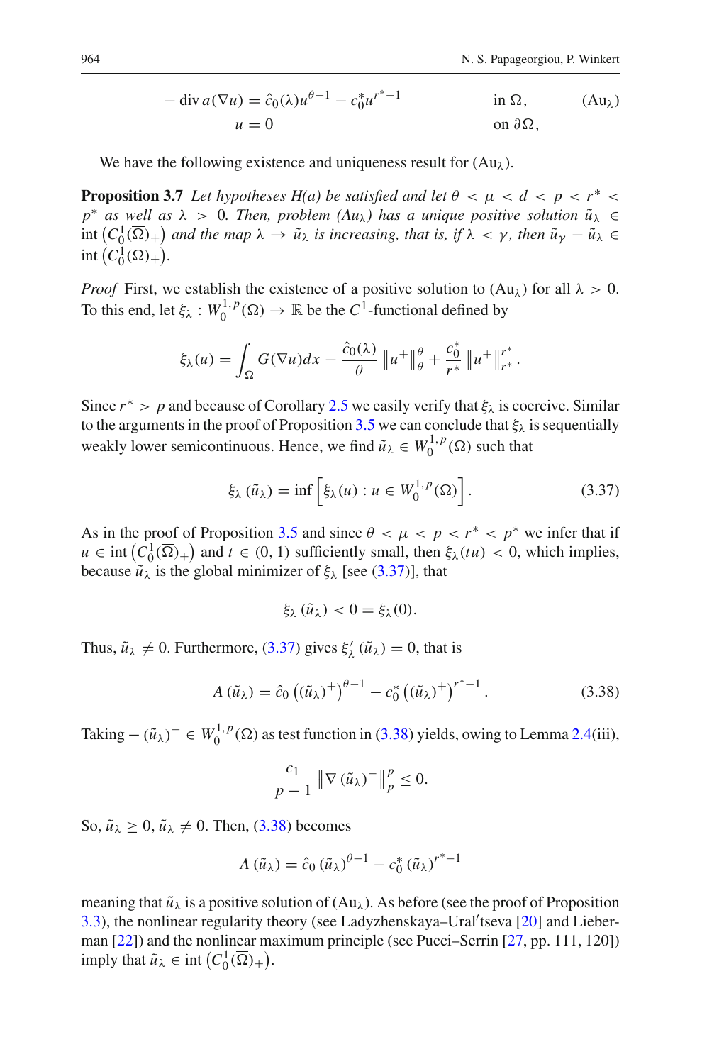$$
\begin{aligned}
-\operatorname{div} a(\nabla u) &= \hat{c}_0(\lambda) u^{\theta-1} - c_0^* u^{r^*-1} && \text{in } \Omega, \\
u &= 0 && \text{on } \partial\Omega,
\end{aligned}
\tag{Au$_\lambda$}
$$

We have the following existence and uniqueness result for (Au$_\lambda$).

**Proposition 3.7** *Let hypotheses H(a) be satisfied and let $\theta < \mu < d < p < r^* < p^*$ as well as $\lambda > 0$. Then, problem (Au$_\lambda$) has a unique positive solution $\tilde{u}_\lambda \in \operatorname{int}\left(C_0^1(\overline{\Omega})_+\right)$ and the map $\lambda \to \tilde{u}_\lambda$ is increasing, that is, if $\lambda < \gamma$, then $\tilde{u}_\gamma - \tilde{u}_\lambda \in \operatorname{int}\left(C_0^1(\overline{\Omega})_+\right)$.*

*Proof* First, we establish the existence of a positive solution to (Au$_\lambda$) for all $\lambda > 0$. To this end, let $\xi_\lambda : W_0^{1,p}(\Omega) \to \mathbb{R}$ be the $C^1$-functional defined by

$$
\xi_\lambda(u) = \int_\Omega G(\nabla u)dx - \frac{\hat{c}_0(\lambda)}{\theta} \left\|u^+\right\|_\theta^\theta + \frac{c_0^*}{r^*} \left\|u^+\right\|_{r^*}^{r^*}.
$$

Since $r^* > p$ and because of Corollary 2.5 we easily verify that $\xi_\lambda$ is coercive. Similar to the arguments in the proof of Proposition 3.5 we can conclude that $\xi_\lambda$ is sequentially weakly lower semicontinuous. Hence, we find $\tilde{u}_\lambda \in W_0^{1,p}(\Omega)$ such that

$$
\xi_\lambda\left(\tilde{u}_\lambda\right) = \inf\left[\xi_\lambda(u) : u \in W_0^{1,p}(\Omega)\right]. \tag{3.37}
$$

As in the proof of Proposition 3.5 and since $\theta < \mu < p < r^* < p^*$ we infer that if $u \in \operatorname{int}\left(C_0^1(\overline{\Omega})_+\right)$ and $t \in (0,1)$ sufficiently small, then $\xi_\lambda(tu) < 0$, which implies, because $\tilde{u}_\lambda$ is the global minimizer of $\xi_\lambda$ [see (3.37)], that

$$
\xi_\lambda\left(\tilde{u}_\lambda\right) < 0 = \xi_\lambda(0).
$$

Thus, $\tilde{u}_\lambda \neq 0$. Furthermore, (3.37) gives $\xi_\lambda'\left(\tilde{u}_\lambda\right) = 0$, that is

$$
A\left(\tilde{u}_\lambda\right) = \hat{c}_0\left(\left(\tilde{u}_\lambda\right)^+\right)^{\theta-1} - c_0^*\left(\left(\tilde{u}_\lambda\right)^+\right)^{r^*-1}. \tag{3.38}
$$

Taking $-\left(\tilde{u}_\lambda\right)^- \in W_0^{1,p}(\Omega)$ as test function in (3.38) yields, owing to Lemma 2.4(iii),

$$
\frac{c_1}{p-1}\left\|\nabla\left(\tilde{u}_\lambda\right)^-\right\|_p^p \leq 0.
$$

So, $\tilde{u}_\lambda \geq 0$, $\tilde{u}_\lambda \neq 0$. Then, (3.38) becomes

$$
A\left(\tilde{u}_\lambda\right) = \hat{c}_0\left(\tilde{u}_\lambda\right)^{\theta-1} - c_0^*\left(\tilde{u}_\lambda\right)^{r^*-1}
$$

meaning that $\tilde{u}_\lambda$ is a positive solution of (Au$_\lambda$). As before (see the proof of Proposition 3.3), the nonlinear regularity theory (see Ladyzhenskaya–Ural′tseva [20] and Lieberman [22]) and the nonlinear maximum principle (see Pucci–Serrin [27, pp. 111, 120]) imply that $\tilde{u}_\lambda \in \operatorname{int}\left(C_0^1(\overline{\Omega})_+\right)$.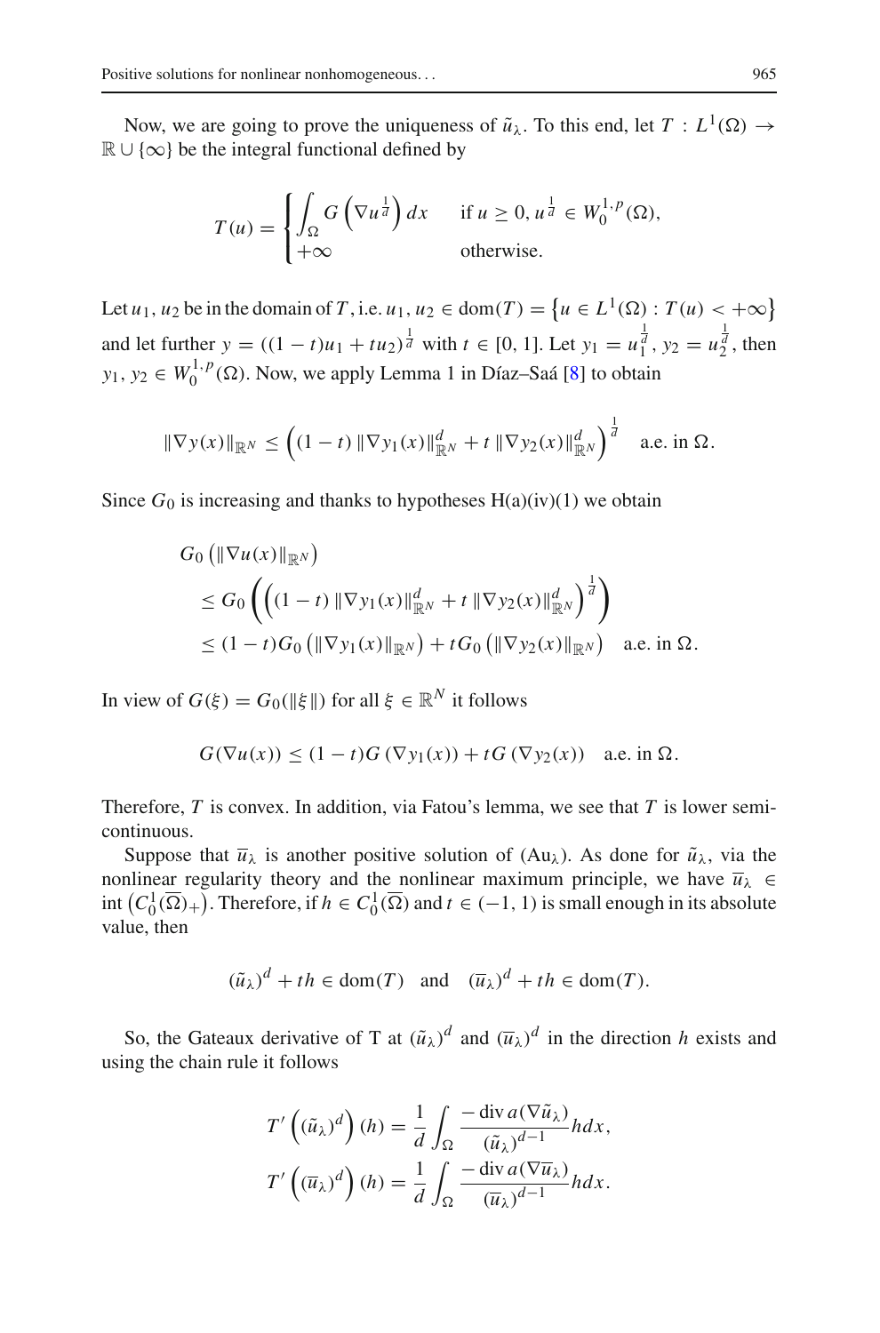Now, we are going to prove the uniqueness of $\tilde{u}_\lambda$. To this end, let $T : L^1(\Omega) \to \mathbb{R} \cup \{\infty\}$ be the integral functional defined by

$$
T(u) = \begin{cases} \int_\Omega G\left(\nabla u^{\frac{1}{d}}\right) dx & \text{if } u \geq 0, u^{\frac{1}{d}} \in W_0^{1,p}(\Omega), \\ +\infty & \text{otherwise.} \end{cases}
$$

Let $u_1, u_2$ be in the domain of $T$, i.e. $u_1, u_2 \in \operatorname{dom}(T) = \left\{u \in L^1(\Omega) : T(u) < +\infty\right\}$ and let further $y = ((1-t)u_1 + tu_2)^{\frac{1}{d}}$ with $t \in [0,1]$. Let $y_1 = u_1^{\frac{1}{d}}$, $y_2 = u_2^{\frac{1}{d}}$, then $y_1, y_2 \in W_0^{1,p}(\Omega)$. Now, we apply Lemma 1 in Díaz–Saá [8] to obtain

$$
\|\nabla y(x)\|_{\mathbb{R}^N} \leq \left((1-t)\|\nabla y_1(x)\|_{\mathbb{R}^N}^d + t\|\nabla y_2(x)\|_{\mathbb{R}^N}^d\right)^{\frac{1}{d}} \quad \text{a.e. in } \Omega.
$$

Since $G_0$ is increasing and thanks to hypotheses H(a)(iv)(1) we obtain

$$
\begin{aligned}
& G_0\left(\|\nabla u(x)\|_{\mathbb{R}^N}\right) \\
& \leq G_0\left(\left((1-t)\|\nabla y_1(x)\|_{\mathbb{R}^N}^d + t\|\nabla y_2(x)\|_{\mathbb{R}^N}^d\right)^{\frac{1}{d}}\right) \\
& \leq (1-t)G_0\left(\|\nabla y_1(x)\|_{\mathbb{R}^N}\right) + tG_0\left(\|\nabla y_2(x)\|_{\mathbb{R}^N}\right) \quad \text{a.e. in } \Omega.
\end{aligned}
$$

In view of $G(\xi) = G_0(\|\xi\|)$ for all $\xi \in \mathbb{R}^N$ it follows

$$
G(\nabla u(x)) \leq (1-t)G(\nabla y_1(x)) + tG(\nabla y_2(x)) \quad \text{a.e. in } \Omega.
$$

Therefore, $T$ is convex. In addition, via Fatou's lemma, we see that $T$ is lower semicontinuous.

Suppose that $\overline{u}_\lambda$ is another positive solution of (Au$_\lambda$). As done for $\tilde{u}_\lambda$, via the nonlinear regularity theory and the nonlinear maximum principle, we have $\overline{u}_\lambda \in \operatorname{int}\left(C_0^1(\overline{\Omega})_+\right)$. Therefore, if $h \in C_0^1(\overline{\Omega})$ and $t \in (-1,1)$ is small enough in its absolute value, then

$$
(\tilde{u}_\lambda)^d + th \in \operatorname{dom}(T) \quad \text{and} \quad (\overline{u}_\lambda)^d + th \in \operatorname{dom}(T).
$$

So, the Gateaux derivative of T at $(\tilde{u}_\lambda)^d$ and $(\overline{u}_\lambda)^d$ in the direction $h$ exists and using the chain rule it follows

$$
\begin{aligned}
T'\left((\tilde{u}_\lambda)^d\right)(h) &= \frac{1}{d}\int_\Omega \frac{-\operatorname{div} a(\nabla \tilde{u}_\lambda)}{(\tilde{u}_\lambda)^{d-1}} h dx, \\
T'\left((\overline{u}_\lambda)^d\right)(h) &= \frac{1}{d}\int_\Omega \frac{-\operatorname{div} a(\nabla \overline{u}_\lambda)}{(\overline{u}_\lambda)^{d-1}} h dx.
\end{aligned}
$$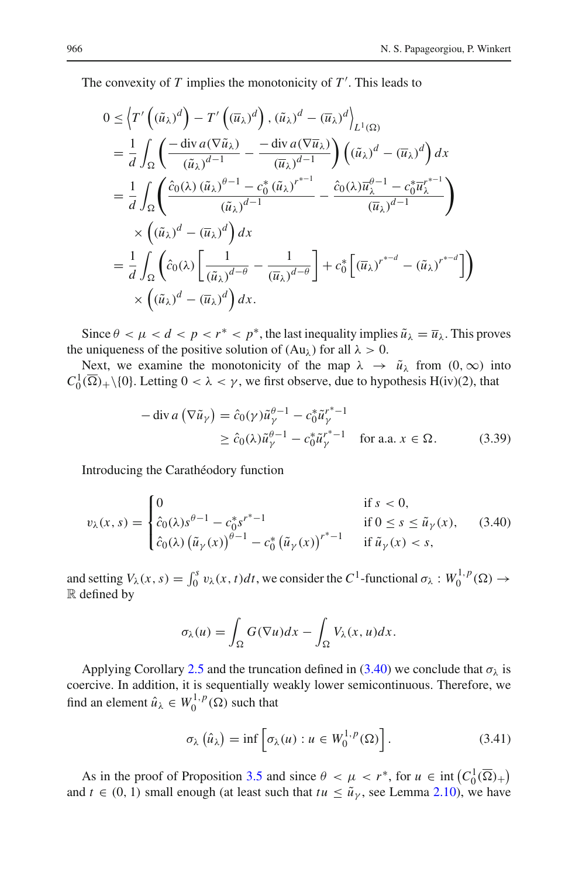The convexity of $T$ implies the monotonicity of $T'$. This leads to

$$
\begin{aligned}
0 &\le \left\langle T'\left((\tilde{u}_\lambda)^d\right) - T'\left((\overline{u}_\lambda)^d\right), (\tilde{u}_\lambda)^d - (\overline{u}_\lambda)^d \right\rangle_{L^1(\Omega)} \\
&= \frac{1}{d}\int_\Omega \left( \frac{-\operatorname{div} a(\nabla \tilde{u}_\lambda)}{(\tilde{u}_\lambda)^{d-1}} - \frac{-\operatorname{div} a(\nabla \overline{u}_\lambda)}{(\overline{u}_\lambda)^{d-1}} \right)\left((\tilde{u}_\lambda)^d - (\overline{u}_\lambda)^d\right) dx \\
&= \frac{1}{d}\int_\Omega \left( \frac{\hat{c}_0(\lambda)\,(\tilde{u}_\lambda)^{\theta-1} - c_0^*\,(\tilde{u}_\lambda)^{r^*-1}}{(\tilde{u}_\lambda)^{d-1}} - \frac{\hat{c}_0(\lambda)\overline{u}_\lambda^{\theta-1} - c_0^*\overline{u}_\lambda^{r^*-1}}{(\overline{u}_\lambda)^{d-1}} \right) \\
&\quad \times \left((\tilde{u}_\lambda)^d - (\overline{u}_\lambda)^d\right) dx \\
&= \frac{1}{d}\int_\Omega \left( \hat{c}_0(\lambda)\left[\frac{1}{(\tilde{u}_\lambda)^{d-\theta}} - \frac{1}{(\overline{u}_\lambda)^{d-\theta}}\right] + c_0^*\left[(\overline{u}_\lambda)^{r^*-d} - (\tilde{u}_\lambda)^{r^*-d}\right] \right) \\
&\quad \times \left((\tilde{u}_\lambda)^d - (\overline{u}_\lambda)^d\right) dx.
\end{aligned}
$$

Since $\theta < \mu < d < p < r^* < p^*$, the last inequality implies $\tilde{u}_\lambda = \overline{u}_\lambda$. This proves the uniqueness of the positive solution of $(\mathrm{Au}_\lambda)$ for all $\lambda > 0$.

Next, we examine the monotonicity of the map $\lambda \to \tilde{u}_\lambda$ from $(0,\infty)$ into $C_0^1(\overline{\Omega})_+\setminus\{0\}$. Letting $0 < \lambda < \gamma$, we first observe, due to hypothesis H(iv)(2), that

$$
\begin{aligned}
-\operatorname{div} a\left(\nabla \tilde{u}_\gamma\right) &= \hat{c}_0(\gamma)\tilde{u}_\gamma^{\theta-1} - c_0^*\tilde{u}_\gamma^{r^*-1} \\
&\ge \hat{c}_0(\lambda)\tilde{u}_\gamma^{\theta-1} - c_0^*\tilde{u}_\gamma^{r^*-1} \quad \text{for a.a. } x \in \Omega. \qquad (3.39)
\end{aligned}
$$

Introducing the Carathéodory function

$$
v_\lambda(x,s) = \begin{cases} 0 & \text{if } s < 0, \\ \hat{c}_0(\lambda)s^{\theta-1} - c_0^* s^{r^*-1} & \text{if } 0 \le s \le \tilde{u}_\gamma(x), \\ \hat{c}_0(\lambda)\left(\tilde{u}_\gamma(x)\right)^{\theta-1} - c_0^*\left(\tilde{u}_\gamma(x)\right)^{r^*-1} & \text{if } \tilde{u}_\gamma(x) < s, \end{cases} \qquad (3.40)
$$

and setting $V_\lambda(x,s) = \int_0^s v_\lambda(x,t)dt$, we consider the $C^1$-functional $\sigma_\lambda : W_0^{1,p}(\Omega) \to \mathbb{R}$ defined by

$$
\sigma_\lambda(u) = \int_\Omega G(\nabla u)dx - \int_\Omega V_\lambda(x,u)dx.
$$

Applying Corollary 2.5 and the truncation defined in (3.40) we conclude that $\sigma_\lambda$ is coercive. In addition, it is sequentially weakly lower semicontinuous. Therefore, we find an element $\hat{u}_\lambda \in W_0^{1,p}(\Omega)$ such that

$$
\sigma_\lambda\left(\hat{u}_\lambda\right) = \inf\left[\sigma_\lambda(u) : u \in W_0^{1,p}(\Omega)\right]. \qquad (3.41)
$$

As in the proof of Proposition 3.5 and since $\theta < \mu < r^*$, for $u \in \operatorname{int}\left(C_0^1(\overline{\Omega})_+\right)$ and $t \in (0,1)$ small enough (at least such that $tu \le \tilde{u}_\gamma$, see Lemma 2.10), we have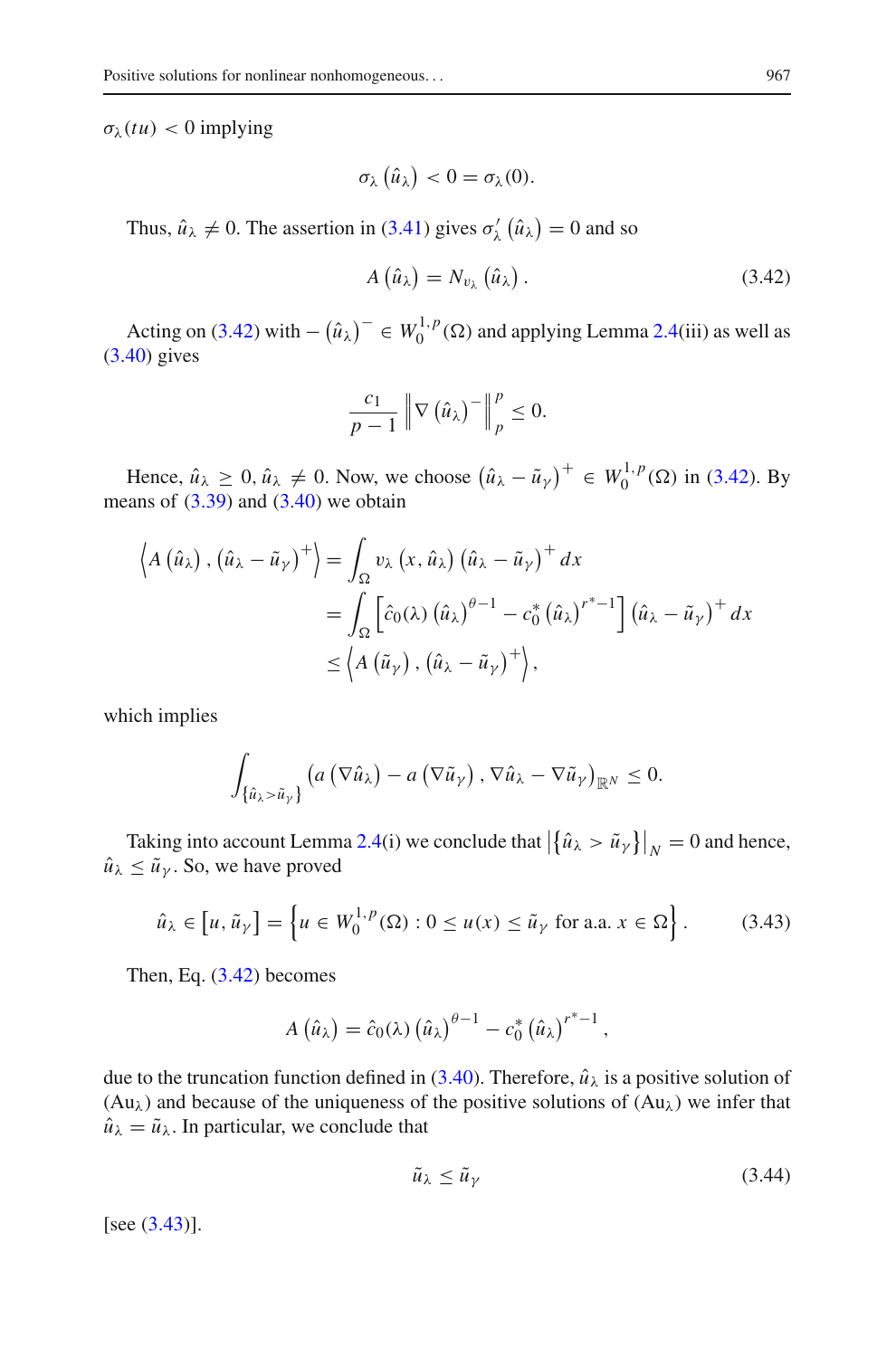$\sigma_\lambda(tu) < 0$ implying

$$\sigma_\lambda\left(\hat{u}_\lambda\right) < 0 = \sigma_\lambda(0).$$

Thus, $\hat{u}_\lambda \neq 0$. The assertion in (3.41) gives $\sigma'_\lambda\left(\hat{u}_\lambda\right) = 0$ and so

$$A\left(\hat{u}_\lambda\right) = N_{v_\lambda}\left(\hat{u}_\lambda\right). \tag{3.42}$$

Acting on (3.42) with $-\left(\hat{u}_\lambda\right)^- \in W_0^{1,p}(\Omega)$ and applying Lemma 2.4(iii) as well as (3.40) gives

$$\frac{c_1}{p-1}\left\|\nabla\left(\hat{u}_\lambda\right)^-\right\|_p^p \leq 0.$$

Hence, $\hat{u}_\lambda \geq 0$, $\hat{u}_\lambda \neq 0$. Now, we choose $\left(\hat{u}_\lambda - \tilde{u}_\gamma\right)^+ \in W_0^{1,p}(\Omega)$ in (3.42). By means of (3.39) and (3.40) we obtain

$$\begin{aligned}
\left\langle A\left(\hat{u}_\lambda\right), \left(\hat{u}_\lambda - \tilde{u}_\gamma\right)^+\right\rangle &= \int_\Omega v_\lambda\left(x, \hat{u}_\lambda\right)\left(\hat{u}_\lambda - \tilde{u}_\gamma\right)^+ dx \\
&= \int_\Omega \left[\hat{c}_0(\lambda)\left(\hat{u}_\lambda\right)^{\theta-1} - c_0^*\left(\hat{u}_\lambda\right)^{r^*-1}\right]\left(\hat{u}_\lambda - \tilde{u}_\gamma\right)^+ dx \\
&\leq \left\langle A\left(\tilde{u}_\gamma\right), \left(\hat{u}_\lambda - \tilde{u}_\gamma\right)^+\right\rangle,
\end{aligned}$$

which implies

$$\int_{\{\hat{u}_\lambda > \tilde{u}_\gamma\}} \left(a\left(\nabla\hat{u}_\lambda\right) - a\left(\nabla\tilde{u}_\gamma\right), \nabla\hat{u}_\lambda - \nabla\tilde{u}_\gamma\right)_{\mathbb{R}^N} \leq 0.$$

Taking into account Lemma 2.4(i) we conclude that $\left|\left\{\hat{u}_\lambda > \tilde{u}_\gamma\right\}\right|_N = 0$ and hence, $\hat{u}_\lambda \leq \tilde{u}_\gamma$. So, we have proved

$$\hat{u}_\lambda \in \left[u, \tilde{u}_\gamma\right] = \left\{u \in W_0^{1,p}(\Omega) : 0 \leq u(x) \leq \tilde{u}_\gamma \text{ for a.a. } x \in \Omega\right\}. \tag{3.43}$$

Then, Eq. (3.42) becomes

$$A\left(\hat{u}_\lambda\right) = \hat{c}_0(\lambda)\left(\hat{u}_\lambda\right)^{\theta-1} - c_0^*\left(\hat{u}_\lambda\right)^{r^*-1},$$

due to the truncation function defined in (3.40). Therefore, $\hat{u}_\lambda$ is a positive solution of $(\mathrm{Au}_\lambda)$ and because of the uniqueness of the positive solutions of $(\mathrm{Au}_\lambda)$ we infer that $\hat{u}_\lambda = \tilde{u}_\lambda$. In particular, we conclude that

$$\tilde{u}_\lambda \leq \tilde{u}_\gamma \tag{3.44}$$

[see (3.43)].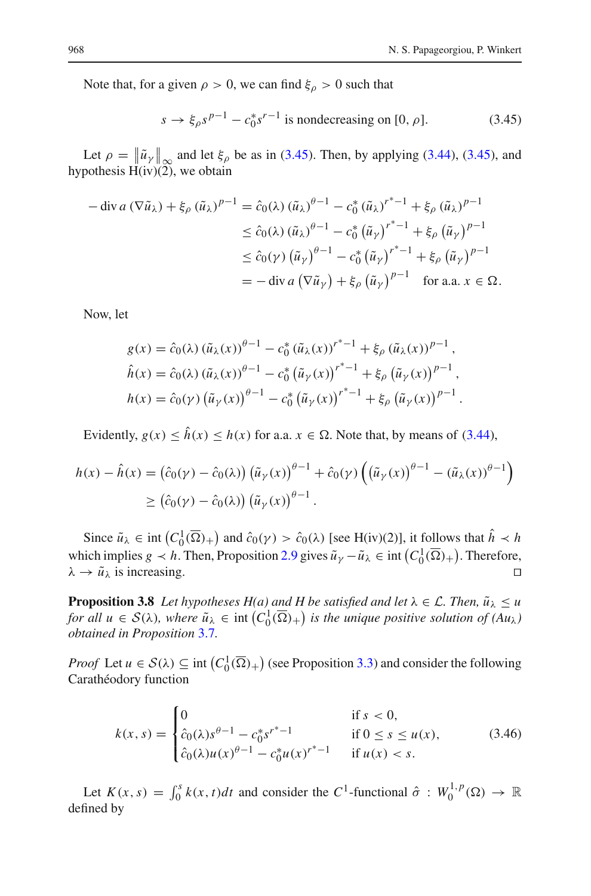Note that, for a given $\rho > 0$, we can find $\xi_\rho > 0$ such that

$$s \to \xi_\rho s^{p-1} - c_0^* s^{r-1} \text{ is nondecreasing on } [0, \rho]. \tag{3.45}$$

Let $\rho = \left\|\tilde{u}_\gamma\right\|_\infty$ and let $\xi_\rho$ be as in (3.45). Then, by applying (3.44), (3.45), and hypothesis H(iv)(2), we obtain

$$\begin{aligned}
-\operatorname{div} a\left(\nabla \tilde{u}_\lambda\right) + \xi_\rho \left(\tilde{u}_\lambda\right)^{p-1} &= \hat{c}_0(\lambda) \left(\tilde{u}_\lambda\right)^{\theta-1} - c_0^* \left(\tilde{u}_\lambda\right)^{r^*-1} + \xi_\rho \left(\tilde{u}_\lambda\right)^{p-1} \\
&\le \hat{c}_0(\lambda) \left(\tilde{u}_\lambda\right)^{\theta-1} - c_0^* \left(\tilde{u}_\gamma\right)^{r^*-1} + \xi_\rho \left(\tilde{u}_\gamma\right)^{p-1} \\
&\le \hat{c}_0(\gamma) \left(\tilde{u}_\gamma\right)^{\theta-1} - c_0^* \left(\tilde{u}_\gamma\right)^{r^*-1} + \xi_\rho \left(\tilde{u}_\gamma\right)^{p-1} \\
&= -\operatorname{div} a\left(\nabla \tilde{u}_\gamma\right) + \xi_\rho \left(\tilde{u}_\gamma\right)^{p-1} \quad \text{for a.a. } x \in \Omega.
\end{aligned}$$

Now, let

$$\begin{aligned}
g(x) &= \hat{c}_0(\lambda) \left(\tilde{u}_\lambda(x)\right)^{\theta-1} - c_0^* \left(\tilde{u}_\lambda(x)\right)^{r^*-1} + \xi_\rho \left(\tilde{u}_\lambda(x)\right)^{p-1}, \\
\hat{h}(x) &= \hat{c}_0(\lambda) \left(\tilde{u}_\lambda(x)\right)^{\theta-1} - c_0^* \left(\tilde{u}_\gamma(x)\right)^{r^*-1} + \xi_\rho \left(\tilde{u}_\gamma(x)\right)^{p-1}, \\
h(x) &= \hat{c}_0(\gamma) \left(\tilde{u}_\gamma(x)\right)^{\theta-1} - c_0^* \left(\tilde{u}_\gamma(x)\right)^{r^*-1} + \xi_\rho \left(\tilde{u}_\gamma(x)\right)^{p-1}.
\end{aligned}$$

Evidently, $g(x) \le \hat{h}(x) \le h(x)$ for a.a. $x \in \Omega$. Note that, by means of (3.44),

$$\begin{aligned}
h(x) - \hat{h}(x) &= \left(\hat{c}_0(\gamma) - \hat{c}_0(\lambda)\right) \left(\tilde{u}_\gamma(x)\right)^{\theta-1} + \hat{c}_0(\gamma) \left(\left(\tilde{u}_\gamma(x)\right)^{\theta-1} - \left(\tilde{u}_\lambda(x)\right)^{\theta-1}\right) \\
&\ge \left(\hat{c}_0(\gamma) - \hat{c}_0(\lambda)\right) \left(\tilde{u}_\gamma(x)\right)^{\theta-1}.
\end{aligned}$$

Since $\tilde{u}_\lambda \in \operatorname{int}\left(C_0^1(\overline{\Omega})_+\right)$ and $\hat{c}_0(\gamma) > \hat{c}_0(\lambda)$ [see H(iv)(2)], it follows that $\hat{h} \prec h$ which implies $g \prec h$. Then, Proposition 2.9 gives $\tilde{u}_\gamma - \tilde{u}_\lambda \in \operatorname{int}\left(C_0^1(\overline{\Omega})_+\right)$. Therefore, $\lambda \to \tilde{u}_\lambda$ is increasing. □

**Proposition 3.8** *Let hypotheses H(a) and H be satisfied and let $\lambda \in \mathcal{L}$. Then, $\tilde{u}_\lambda \le u$ for all $u \in \mathcal{S}(\lambda)$, where $\tilde{u}_\lambda \in \operatorname{int}\left(C_0^1(\overline{\Omega})_+\right)$ is the unique positive solution of ($Au_\lambda$) obtained in Proposition 3.7.*

*Proof* Let $u \in \mathcal{S}(\lambda) \subseteq \operatorname{int}\left(C_0^1(\overline{\Omega})_+\right)$ (see Proposition 3.3) and consider the following Carathéodory function

$$k(x, s) = \begin{cases} 0 & \text{if } s < 0, \\ \hat{c}_0(\lambda) s^{\theta-1} - c_0^* s^{r^*-1} & \text{if } 0 \le s \le u(x), \\ \hat{c}_0(\lambda) u(x)^{\theta-1} - c_0^* u(x)^{r^*-1} & \text{if } u(x) < s. \end{cases} \tag{3.46}$$

Let $K(x, s) = \int_0^s k(x, t) dt$ and consider the $C^1$-functional $\hat{\sigma} : W_0^{1,p}(\Omega) \to \mathbb{R}$ defined by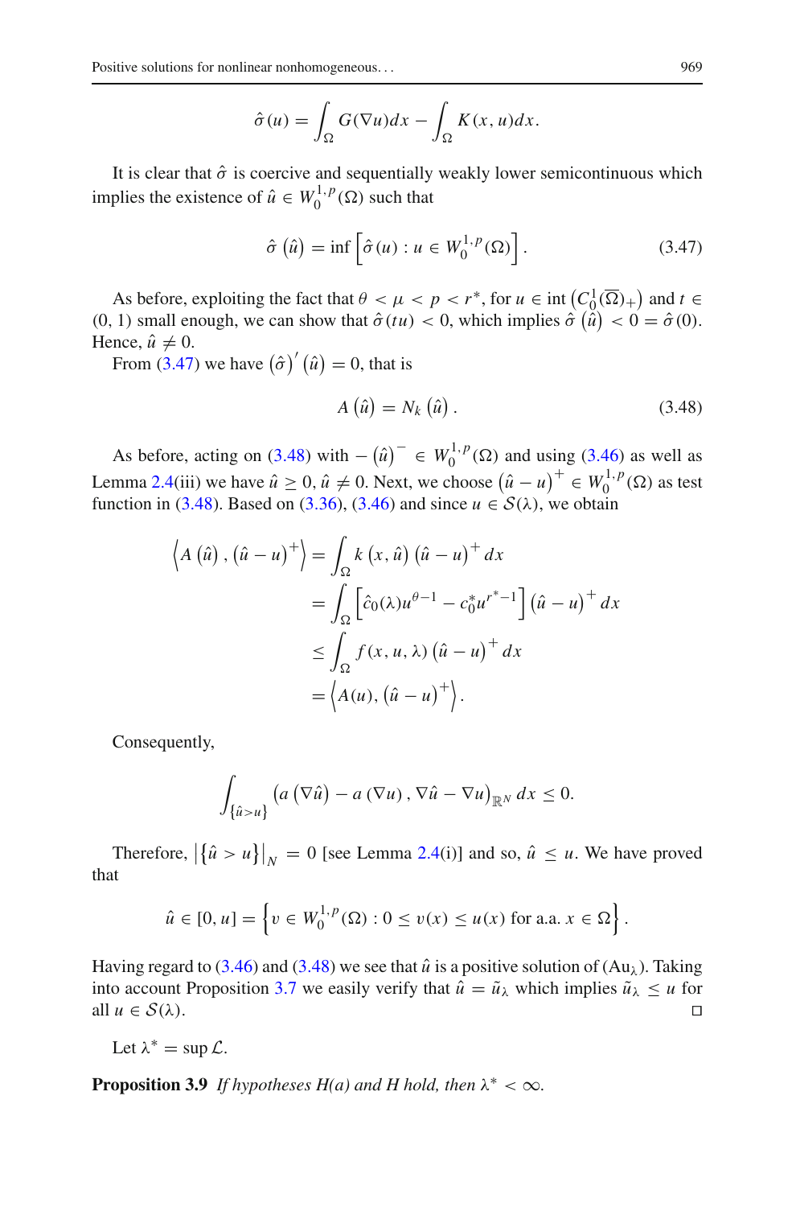$$\hat{\sigma}(u) = \int_\Omega G(\nabla u)dx - \int_\Omega K(x,u)dx.$$

It is clear that $\hat{\sigma}$ is coercive and sequentially weakly lower semicontinuous which implies the existence of $\hat{u} \in W_0^{1,p}(\Omega)$ such that

$$\hat{\sigma}\left(\hat{u}\right) = \inf\left[\hat{\sigma}(u) : u \in W_0^{1,p}(\Omega)\right]. \tag{3.47}$$

As before, exploiting the fact that $\theta < \mu < p < r^*$, for $u \in \operatorname{int}\left(C_0^1(\overline{\Omega})_+\right)$ and $t \in (0,1)$ small enough, we can show that $\hat{\sigma}(tu) < 0$, which implies $\hat{\sigma}\left(\hat{u}\right) < 0 = \hat{\sigma}(0)$. Hence, $\hat{u} \neq 0$.

From (3.47) we have $\left(\hat{\sigma}\right)'\left(\hat{u}\right) = 0$, that is

$$A\left(\hat{u}\right) = N_k\left(\hat{u}\right). \tag{3.48}$$

As before, acting on (3.48) with $-\left(\hat{u}\right)^- \in W_0^{1,p}(\Omega)$ and using (3.46) as well as Lemma 2.4(iii) we have $\hat{u} \geq 0$, $\hat{u} \neq 0$. Next, we choose $\left(\hat{u} - u\right)^+ \in W_0^{1,p}(\Omega)$ as test function in (3.48). Based on (3.36), (3.46) and since $u \in \mathcal{S}(\lambda)$, we obtain

$$\begin{aligned}
\left\langle A\left(\hat{u}\right), \left(\hat{u} - u\right)^+\right\rangle &= \int_\Omega k\left(x, \hat{u}\right)\left(\hat{u} - u\right)^+ dx \\
&= \int_\Omega \left[\hat{c}_0(\lambda)u^{\theta-1} - c_0^* u^{r^*-1}\right]\left(\hat{u} - u\right)^+ dx \\
&\leq \int_\Omega f(x, u, \lambda)\left(\hat{u} - u\right)^+ dx \\
&= \left\langle A(u), \left(\hat{u} - u\right)^+\right\rangle.
\end{aligned}$$

Consequently,

$$\int_{\{\hat{u} > u\}} \left(a\left(\nabla\hat{u}\right) - a\left(\nabla u\right), \nabla\hat{u} - \nabla u\right)_{\mathbb{R}^N} dx \leq 0.$$

Therefore, $\left|\left\{\hat{u} > u\right\}\right|_N = 0$ [see Lemma 2.4(i)] and so, $\hat{u} \leq u$. We have proved that

$$\hat{u} \in [0, u] = \left\{v \in W_0^{1,p}(\Omega) : 0 \leq v(x) \leq u(x) \text{ for a.a. } x \in \Omega\right\}.$$

Having regard to (3.46) and (3.48) we see that $\hat{u}$ is a positive solution of (Au$_\lambda$). Taking into account Proposition 3.7 we easily verify that $\hat{u} = \tilde{u}_\lambda$ which implies $\tilde{u}_\lambda \leq u$ for all $u \in \mathcal{S}(\lambda)$. ◻

Let $\lambda^* = \sup \mathcal{L}$.

**Proposition 3.9** *If hypotheses H(a) and H hold, then $\lambda^* < \infty$.*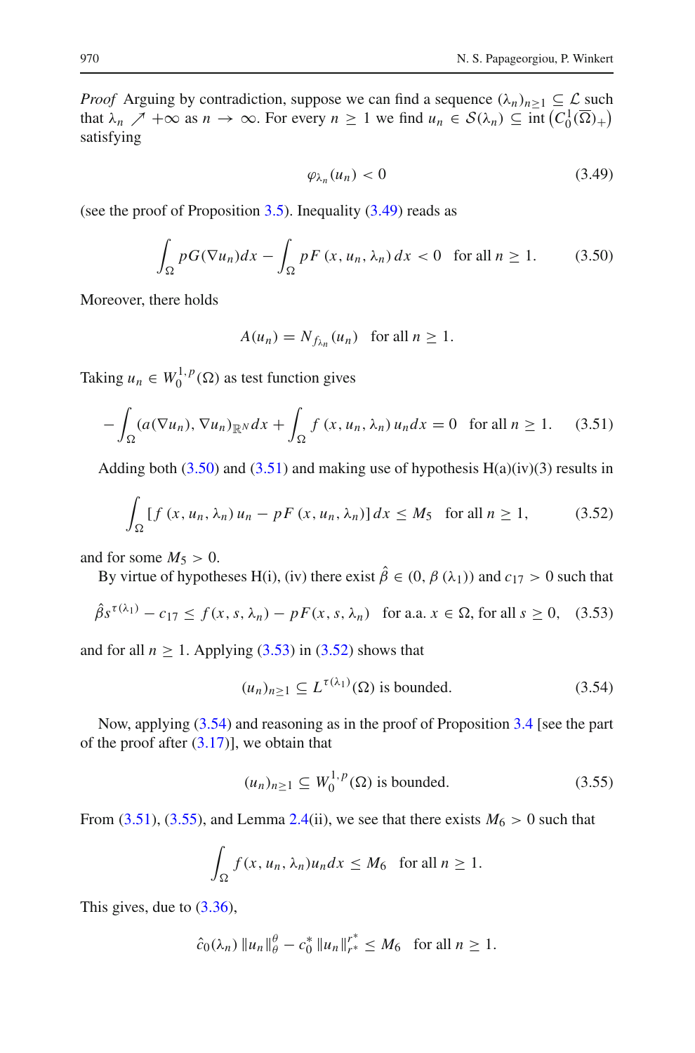*Proof* Arguing by contradiction, suppose we can find a sequence $(\lambda_n)_{n\geq 1} \subseteq \mathcal{L}$ such that $\lambda_n \nearrow +\infty$ as $n \to \infty$. For every $n \geq 1$ we find $u_n \in \mathcal{S}(\lambda_n) \subseteq \operatorname{int}\left(C_0^1(\overline{\Omega})_+\right)$ satisfying

$$\varphi_{\lambda_n}(u_n) < 0 \tag{3.49}$$

(see the proof of Proposition 3.5). Inequality (3.49) reads as

$$\int_\Omega pG(\nabla u_n)dx - \int_\Omega pF(x, u_n, \lambda_n)\, dx < 0 \quad \text{for all } n \geq 1. \tag{3.50}$$

Moreover, there holds

$$A(u_n) = N_{f_{\lambda_n}}(u_n) \quad \text{for all } n \geq 1.$$

Taking $u_n \in W_0^{1,p}(\Omega)$ as test function gives

$$-\int_\Omega (a(\nabla u_n), \nabla u_n)_{\mathbb{R}^N} dx + \int_\Omega f(x, u_n, \lambda_n)\, u_n dx = 0 \quad \text{for all } n \geq 1. \tag{3.51}$$

Adding both (3.50) and (3.51) and making use of hypothesis H(a)(iv)(3) results in

$$\int_\Omega [f(x, u_n, \lambda_n)\, u_n - pF(x, u_n, \lambda_n)]\, dx \leq M_5 \quad \text{for all } n \geq 1, \tag{3.52}$$

and for some $M_5 > 0$.

By virtue of hypotheses H(i), (iv) there exist $\hat{\beta} \in (0, \beta(\lambda_1))$ and $c_{17} > 0$ such that

$$\hat{\beta} s^{\tau(\lambda_1)} - c_{17} \leq f(x, s, \lambda_n) - pF(x, s, \lambda_n) \quad \text{for a.a. } x \in \Omega, \text{ for all } s \geq 0, \tag{3.53}$$

and for all $n \geq 1$. Applying (3.53) in (3.52) shows that

$$(u_n)_{n\geq 1} \subseteq L^{\tau(\lambda_1)}(\Omega) \text{ is bounded.} \tag{3.54}$$

Now, applying (3.54) and reasoning as in the proof of Proposition 3.4 [see the part of the proof after (3.17)], we obtain that

$$(u_n)_{n\geq 1} \subseteq W_0^{1,p}(\Omega) \text{ is bounded.} \tag{3.55}$$

From (3.51), (3.55), and Lemma 2.4(ii), we see that there exists $M_6 > 0$ such that

$$\int_\Omega f(x, u_n, \lambda_n) u_n dx \leq M_6 \quad \text{for all } n \geq 1.$$

This gives, due to (3.36),

$$\hat{c}_0(\lambda_n)\, \|u_n\|_\theta^\theta - c_0^* \, \|u_n\|_{r^*}^{r^*} \leq M_6 \quad \text{for all } n \geq 1.$$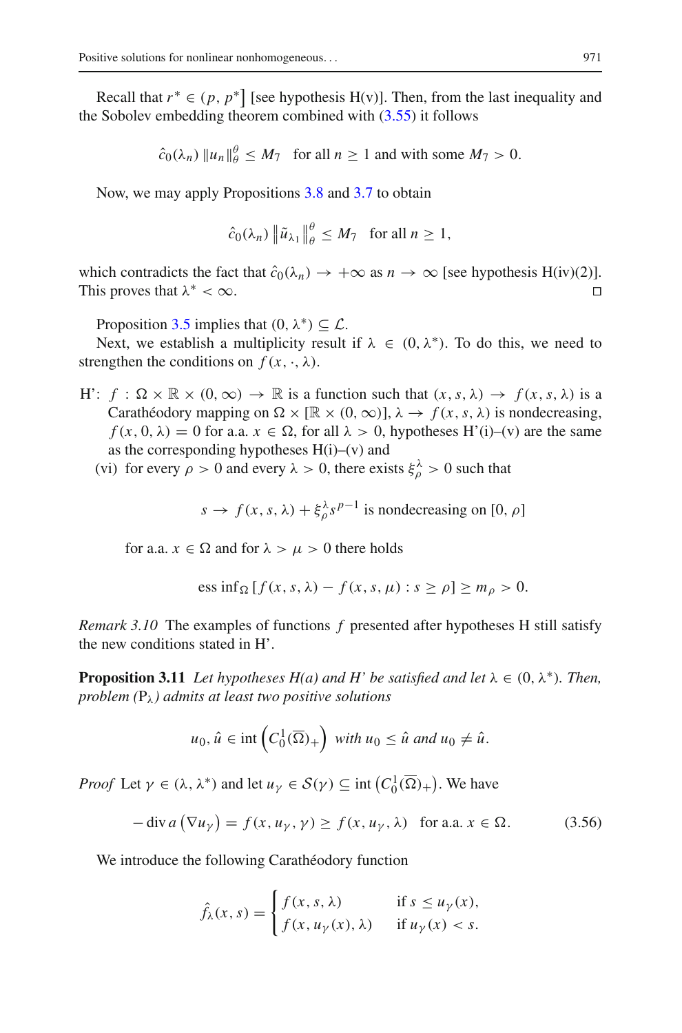Recall that $r^* \in (p, p^*]$ [see hypothesis H(v)]. Then, from the last inequality and the Sobolev embedding theorem combined with (3.55) it follows

$$\hat{c}_0(\lambda_n) \|u_n\|_\theta^\theta \leq M_7 \quad \text{for all } n \geq 1 \text{ and with some } M_7 > 0.$$

Now, we may apply Propositions 3.8 and 3.7 to obtain

$$\hat{c}_0(\lambda_n) \left\|\tilde{u}_{\lambda_1}\right\|_\theta^\theta \leq M_7 \quad \text{for all } n \geq 1,$$

which contradicts the fact that $\hat{c}_0(\lambda_n) \to +\infty$ as $n \to \infty$ [see hypothesis H(iv)(2)]. This proves that $\lambda^* < \infty$. □

Proposition 3.5 implies that $(0, \lambda^*) \subseteq \mathcal{L}$.

Next, we establish a multiplicity result if $\lambda \in (0, \lambda^*)$. To do this, we need to strengthen the conditions on $f(x, \cdot, \lambda)$.

H': $f : \Omega \times \mathbb{R} \times (0, \infty) \to \mathbb{R}$ is a function such that $(x, s, \lambda) \to f(x, s, \lambda)$ is a Carathéodory mapping on $\Omega \times [\mathbb{R} \times (0, \infty)]$, $\lambda \to f(x, s, \lambda)$ is nondecreasing, $f(x, 0, \lambda) = 0$ for a.a. $x \in \Omega$, for all $\lambda > 0$, hypotheses H'(i)–(v) are the same as the corresponding hypotheses H(i)–(v) and

(vi) for every $\rho > 0$ and every $\lambda > 0$, there exists $\xi_\rho^\lambda > 0$ such that

$$s \to f(x, s, \lambda) + \xi_\rho^\lambda s^{p-1} \text{ is nondecreasing on } [0, \rho]$$

for a.a. $x \in \Omega$ and for $\lambda > \mu > 0$ there holds

$$\operatorname{ess\,inf}_\Omega [f(x, s, \lambda) - f(x, s, \mu) : s \geq \rho] \geq m_\rho > 0.$$

*Remark 3.10* The examples of functions $f$ presented after hypotheses H still satisfy the new conditions stated in H'.

**Proposition 3.11** *Let hypotheses H(a) and H' be satisfied and let $\lambda \in (0, \lambda^*)$. Then, problem $(\mathrm{P}_\lambda)$ admits at least two positive solutions*

$$u_0, \hat{u} \in \operatorname{int}\left(C_0^1(\overline{\Omega})_+\right) \text{ with } u_0 \leq \hat{u} \text{ and } u_0 \neq \hat{u}.$$

*Proof* Let $\gamma \in (\lambda, \lambda^*)$ and let $u_\gamma \in \mathcal{S}(\gamma) \subseteq \operatorname{int}\left(C_0^1(\overline{\Omega})_+\right)$. We have

$$-\operatorname{div} a\left(\nabla u_\gamma\right) = f(x, u_\gamma, \gamma) \geq f(x, u_\gamma, \lambda) \quad \text{for a.a. } x \in \Omega. \tag{3.56}$$

We introduce the following Carathéodory function

$$\hat{f}_\lambda(x, s) = \begin{cases} f(x, s, \lambda) & \text{if } s \leq u_\gamma(x), \\ f(x, u_\gamma(x), \lambda) & \text{if } u_\gamma(x) < s. \end{cases}$$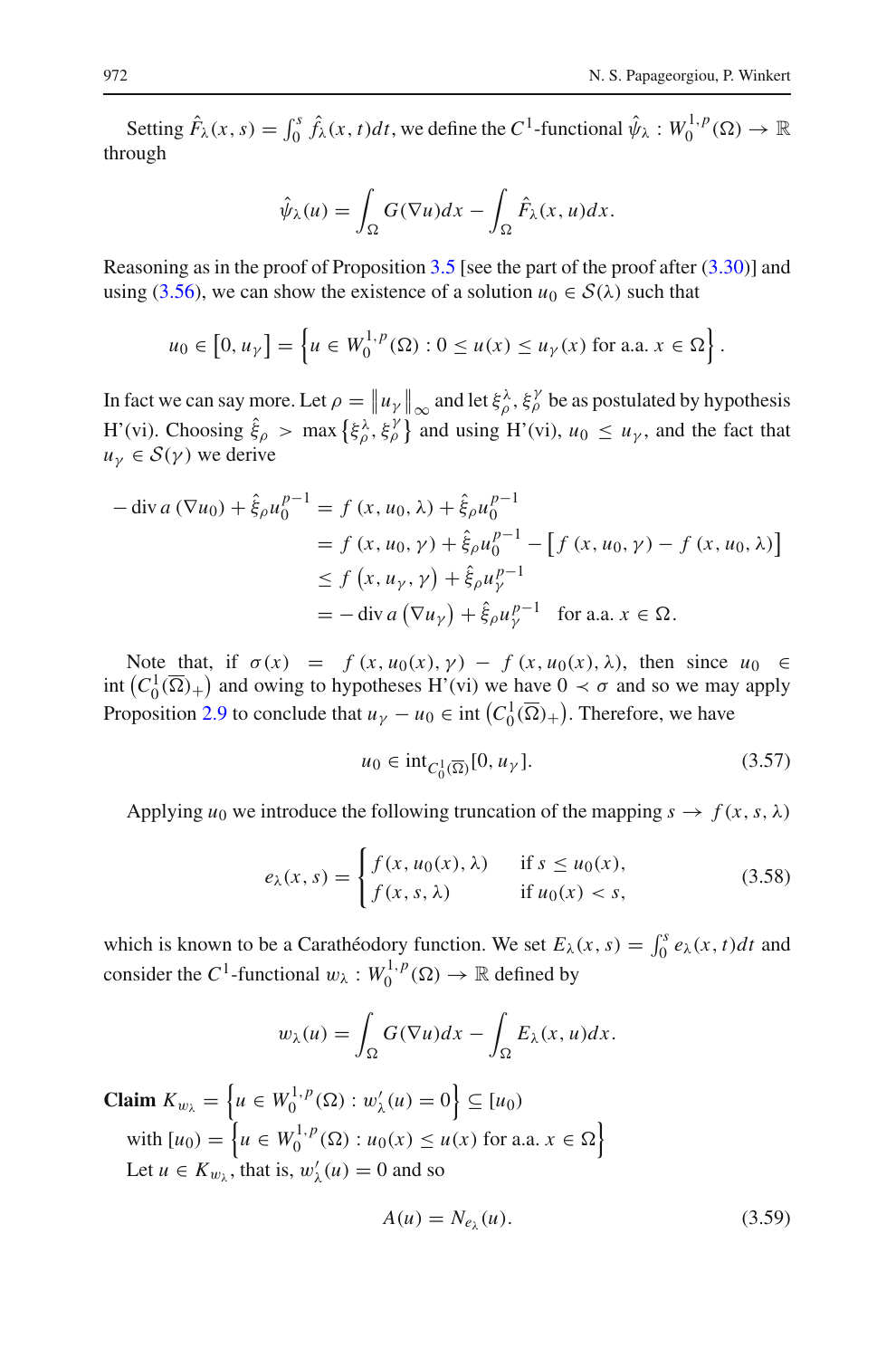Setting $\hat{F}_\lambda(x,s) = \int_0^s \hat{f}_\lambda(x,t)dt$, we define the $C^1$-functional $\hat{\psi}_\lambda : W_0^{1,p}(\Omega) \to \mathbb{R}$ through

$$\hat{\psi}_\lambda(u) = \int_\Omega G(\nabla u)dx - \int_\Omega \hat{F}_\lambda(x,u)dx.$$

Reasoning as in the proof of Proposition 3.5 [see the part of the proof after (3.30)] and using (3.56), we can show the existence of a solution $u_0 \in \mathcal{S}(\lambda)$ such that

$$u_0 \in \left[0, u_\gamma\right] = \left\{u \in W_0^{1,p}(\Omega) : 0 \le u(x) \le u_\gamma(x) \text{ for a.a. } x \in \Omega\right\}.$$

In fact we can say more. Let $\rho = \left\|u_\gamma\right\|_\infty$ and let $\xi_\rho^\lambda, \xi_\rho^\gamma$ be as postulated by hypothesis H'(vi). Choosing $\hat{\xi}_\rho > \max\left\{\xi_\rho^\lambda, \xi_\rho^\gamma\right\}$ and using H'(vi), $u_0 \le u_\gamma$, and the fact that $u_\gamma \in \mathcal{S}(\gamma)$ we derive

$$\begin{aligned}
-\operatorname{div} a\left(\nabla u_0\right) + \hat{\xi}_\rho u_0^{p-1} &= f\left(x, u_0, \lambda\right) + \hat{\xi}_\rho u_0^{p-1} \\
&= f\left(x, u_0, \gamma\right) + \hat{\xi}_\rho u_0^{p-1} - \left[f\left(x, u_0, \gamma\right) - f\left(x, u_0, \lambda\right)\right] \\
&\le f\left(x, u_\gamma, \gamma\right) + \hat{\xi}_\rho u_\gamma^{p-1} \\
&= -\operatorname{div} a\left(\nabla u_\gamma\right) + \hat{\xi}_\rho u_\gamma^{p-1} \quad \text{for a.a. } x \in \Omega.
\end{aligned}$$

Note that, if $\sigma(x) = f\left(x, u_0(x), \gamma\right) - f\left(x, u_0(x), \lambda\right)$, then since $u_0 \in \operatorname{int}\left(C_0^1(\overline{\Omega})_+\right)$ and owing to hypotheses H'(vi) we have $0 \prec \sigma$ and so we may apply Proposition 2.9 to conclude that $u_\gamma - u_0 \in \operatorname{int}\left(C_0^1(\overline{\Omega})_+\right)$. Therefore, we have

$$u_0 \in \operatorname{int}_{C_0^1(\overline{\Omega})}[0, u_\gamma]. \tag{3.57}$$

Applying $u_0$ we introduce the following truncation of the mapping $s \to f(x,s,\lambda)$

$$e_\lambda(x,s) = \begin{cases} f(x, u_0(x), \lambda) & \text{if } s \le u_0(x), \\ f(x,s,\lambda) & \text{if } u_0(x) < s, \end{cases} \tag{3.58}$$

which is known to be a Carathéodory function. We set $E_\lambda(x,s) = \int_0^s e_\lambda(x,t)dt$ and consider the $C^1$-functional $w_\lambda : W_0^{1,p}(\Omega) \to \mathbb{R}$ defined by

$$w_\lambda(u) = \int_\Omega G(\nabla u)dx - \int_\Omega E_\lambda(x,u)dx.$$

**Claim** $K_{w_\lambda} = \left\{u \in W_0^{1,p}(\Omega) : w_\lambda'(u) = 0\right\} \subseteq [u_0)$
with $[u_0) = \left\{u \in W_0^{1,p}(\Omega) : u_0(x) \le u(x) \text{ for a.a. } x \in \Omega\right\}$
Let $u \in K_{w_\lambda}$, that is, $w_\lambda'(u) = 0$ and so

$$A(u) = N_{e_\lambda}(u). \tag{3.59}$$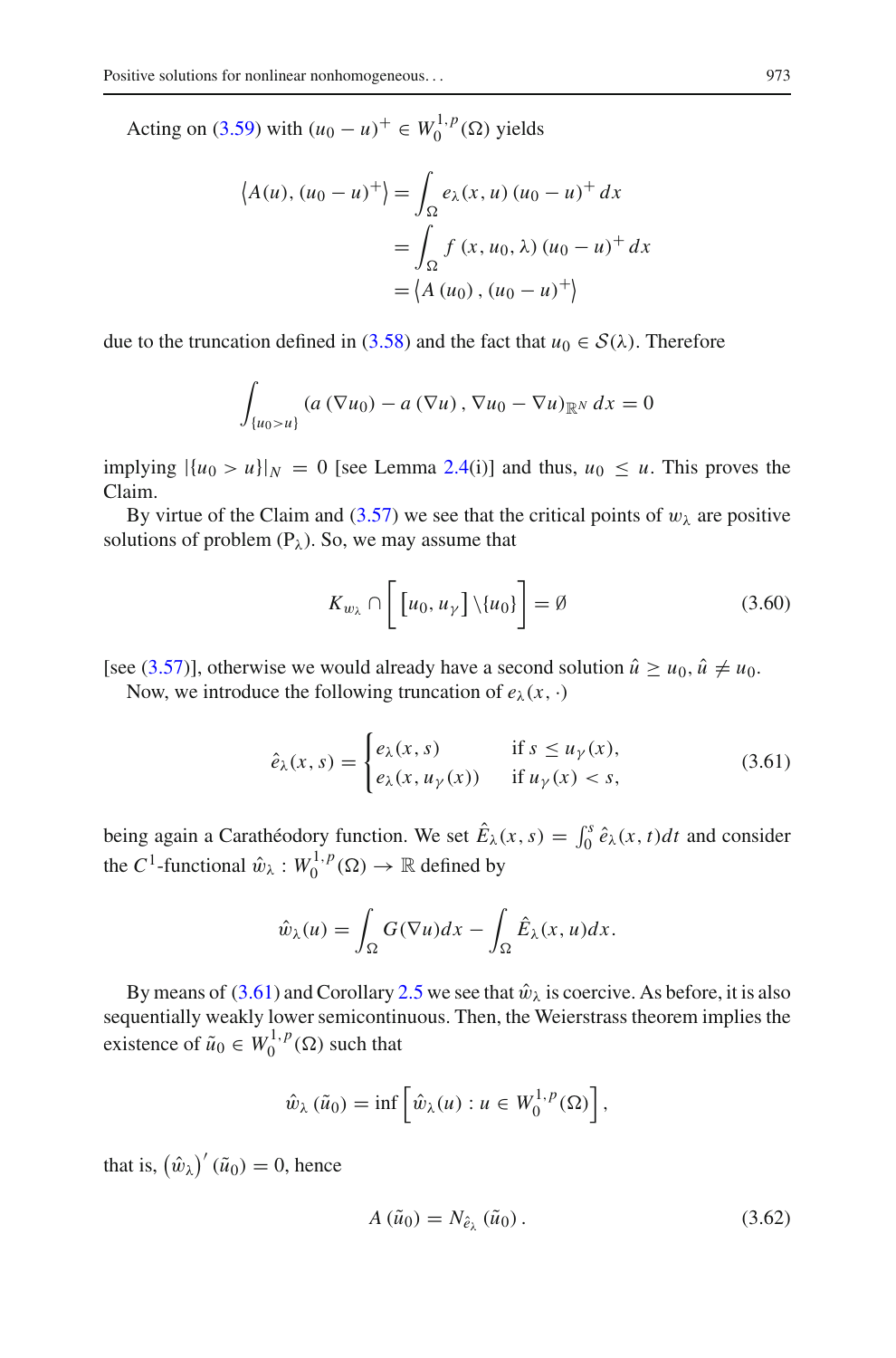Acting on (3.59) with $(u_0 - u)^+ \in W_0^{1,p}(\Omega)$ yields

$$
\begin{aligned}
\left\langle A(u), (u_0 - u)^+ \right\rangle &= \int_\Omega e_\lambda(x, u)\,(u_0 - u)^+\,dx \\
&= \int_\Omega f\,(x, u_0, \lambda)\,(u_0 - u)^+\,dx \\
&= \left\langle A\,(u_0)\,, (u_0 - u)^+ \right\rangle
\end{aligned}
$$

due to the truncation defined in (3.58) and the fact that $u_0 \in \mathcal{S}(\lambda)$. Therefore

$$
\int_{\{u_0 > u\}} \left(a\,(\nabla u_0) - a\,(\nabla u)\,, \nabla u_0 - \nabla u\right)_{\mathbb{R}^N} dx = 0
$$

implying $|\{u_0 > u\}|_N = 0$ [see Lemma 2.4(i)] and thus, $u_0 \leq u$. This proves the Claim.

By virtue of the Claim and (3.57) we see that the critical points of $w_\lambda$ are positive solutions of problem (P$_\lambda$). So, we may assume that

$$
K_{w_\lambda} \cap \left[\left[u_0, u_\gamma\right] \backslash \{u_0\}\right] = \emptyset \tag{3.60}
$$

[see (3.57)], otherwise we would already have a second solution $\hat{u} \geq u_0, \hat{u} \neq u_0$.

Now, we introduce the following truncation of $e_\lambda(x, \cdot)$

$$
\hat{e}_\lambda(x, s) = \begin{cases} e_\lambda(x, s) & \text{if } s \leq u_\gamma(x), \\ e_\lambda(x, u_\gamma(x)) & \text{if } u_\gamma(x) < s, \end{cases} \tag{3.61}
$$

being again a Carathéodory function. We set $\hat{E}_\lambda(x, s) = \int_0^s \hat{e}_\lambda(x, t)dt$ and consider the $C^1$-functional $\hat{w}_\lambda : W_0^{1,p}(\Omega) \to \mathbb{R}$ defined by

$$
\hat{w}_\lambda(u) = \int_\Omega G(\nabla u)dx - \int_\Omega \hat{E}_\lambda(x, u)dx.
$$

By means of (3.61) and Corollary 2.5 we see that $\hat{w}_\lambda$ is coercive. As before, it is also sequentially weakly lower semicontinuous. Then, the Weierstrass theorem implies the existence of $\tilde{u}_0 \in W_0^{1,p}(\Omega)$ such that

$$
\hat{w}_\lambda\,(\tilde{u}_0) = \inf\left[\hat{w}_\lambda(u) : u \in W_0^{1,p}(\Omega)\right],
$$

that is, $\left(\hat{w}_\lambda\right)'(\tilde{u}_0) = 0$, hence

$$
A\,(\tilde{u}_0) = N_{\hat{e}_\lambda}\,(\tilde{u}_0)\,. \tag{3.62}
$$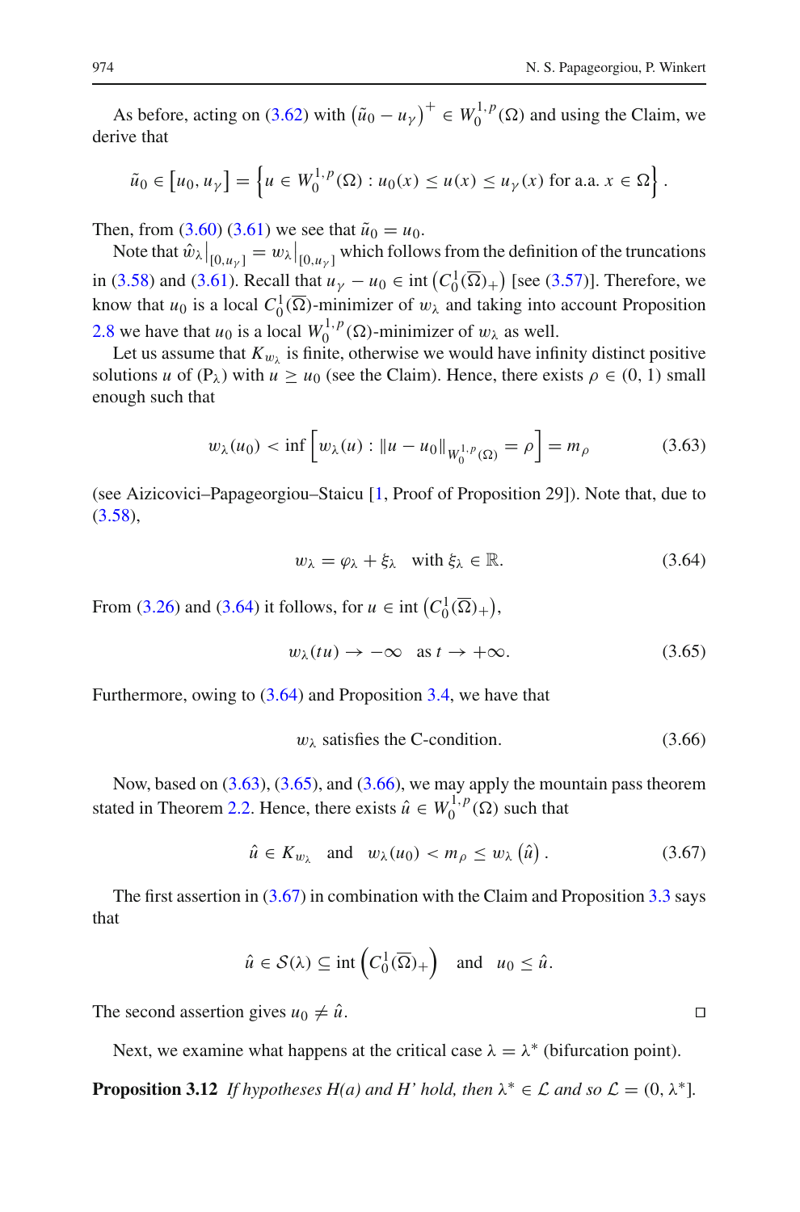As before, acting on (3.62) with $\left(\tilde{u}_0 - u_\gamma\right)^+ \in W_0^{1,p}(\Omega)$ and using the Claim, we derive that

$$\tilde{u}_0 \in \left[u_0, u_\gamma\right] = \left\{u \in W_0^{1,p}(\Omega) : u_0(x) \le u(x) \le u_\gamma(x) \text{ for a.a. } x \in \Omega\right\}.$$

Then, from (3.60) (3.61) we see that $\tilde{u}_0 = u_0$.

Note that $\hat{w}_\lambda\big|_{[0,u_\gamma]} = w_\lambda\big|_{[0,u_\gamma]}$ which follows from the definition of the truncations in (3.58) and (3.61). Recall that $u_\gamma - u_0 \in \operatorname{int}\left(C_0^1(\overline{\Omega})_+\right)$ [see (3.57)]. Therefore, we know that $u_0$ is a local $C_0^1(\overline{\Omega})$-minimizer of $w_\lambda$ and taking into account Proposition 2.8 we have that $u_0$ is a local $W_0^{1,p}(\Omega)$-minimizer of $w_\lambda$ as well.

Let us assume that $K_{w_\lambda}$ is finite, otherwise we would have infinity distinct positive solutions $u$ of (P$_\lambda$) with $u \ge u_0$ (see the Claim). Hence, there exists $\rho \in (0,1)$ small enough such that

$$w_\lambda(u_0) < \inf\left[w_\lambda(u) : \|u - u_0\|_{W_0^{1,p}(\Omega)} = \rho\right] = m_\rho \tag{3.63}$$

(see Aizicovici–Papageorgiou–Staicu [1, Proof of Proposition 29]). Note that, due to (3.58),

$$w_\lambda = \varphi_\lambda + \xi_\lambda \quad \text{with } \xi_\lambda \in \mathbb{R}. \tag{3.64}$$

From (3.26) and (3.64) it follows, for $u \in \operatorname{int}\left(C_0^1(\overline{\Omega})_+\right)$,

$$w_\lambda(tu) \to -\infty \quad \text{as } t \to +\infty. \tag{3.65}$$

Furthermore, owing to (3.64) and Proposition 3.4, we have that

$$w_\lambda \text{ satisfies the C-condition.} \tag{3.66}$$

Now, based on (3.63), (3.65), and (3.66), we may apply the mountain pass theorem stated in Theorem 2.2. Hence, there exists $\hat{u} \in W_0^{1,p}(\Omega)$ such that

$$\hat{u} \in K_{w_\lambda} \quad \text{and} \quad w_\lambda(u_0) < m_\rho \le w_\lambda\left(\hat{u}\right). \tag{3.67}$$

The first assertion in (3.67) in combination with the Claim and Proposition 3.3 says that

$$\hat{u} \in \mathcal{S}(\lambda) \subseteq \operatorname{int}\left(C_0^1(\overline{\Omega})_+\right) \quad \text{and} \quad u_0 \le \hat{u}.$$

The second assertion gives $u_0 \ne \hat{u}$. $\square$

Next, we examine what happens at the critical case $\lambda = \lambda^*$ (bifurcation point).

**Proposition 3.12** *If hypotheses H(a) and H' hold, then $\lambda^* \in \mathcal{L}$ and so $\mathcal{L} = (0, \lambda^*]$.*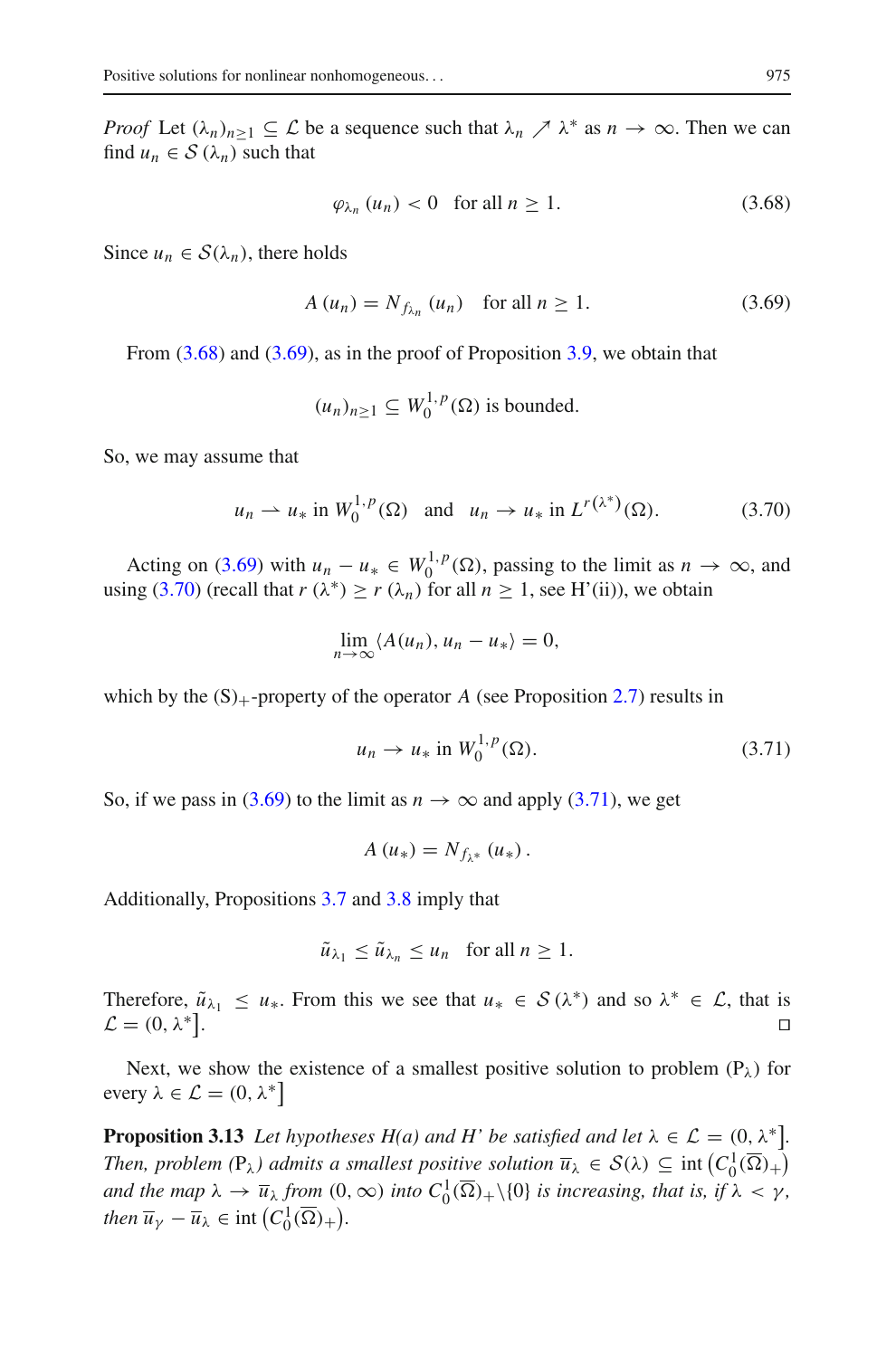*Proof* Let $(\lambda_n)_{n\geq 1} \subseteq \mathcal{L}$ be a sequence such that $\lambda_n \nearrow \lambda^*$ as $n \to \infty$. Then we can find $u_n \in \mathcal{S}(\lambda_n)$ such that

$$\varphi_{\lambda_n}(u_n) < 0 \quad \text{for all } n \geq 1. \tag{3.68}$$

Since $u_n \in \mathcal{S}(\lambda_n)$, there holds

$$A(u_n) = N_{f_{\lambda_n}}(u_n) \quad \text{for all } n \geq 1. \tag{3.69}$$

From (3.68) and (3.69), as in the proof of Proposition 3.9, we obtain that

$$(u_n)_{n\geq 1} \subseteq W_0^{1,p}(\Omega) \text{ is bounded.}$$

So, we may assume that

$$u_n \rightharpoonup u_* \text{ in } W_0^{1,p}(\Omega) \quad \text{and} \quad u_n \to u_* \text{ in } L^{r(\lambda^*)}(\Omega). \tag{3.70}$$

Acting on (3.69) with $u_n - u_* \in W_0^{1,p}(\Omega)$, passing to the limit as $n \to \infty$, and using (3.70) (recall that $r(\lambda^*) \geq r(\lambda_n)$ for all $n \geq 1$, see H'(ii)), we obtain

$$\lim_{n\to\infty} \langle A(u_n), u_n - u_* \rangle = 0,$$

which by the $(S)_+$-property of the operator $A$ (see Proposition 2.7) results in

$$u_n \to u_* \text{ in } W_0^{1,p}(\Omega). \tag{3.71}$$

So, if we pass in (3.69) to the limit as $n \to \infty$ and apply (3.71), we get

$$A(u_*) = N_{f_{\lambda^*}}(u_*).$$

Additionally, Propositions 3.7 and 3.8 imply that

$$\tilde{u}_{\lambda_1} \leq \tilde{u}_{\lambda_n} \leq u_n \quad \text{for all } n \geq 1.$$

Therefore, $\tilde{u}_{\lambda_1} \leq u_*$. From this we see that $u_* \in \mathcal{S}(\lambda^*)$ and so $\lambda^* \in \mathcal{L}$, that is $\mathcal{L} = (0, \lambda^*]$. ◻

Next, we show the existence of a smallest positive solution to problem $(\mathrm{P}_\lambda)$ for every $\lambda \in \mathcal{L} = (0, \lambda^*]$

**Proposition 3.13** *Let hypotheses H(a) and H' be satisfied and let $\lambda \in \mathcal{L} = (0, \lambda^*]$. Then, problem $(\mathrm{P}_\lambda)$ admits a smallest positive solution $\overline{u}_\lambda \in \mathcal{S}(\lambda) \subseteq \operatorname{int}\left(C_0^1(\overline{\Omega})_+\right)$ and the map $\lambda \to \overline{u}_\lambda$ from $(0, \infty)$ into $C_0^1(\overline{\Omega})_+ \setminus \{0\}$ is increasing, that is, if $\lambda < \gamma$, then $\overline{u}_\gamma - \overline{u}_\lambda \in \operatorname{int}\left(C_0^1(\overline{\Omega})_+\right)$.*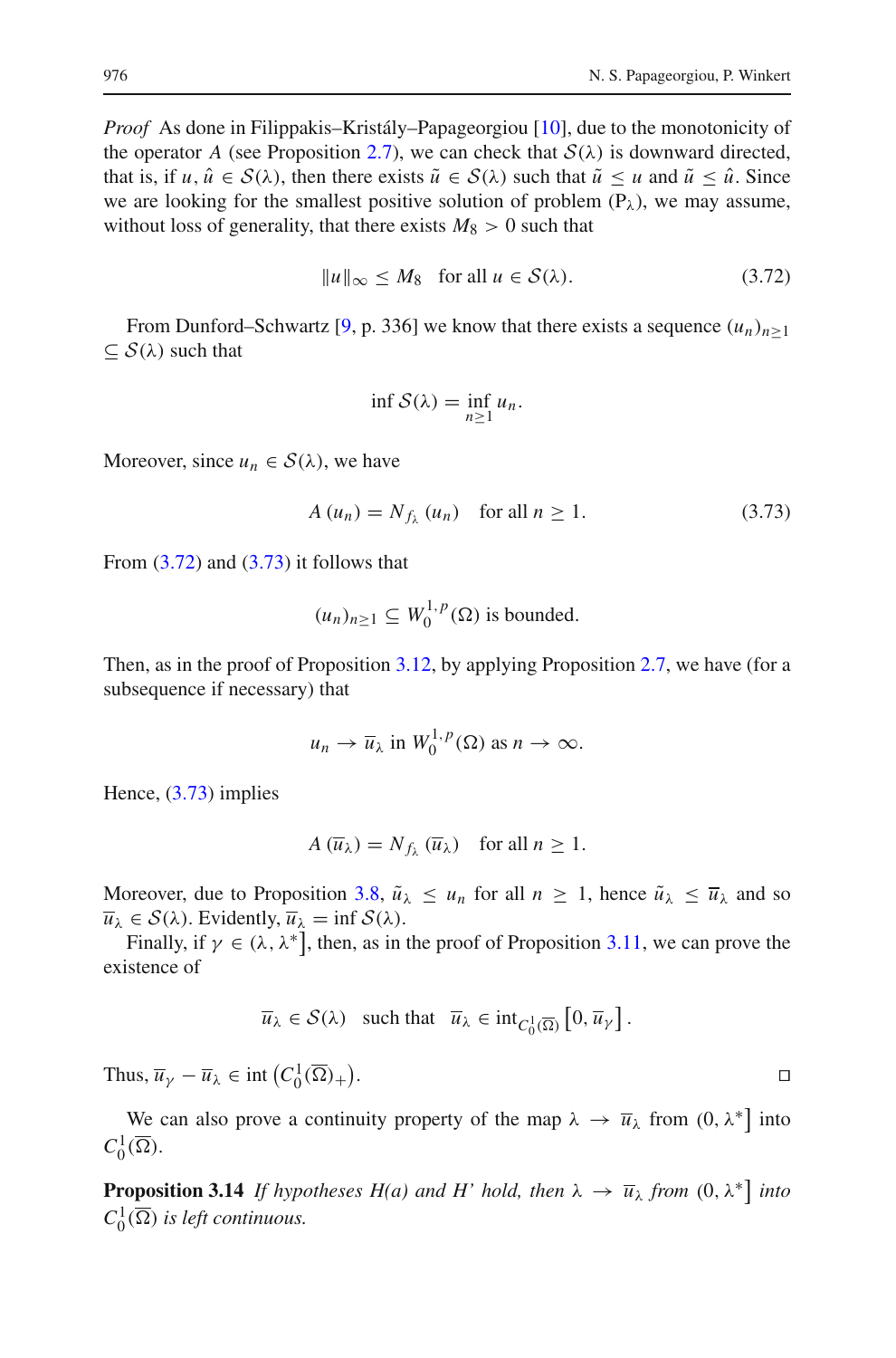*Proof* As done in Filippakis–Kristály–Papageorgiou [10], due to the monotonicity of the operator $A$ (see Proposition 2.7), we can check that $\mathcal{S}(\lambda)$ is downward directed, that is, if $u, \hat{u} \in \mathcal{S}(\lambda)$, then there exists $\tilde{u} \in \mathcal{S}(\lambda)$ such that $\tilde{u} \leq u$ and $\tilde{u} \leq \hat{u}$. Since we are looking for the smallest positive solution of problem $(\mathrm{P}_\lambda)$, we may assume, without loss of generality, that there exists $M_8 > 0$ such that

$$\|u\|_\infty \leq M_8 \quad \text{for all } u \in \mathcal{S}(\lambda). \tag{3.72}$$

From Dunford–Schwartz [9, p. 336] we know that there exists a sequence $(u_n)_{n\geq 1} \subseteq \mathcal{S}(\lambda)$ such that

$$\inf \mathcal{S}(\lambda) = \inf_{n\geq 1} u_n.$$

Moreover, since $u_n \in \mathcal{S}(\lambda)$, we have

$$A(u_n) = N_{f_\lambda}(u_n) \quad \text{for all } n \geq 1. \tag{3.73}$$

From (3.72) and (3.73) it follows that

$$(u_n)_{n\geq 1} \subseteq W_0^{1,p}(\Omega) \text{ is bounded.}$$

Then, as in the proof of Proposition 3.12, by applying Proposition 2.7, we have (for a subsequence if necessary) that

$$u_n \to \overline{u}_\lambda \text{ in } W_0^{1,p}(\Omega) \text{ as } n \to \infty.$$

Hence, (3.73) implies

$$A(\overline{u}_\lambda) = N_{f_\lambda}(\overline{u}_\lambda) \quad \text{for all } n \geq 1.$$

Moreover, due to Proposition 3.8, $\tilde{u}_\lambda \leq u_n$ for all $n \geq 1$, hence $\tilde{u}_\lambda \leq \overline{u}_\lambda$ and so $\overline{u}_\lambda \in \mathcal{S}(\lambda)$. Evidently, $\overline{u}_\lambda = \inf \mathcal{S}(\lambda)$.

Finally, if $\gamma \in (\lambda, \lambda^*]$, then, as in the proof of Proposition 3.11, we can prove the existence of

$$\overline{u}_\lambda \in \mathcal{S}(\lambda) \quad \text{such that} \quad \overline{u}_\lambda \in \operatorname{int}_{C_0^1(\overline{\Omega})}\left[0, \overline{u}_\gamma\right].$$

Thus, $\overline{u}_\gamma - \overline{u}_\lambda \in \operatorname{int}\left(C_0^1(\overline{\Omega})_+\right)$. ☐

We can also prove a continuity property of the map $\lambda \to \overline{u}_\lambda$ from $(0, \lambda^*]$ into $C_0^1(\overline{\Omega})$.

**Proposition 3.14** *If hypotheses H(a) and H' hold, then $\lambda \to \overline{u}_\lambda$ from $(0, \lambda^*]$ into $C_0^1(\overline{\Omega})$ is left continuous.*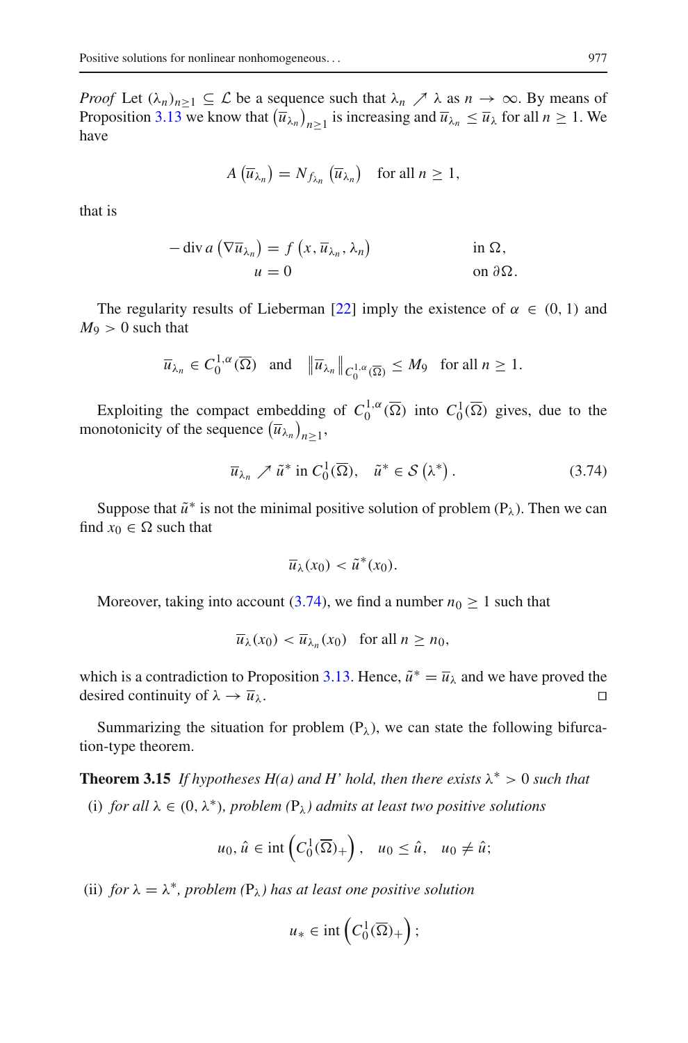*Proof* Let $(\lambda_n)_{n\geq 1} \subseteq \mathcal{L}$ be a sequence such that $\lambda_n \nearrow \lambda$ as $n \to \infty$. By means of Proposition 3.13 we know that $\left(\overline{u}_{\lambda_n}\right)_{n\geq 1}$ is increasing and $\overline{u}_{\lambda_n} \leq \overline{u}_\lambda$ for all $n \geq 1$. We have

$$A\left(\overline{u}_{\lambda_n}\right) = N_{f_{\lambda_n}}\left(\overline{u}_{\lambda_n}\right) \quad \text{for all } n \geq 1,$$

that is

$$\begin{aligned} -\operatorname{div} a\left(\nabla \overline{u}_{\lambda_n}\right) &= f\left(x, \overline{u}_{\lambda_n}, \lambda_n\right) && \text{in } \Omega, \\ u &= 0 && \text{on } \partial\Omega. \end{aligned}$$

The regularity results of Lieberman [22] imply the existence of $\alpha \in (0,1)$ and $M_9 > 0$ such that

$$\overline{u}_{\lambda_n} \in C_0^{1,\alpha}(\overline{\Omega}) \quad \text{and} \quad \left\|\overline{u}_{\lambda_n}\right\|_{C_0^{1,\alpha}(\overline{\Omega})} \leq M_9 \quad \text{for all } n \geq 1.$$

Exploiting the compact embedding of $C_0^{1,\alpha}(\overline{\Omega})$ into $C_0^1(\overline{\Omega})$ gives, due to the monotonicity of the sequence $\left(\overline{u}_{\lambda_n}\right)_{n\geq 1}$,

$$\overline{u}_{\lambda_n} \nearrow \tilde{u}^* \text{ in } C_0^1(\overline{\Omega}), \quad \tilde{u}^* \in \mathcal{S}\left(\lambda^*\right). \tag{3.74}$$

Suppose that $\tilde{u}^*$ is not the minimal positive solution of problem $(\mathrm{P}_\lambda)$. Then we can find $x_0 \in \Omega$ such that

$$\overline{u}_\lambda(x_0) < \tilde{u}^*(x_0).$$

Moreover, taking into account (3.74), we find a number $n_0 \geq 1$ such that

$$\overline{u}_\lambda(x_0) < \overline{u}_{\lambda_n}(x_0) \quad \text{for all } n \geq n_0,$$

which is a contradiction to Proposition 3.13. Hence, $\tilde{u}^* = \overline{u}_\lambda$ and we have proved the desired continuity of $\lambda \to \overline{u}_\lambda$. $\square$

Summarizing the situation for problem $(\mathrm{P}_\lambda)$, we can state the following bifurcation-type theorem.

**Theorem 3.15** *If hypotheses H(a) and H' hold, then there exists $\lambda^* > 0$ such that*

(i) *for all $\lambda \in (0, \lambda^*)$, problem $(\mathrm{P}_\lambda)$ admits at least two positive solutions*

$$u_0, \hat{u} \in \operatorname{int}\left(C_0^1(\overline{\Omega})_+\right), \quad u_0 \leq \hat{u}, \quad u_0 \neq \hat{u};$$

(ii) *for $\lambda = \lambda^*$, problem $(\mathrm{P}_\lambda)$ has at least one positive solution*

$$u_* \in \operatorname{int}\left(C_0^1(\overline{\Omega})_+\right);$$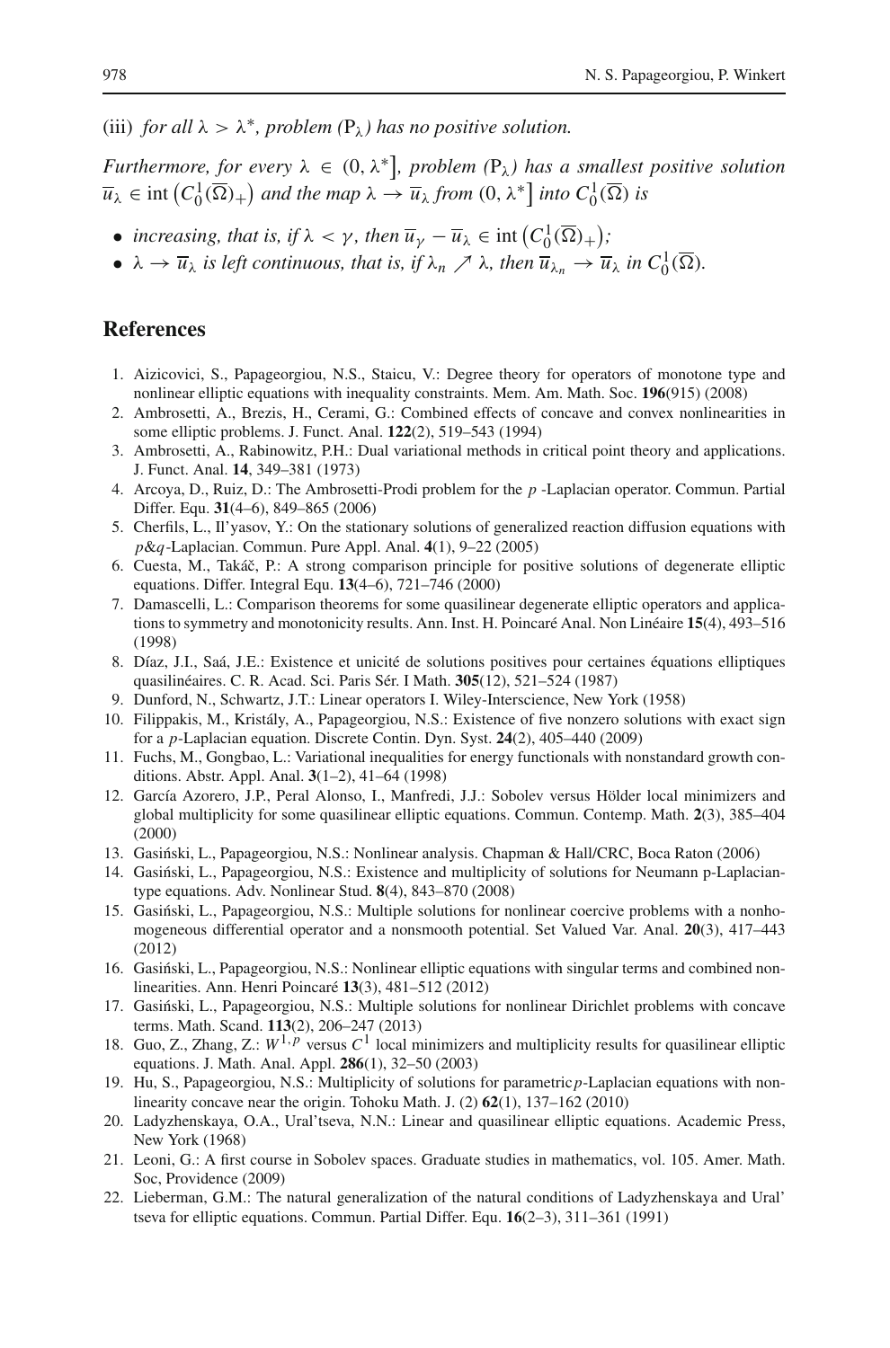(iii) *for all* $\lambda > \lambda^*$, *problem* $(P_\lambda)$ *has no positive solution.*

*Furthermore, for every* $\lambda \in (0, \lambda^*]$, *problem* $(P_\lambda)$ *has a smallest positive solution* $\overline{u}_\lambda \in \operatorname{int}\left(C_0^1(\overline{\Omega})_+\right)$ *and the map* $\lambda \to \overline{u}_\lambda$ *from* $(0, \lambda^*]$ *into* $C_0^1(\overline{\Omega})$ *is*

- *increasing, that is, if* $\lambda < \gamma$, *then* $\overline{u}_\gamma - \overline{u}_\lambda \in \operatorname{int}\left(C_0^1(\overline{\Omega})_+\right)$;
- $\lambda \to \overline{u}_\lambda$ *is left continuous, that is, if* $\lambda_n \nearrow \lambda$, *then* $\overline{u}_{\lambda_n} \to \overline{u}_\lambda$ *in* $C_0^1(\overline{\Omega})$.

## References

1. Aizicovici, S., Papageorgiou, N.S., Staicu, V.: Degree theory for operators of monotone type and nonlinear elliptic equations with inequality constraints. Mem. Am. Math. Soc. **196**(915) (2008)
2. Ambrosetti, A., Brezis, H., Cerami, G.: Combined effects of concave and convex nonlinearities in some elliptic problems. J. Funct. Anal. **122**(2), 519–543 (1994)
3. Ambrosetti, A., Rabinowitz, P.H.: Dual variational methods in critical point theory and applications. J. Funct. Anal. **14**, 349–381 (1973)
4. Arcoya, D., Ruiz, D.: The Ambrosetti-Prodi problem for the $p$ -Laplacian operator. Commun. Partial Differ. Equ. **31**(4–6), 849–865 (2006)
5. Cherfils, L., Il'yasov, Y.: On the stationary solutions of generalized reaction diffusion equations with $p$&$q$-Laplacian. Commun. Pure Appl. Anal. **4**(1), 9–22 (2005)
6. Cuesta, M., Takáč, P.: A strong comparison principle for positive solutions of degenerate elliptic equations. Differ. Integral Equ. **13**(4–6), 721–746 (2000)
7. Damascelli, L.: Comparison theorems for some quasilinear degenerate elliptic operators and applications to symmetry and monotonicity results. Ann. Inst. H. Poincaré Anal. Non Linéaire **15**(4), 493–516 (1998)
8. Díaz, J.I., Saá, J.E.: Existence et unicité de solutions positives pour certaines équations elliptiques quasilinéaires. C. R. Acad. Sci. Paris Sér. I Math. **305**(12), 521–524 (1987)
9. Dunford, N., Schwartz, J.T.: Linear operators I. Wiley-Interscience, New York (1958)
10. Filippakis, M., Kristály, A., Papageorgiou, N.S.: Existence of five nonzero solutions with exact sign for a $p$-Laplacian equation. Discrete Contin. Dyn. Syst. **24**(2), 405–440 (2009)
11. Fuchs, M., Gongbao, L.: Variational inequalities for energy functionals with nonstandard growth conditions. Abstr. Appl. Anal. **3**(1–2), 41–64 (1998)
12. García Azorero, J.P., Peral Alonso, I., Manfredi, J.J.: Sobolev versus Hölder local minimizers and global multiplicity for some quasilinear elliptic equations. Commun. Contemp. Math. **2**(3), 385–404 (2000)
13. Gasiński, L., Papageorgiou, N.S.: Nonlinear analysis. Chapman & Hall/CRC, Boca Raton (2006)
14. Gasiński, L., Papageorgiou, N.S.: Existence and multiplicity of solutions for Neumann p-Laplacian-type equations. Adv. Nonlinear Stud. **8**(4), 843–870 (2008)
15. Gasiński, L., Papageorgiou, N.S.: Multiple solutions for nonlinear coercive problems with a nonhomogeneous differential operator and a nonsmooth potential. Set Valued Var. Anal. **20**(3), 417–443 (2012)
16. Gasiński, L., Papageorgiou, N.S.: Nonlinear elliptic equations with singular terms and combined nonlinearities. Ann. Henri Poincaré **13**(3), 481–512 (2012)
17. Gasiński, L., Papageorgiou, N.S.: Multiple solutions for nonlinear Dirichlet problems with concave terms. Math. Scand. **113**(2), 206–247 (2013)
18. Guo, Z., Zhang, Z.: $W^{1,p}$ versus $C^1$ local minimizers and multiplicity results for quasilinear elliptic equations. J. Math. Anal. Appl. **286**(1), 32–50 (2003)
19. Hu, S., Papageorgiou, N.S.: Multiplicity of solutions for parametric $p$-Laplacian equations with nonlinearity concave near the origin. Tohoku Math. J. (2) **62**(1), 137–162 (2010)
20. Ladyzhenskaya, O.A., Ural'tseva, N.N.: Linear and quasilinear elliptic equations. Academic Press, New York (1968)
21. Leoni, G.: A first course in Sobolev spaces. Graduate studies in mathematics, vol. 105. Amer. Math. Soc, Providence (2009)
22. Lieberman, G.M.: The natural generalization of the natural conditions of Ladyzhenskaya and Ural' tseva for elliptic equations. Commun. Partial Differ. Equ. **16**(2–3), 311–361 (1991)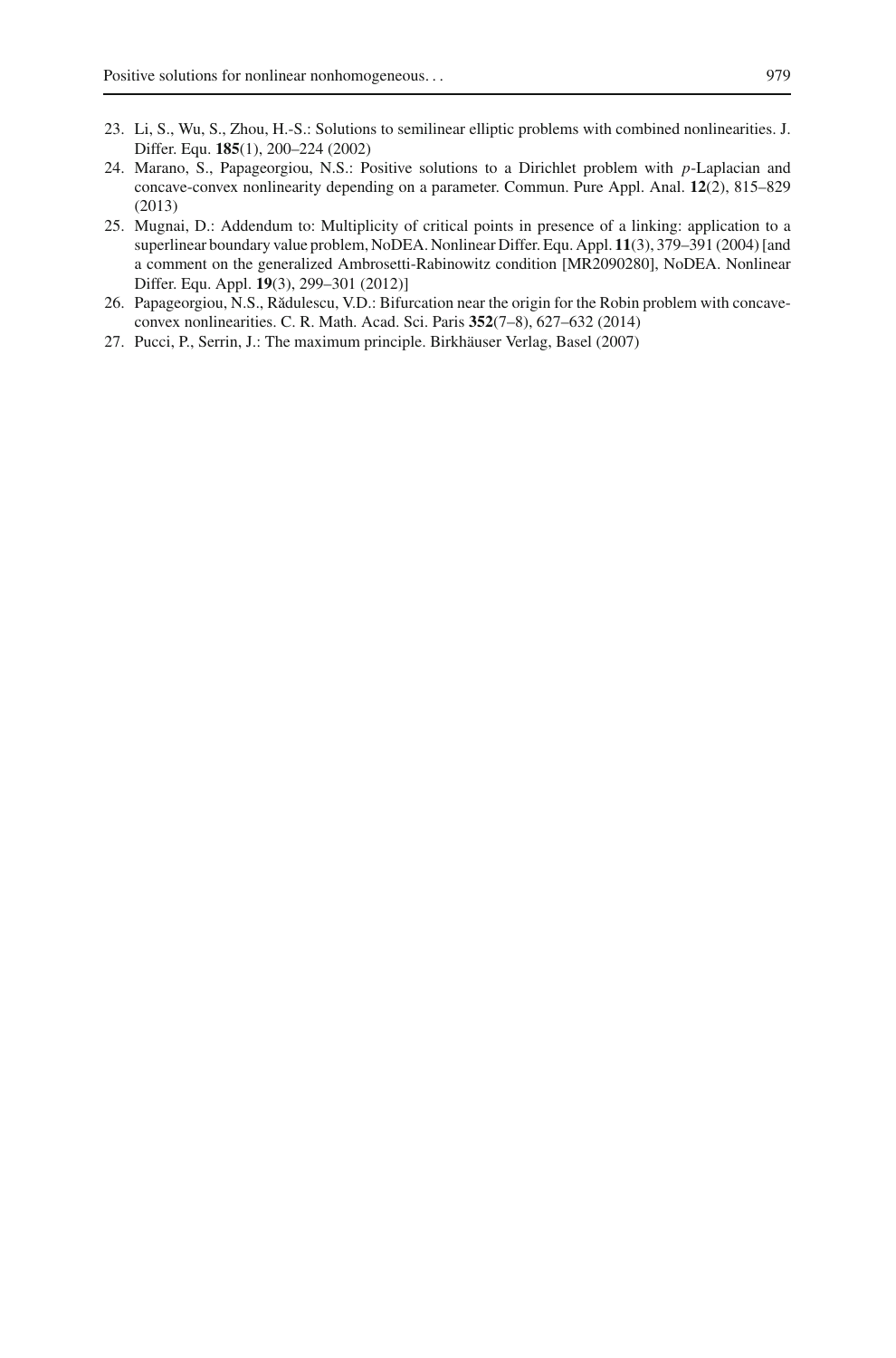23. Li, S., Wu, S., Zhou, H.-S.: Solutions to semilinear elliptic problems with combined nonlinearities. J. Differ. Equ. **185**(1), 200–224 (2002)
24. Marano, S., Papageorgiou, N.S.: Positive solutions to a Dirichlet problem with $p$-Laplacian and concave-convex nonlinearity depending on a parameter. Commun. Pure Appl. Anal. **12**(2), 815–829 (2013)
25. Mugnai, D.: Addendum to: Multiplicity of critical points in presence of a linking: application to a superlinear boundary value problem, NoDEA. Nonlinear Differ. Equ. Appl. **11**(3), 379–391 (2004) [and a comment on the generalized Ambrosetti-Rabinowitz condition [MR2090280], NoDEA. Nonlinear Differ. Equ. Appl. **19**(3), 299–301 (2012)]
26. Papageorgiou, N.S., Rădulescu, V.D.: Bifurcation near the origin for the Robin problem with concave-convex nonlinearities. C. R. Math. Acad. Sci. Paris **352**(7–8), 627–632 (2014)
27. Pucci, P., Serrin, J.: The maximum principle. Birkhäuser Verlag, Basel (2007)